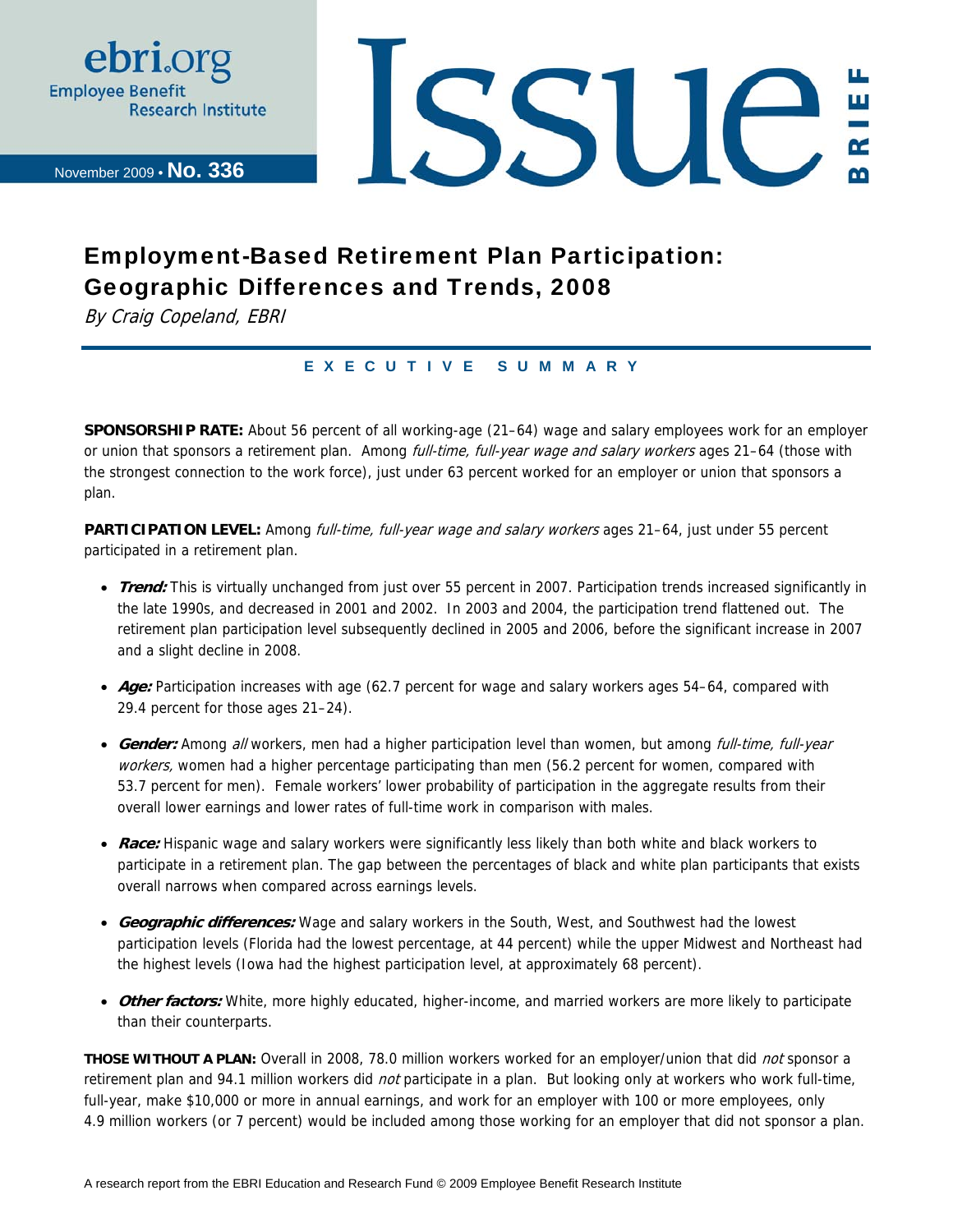ebri.org
Employee Benefit Research Institute

November 2009 • **No. 336**

# Issue Brief

## Employment-Based Retirement Plan Participation: Geographic Differences and Trends, 2008

*By Craig Copeland, EBRI*

### EXECUTIVE SUMMARY

**SPONSORSHIP RATE:** About 56 percent of all working-age (21–64) wage and salary employees work for an employer or union that sponsors a retirement plan. Among *full-time, full-year wage and salary workers* ages 21–64 (those with the strongest connection to the work force), just under 63 percent worked for an employer or union that sponsors a plan.

**PARTICIPATION LEVEL:** Among *full-time, full-year wage and salary workers* ages 21–64, just under 55 percent participated in a retirement plan.

- ***Trend:*** This is virtually unchanged from just over 55 percent in 2007. Participation trends increased significantly in the late 1990s, and decreased in 2001 and 2002. In 2003 and 2004, the participation trend flattened out. The retirement plan participation level subsequently declined in 2005 and 2006, before the significant increase in 2007 and a slight decline in 2008.
- ***Age:*** Participation increases with age (62.7 percent for wage and salary workers ages 54–64, compared with 29.4 percent for those ages 21–24).
- ***Gender:*** Among *all* workers, men had a higher participation level than women, but among *full-time, full-year workers,* women had a higher percentage participating than men (56.2 percent for women, compared with 53.7 percent for men). Female workers' lower probability of participation in the aggregate results from their overall lower earnings and lower rates of full-time work in comparison with males.
- ***Race:*** Hispanic wage and salary workers were significantly less likely than both white and black workers to participate in a retirement plan. The gap between the percentages of black and white plan participants that exists overall narrows when compared across earnings levels.
- ***Geographic differences:*** Wage and salary workers in the South, West, and Southwest had the lowest participation levels (Florida had the lowest percentage, at 44 percent) while the upper Midwest and Northeast had the highest levels (Iowa had the highest participation level, at approximately 68 percent).
- ***Other factors:*** White, more highly educated, higher-income, and married workers are more likely to participate than their counterparts.

**THOSE WITHOUT A PLAN:** Overall in 2008, 78.0 million workers worked for an employer/union that did *not* sponsor a retirement plan and 94.1 million workers did *not* participate in a plan. But looking only at workers who work full-time, full-year, make $10,000 or more in annual earnings, and work for an employer with 100 or more employees, only 4.9 million workers (or 7 percent) would be included among those working for an employer that did not sponsor a plan.

A research report from the EBRI Education and Research Fund © 2009 Employee Benefit Research Institute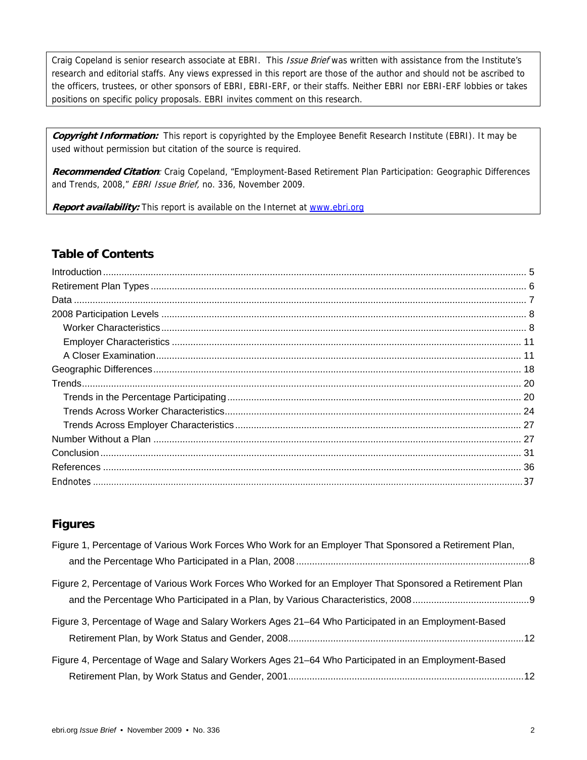Craig Copeland is senior research associate at EBRI. This *Issue Brief* was written with assistance from the Institute's research and editorial staffs. Any views expressed in this report are those of the author and should not be ascribed to the officers, trustees, or other sponsors of EBRI, EBRI-ERF, or their staffs. Neither EBRI nor EBRI-ERF lobbies or takes positions on specific policy proposals. EBRI invites comment on this research.

***Copyright Information:*** This report is copyrighted by the Employee Benefit Research Institute (EBRI). It may be used without permission but citation of the source is required.

***Recommended Citation***: Craig Copeland, "Employment-Based Retirement Plan Participation: Geographic Differences and Trends, 2008," *EBRI Issue Brief,* no. 336, November 2009.

***Report availability:*** This report is available on the Internet at www.ebri.org

## Table of Contents

- Introduction ..... 5
- Retirement Plan Types ..... 6
- Data ..... 7
- 2008 Participation Levels ..... 8
  - Worker Characteristics ..... 8
  - Employer Characteristics ..... 11
  - A Closer Examination ..... 11
- Geographic Differences ..... 18
- Trends ..... 20
  - Trends in the Percentage Participating ..... 20
  - Trends Across Worker Characteristics ..... 24
  - Trends Across Employer Characteristics ..... 27
- Number Without a Plan ..... 27
- Conclusion ..... 31
- References ..... 36
- Endnotes ..... 37

## Figures

- Figure 1, Percentage of Various Work Forces Who Work for an Employer That Sponsored a Retirement Plan, and the Percentage Who Participated in a Plan, 2008 ..... 8
- Figure 2, Percentage of Various Work Forces Who Worked for an Employer That Sponsored a Retirement Plan and the Percentage Who Participated in a Plan, by Various Characteristics, 2008 ..... 9
- Figure 3, Percentage of Wage and Salary Workers Ages 21–64 Who Participated in an Employment-Based Retirement Plan, by Work Status and Gender, 2008 ..... 12
- Figure 4, Percentage of Wage and Salary Workers Ages 21–64 Who Participated in an Employment-Based Retirement Plan, by Work Status and Gender, 2001 ..... 12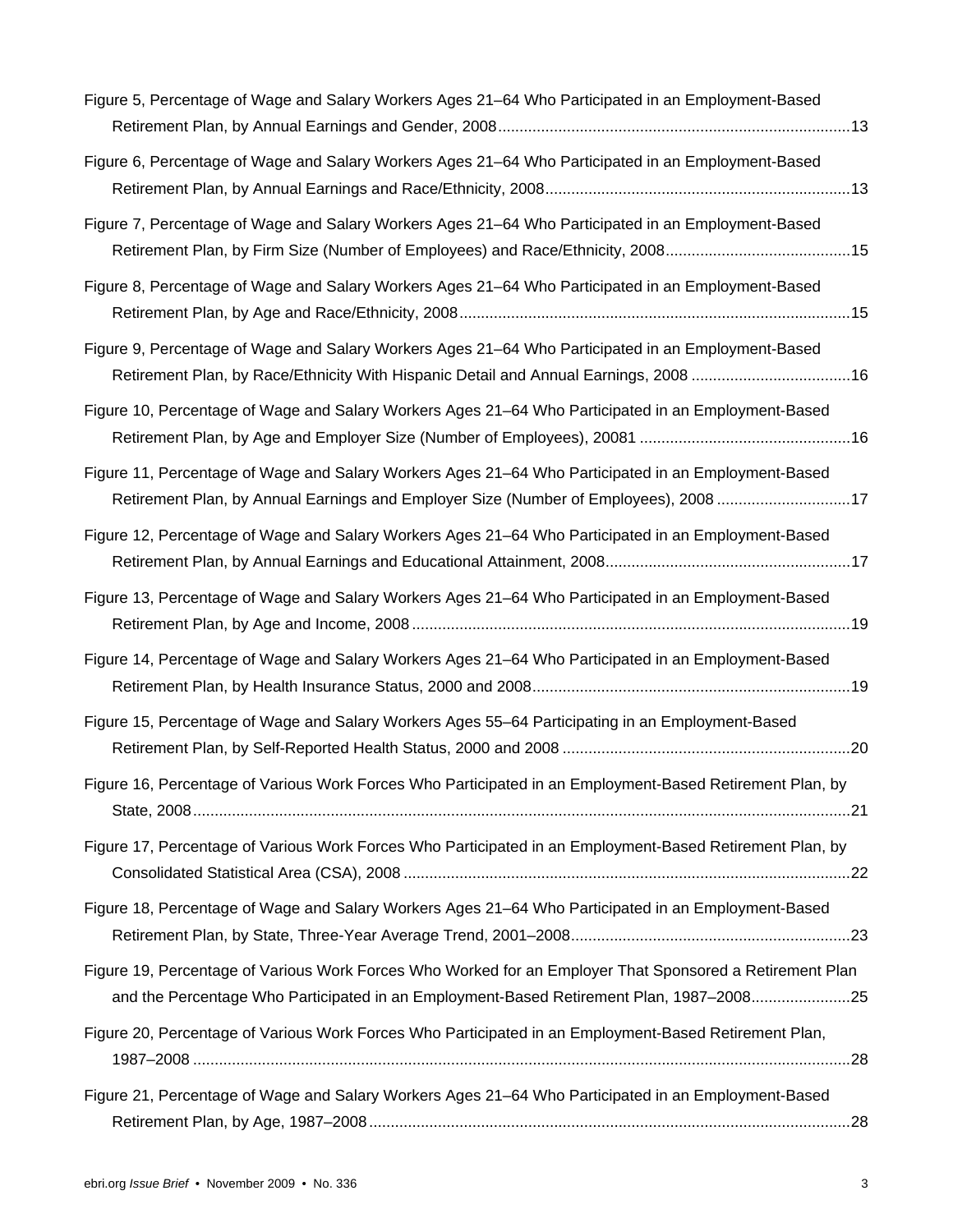Figure 5, Percentage of Wage and Salary Workers Ages 21–64 Who Participated in an Employment-Based Retirement Plan, by Annual Earnings and Gender, 2008 .....13

Figure 6, Percentage of Wage and Salary Workers Ages 21–64 Who Participated in an Employment-Based Retirement Plan, by Annual Earnings and Race/Ethnicity, 2008 .....13

Figure 7, Percentage of Wage and Salary Workers Ages 21–64 Who Participated in an Employment-Based Retirement Plan, by Firm Size (Number of Employees) and Race/Ethnicity, 2008 .....15

Figure 8, Percentage of Wage and Salary Workers Ages 21–64 Who Participated in an Employment-Based Retirement Plan, by Age and Race/Ethnicity, 2008 .....15

Figure 9, Percentage of Wage and Salary Workers Ages 21–64 Who Participated in an Employment-Based Retirement Plan, by Race/Ethnicity With Hispanic Detail and Annual Earnings, 2008 .....16

Figure 10, Percentage of Wage and Salary Workers Ages 21–64 Who Participated in an Employment-Based Retirement Plan, by Age and Employer Size (Number of Employees), 20081 .....16

Figure 11, Percentage of Wage and Salary Workers Ages 21–64 Who Participated in an Employment-Based Retirement Plan, by Annual Earnings and Employer Size (Number of Employees), 2008 .....17

Figure 12, Percentage of Wage and Salary Workers Ages 21–64 Who Participated in an Employment-Based Retirement Plan, by Annual Earnings and Educational Attainment, 2008 .....17

Figure 13, Percentage of Wage and Salary Workers Ages 21–64 Who Participated in an Employment-Based Retirement Plan, by Age and Income, 2008 .....19

Figure 14, Percentage of Wage and Salary Workers Ages 21–64 Who Participated in an Employment-Based Retirement Plan, by Health Insurance Status, 2000 and 2008 .....19

Figure 15, Percentage of Wage and Salary Workers Ages 55–64 Participating in an Employment-Based Retirement Plan, by Self-Reported Health Status, 2000 and 2008 .....20

Figure 16, Percentage of Various Work Forces Who Participated in an Employment-Based Retirement Plan, by State, 2008 .....21

Figure 17, Percentage of Various Work Forces Who Participated in an Employment-Based Retirement Plan, by Consolidated Statistical Area (CSA), 2008 .....22

Figure 18, Percentage of Wage and Salary Workers Ages 21–64 Who Participated in an Employment-Based Retirement Plan, by State, Three-Year Average Trend, 2001–2008 .....23

Figure 19, Percentage of Various Work Forces Who Worked for an Employer That Sponsored a Retirement Plan and the Percentage Who Participated in an Employment-Based Retirement Plan, 1987–2008 .....25

Figure 20, Percentage of Various Work Forces Who Participated in an Employment-Based Retirement Plan, 1987–2008 .....28

Figure 21, Percentage of Wage and Salary Workers Ages 21–64 Who Participated in an Employment-Based Retirement Plan, by Age, 1987–2008 .....28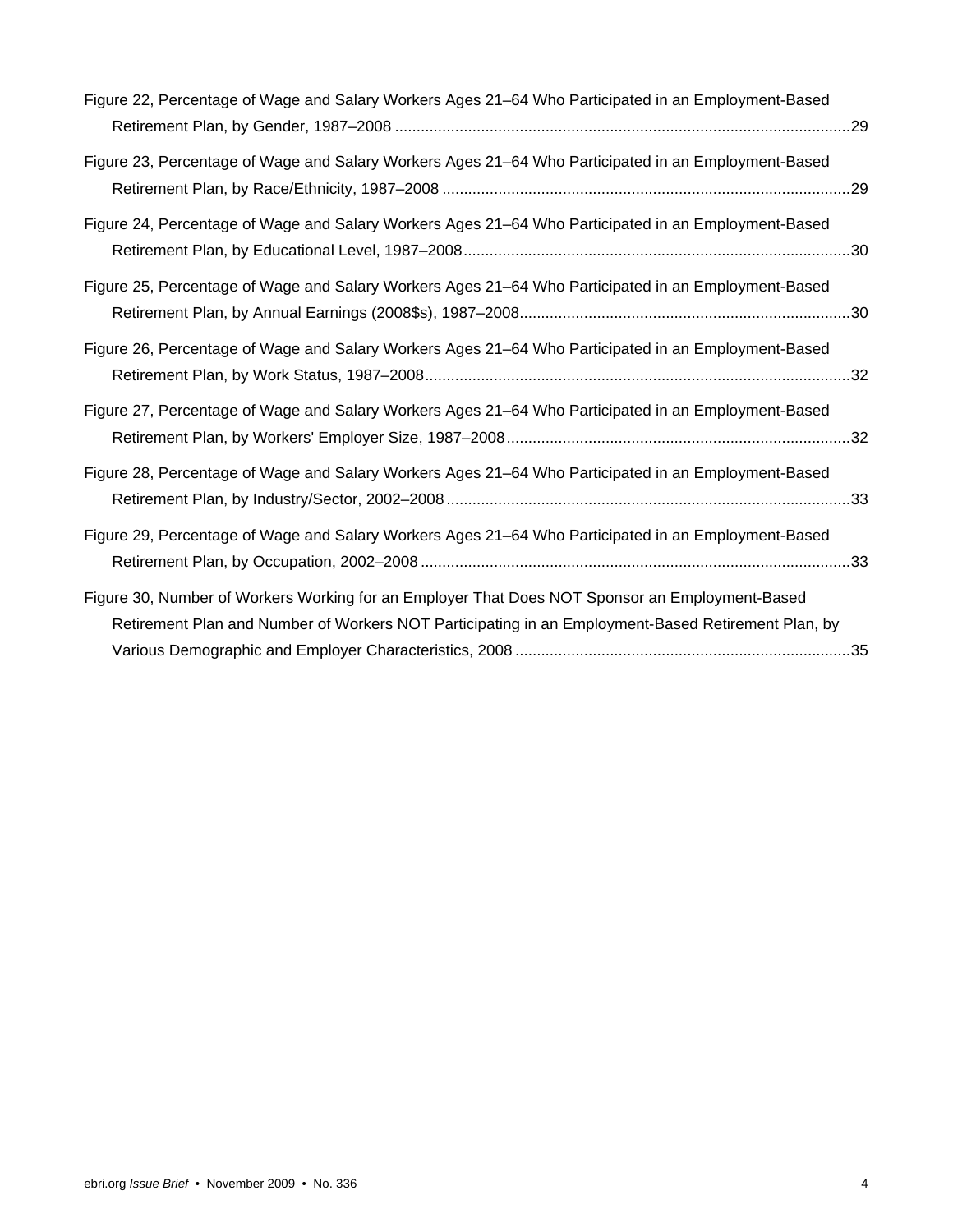Figure 22, Percentage of Wage and Salary Workers Ages 21–64 Who Participated in an Employment-Based Retirement Plan, by Gender, 1987–2008 ..........29

Figure 23, Percentage of Wage and Salary Workers Ages 21–64 Who Participated in an Employment-Based Retirement Plan, by Race/Ethnicity, 1987–2008 ..........29

Figure 24, Percentage of Wage and Salary Workers Ages 21–64 Who Participated in an Employment-Based Retirement Plan, by Educational Level, 1987–2008..........30

Figure 25, Percentage of Wage and Salary Workers Ages 21–64 Who Participated in an Employment-Based Retirement Plan, by Annual Earnings (2008$s), 1987–2008..........30

Figure 26, Percentage of Wage and Salary Workers Ages 21–64 Who Participated in an Employment-Based Retirement Plan, by Work Status, 1987–2008..........32

Figure 27, Percentage of Wage and Salary Workers Ages 21–64 Who Participated in an Employment-Based Retirement Plan, by Workers' Employer Size, 1987–2008..........32

Figure 28, Percentage of Wage and Salary Workers Ages 21–64 Who Participated in an Employment-Based Retirement Plan, by Industry/Sector, 2002–2008..........33

Figure 29, Percentage of Wage and Salary Workers Ages 21–64 Who Participated in an Employment-Based Retirement Plan, by Occupation, 2002–2008 ..........33

Figure 30, Number of Workers Working for an Employer That Does NOT Sponsor an Employment-Based Retirement Plan and Number of Workers NOT Participating in an Employment-Based Retirement Plan, by Various Demographic and Employer Characteristics, 2008 ..........35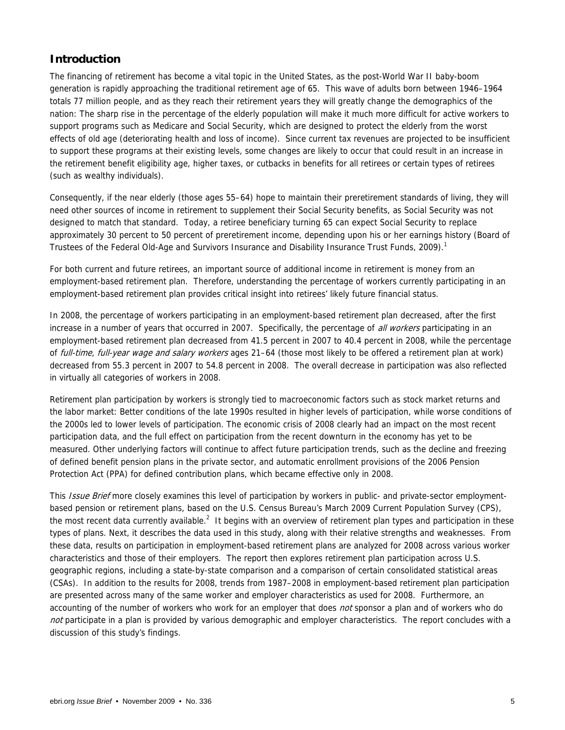## Introduction

The financing of retirement has become a vital topic in the United States, as the post-World War II baby-boom generation is rapidly approaching the traditional retirement age of 65. This wave of adults born between 1946–1964 totals 77 million people, and as they reach their retirement years they will greatly change the demographics of the nation: The sharp rise in the percentage of the elderly population will make it much more difficult for active workers to support programs such as Medicare and Social Security, which are designed to protect the elderly from the worst effects of old age (deteriorating health and loss of income). Since current tax revenues are projected to be insufficient to support these programs at their existing levels, some changes are likely to occur that could result in an increase in the retirement benefit eligibility age, higher taxes, or cutbacks in benefits for all retirees or certain types of retirees (such as wealthy individuals).

Consequently, if the near elderly (those ages 55–64) hope to maintain their preretirement standards of living, they will need other sources of income in retirement to supplement their Social Security benefits, as Social Security was not designed to match that standard. Today, a retiree beneficiary turning 65 can expect Social Security to replace approximately 30 percent to 50 percent of preretirement income, depending upon his or her earnings history (Board of Trustees of the Federal Old-Age and Survivors Insurance and Disability Insurance Trust Funds, 2009).[1]

For both current and future retirees, an important source of additional income in retirement is money from an employment-based retirement plan. Therefore, understanding the percentage of workers currently participating in an employment-based retirement plan provides critical insight into retirees' likely future financial status.

In 2008, the percentage of workers participating in an employment-based retirement plan decreased, after the first increase in a number of years that occurred in 2007. Specifically, the percentage of *all workers* participating in an employment-based retirement plan decreased from 41.5 percent in 2007 to 40.4 percent in 2008, while the percentage of *full-time, full-year wage and salary workers* ages 21–64 (those most likely to be offered a retirement plan at work) decreased from 55.3 percent in 2007 to 54.8 percent in 2008. The overall decrease in participation was also reflected in virtually all categories of workers in 2008.

Retirement plan participation by workers is strongly tied to macroeconomic factors such as stock market returns and the labor market: Better conditions of the late 1990s resulted in higher levels of participation, while worse conditions of the 2000s led to lower levels of participation. The economic crisis of 2008 clearly had an impact on the most recent participation data, and the full effect on participation from the recent downturn in the economy has yet to be measured. Other underlying factors will continue to affect future participation trends, such as the decline and freezing of defined benefit pension plans in the private sector, and automatic enrollment provisions of the 2006 Pension Protection Act (PPA) for defined contribution plans, which became effective only in 2008.

This *Issue Brief* more closely examines this level of participation by workers in public- and private-sector employment-based pension or retirement plans, based on the U.S. Census Bureau's March 2009 Current Population Survey (CPS), the most recent data currently available.[2] It begins with an overview of retirement plan types and participation in these types of plans. Next, it describes the data used in this study, along with their relative strengths and weaknesses. From these data, results on participation in employment-based retirement plans are analyzed for 2008 across various worker characteristics and those of their employers. The report then explores retirement plan participation across U.S. geographic regions, including a state-by-state comparison and a comparison of certain consolidated statistical areas (CSAs). In addition to the results for 2008, trends from 1987–2008 in employment-based retirement plan participation are presented across many of the same worker and employer characteristics as used for 2008. Furthermore, an accounting of the number of workers who work for an employer that does *not* sponsor a plan and of workers who do *not* participate in a plan is provided by various demographic and employer characteristics. The report concludes with a discussion of this study's findings.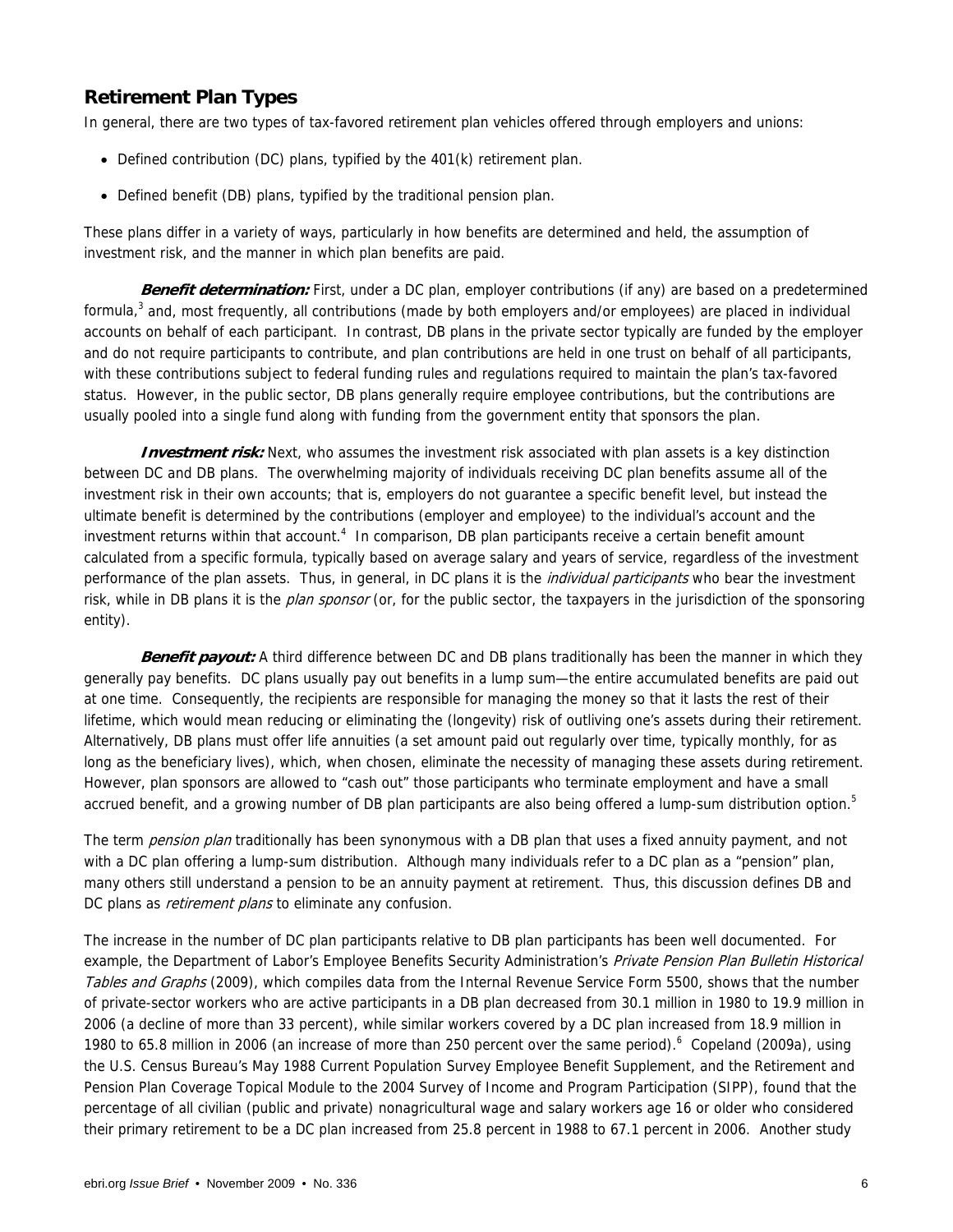## Retirement Plan Types

In general, there are two types of tax-favored retirement plan vehicles offered through employers and unions:

- Defined contribution (DC) plans, typified by the 401(k) retirement plan.
- Defined benefit (DB) plans, typified by the traditional pension plan.

These plans differ in a variety of ways, particularly in how benefits are determined and held, the assumption of investment risk, and the manner in which plan benefits are paid.

***Benefit determination:*** First, under a DC plan, employer contributions (if any) are based on a predetermined formula,[3] and, most frequently, all contributions (made by both employers and/or employees) are placed in individual accounts on behalf of each participant. In contrast, DB plans in the private sector typically are funded by the employer and do not require participants to contribute, and plan contributions are held in one trust on behalf of all participants, with these contributions subject to federal funding rules and regulations required to maintain the plan's tax-favored status. However, in the public sector, DB plans generally require employee contributions, but the contributions are usually pooled into a single fund along with funding from the government entity that sponsors the plan.

***Investment risk:*** Next, who assumes the investment risk associated with plan assets is a key distinction between DC and DB plans. The overwhelming majority of individuals receiving DC plan benefits assume all of the investment risk in their own accounts; that is, employers do not guarantee a specific benefit level, but instead the ultimate benefit is determined by the contributions (employer and employee) to the individual's account and the investment returns within that account.[4] In comparison, DB plan participants receive a certain benefit amount calculated from a specific formula, typically based on average salary and years of service, regardless of the investment performance of the plan assets. Thus, in general, in DC plans it is the *individual participants* who bear the investment risk, while in DB plans it is the *plan sponsor* (or, for the public sector, the taxpayers in the jurisdiction of the sponsoring entity).

***Benefit payout:*** A third difference between DC and DB plans traditionally has been the manner in which they generally pay benefits. DC plans usually pay out benefits in a lump sum—the entire accumulated benefits are paid out at one time. Consequently, the recipients are responsible for managing the money so that it lasts the rest of their lifetime, which would mean reducing or eliminating the (longevity) risk of outliving one's assets during their retirement. Alternatively, DB plans must offer life annuities (a set amount paid out regularly over time, typically monthly, for as long as the beneficiary lives), which, when chosen, eliminate the necessity of managing these assets during retirement. However, plan sponsors are allowed to "cash out" those participants who terminate employment and have a small accrued benefit, and a growing number of DB plan participants are also being offered a lump-sum distribution option.[5]

The term *pension plan* traditionally has been synonymous with a DB plan that uses a fixed annuity payment, and not with a DC plan offering a lump-sum distribution. Although many individuals refer to a DC plan as a "pension" plan, many others still understand a pension to be an annuity payment at retirement. Thus, this discussion defines DB and DC plans as *retirement plans* to eliminate any confusion.

The increase in the number of DC plan participants relative to DB plan participants has been well documented. For example, the Department of Labor's Employee Benefits Security Administration's *Private Pension Plan Bulletin Historical Tables and Graphs* (2009), which compiles data from the Internal Revenue Service Form 5500, shows that the number of private-sector workers who are active participants in a DB plan decreased from 30.1 million in 1980 to 19.9 million in 2006 (a decline of more than 33 percent), while similar workers covered by a DC plan increased from 18.9 million in 1980 to 65.8 million in 2006 (an increase of more than 250 percent over the same period).[6] Copeland (2009a), using the U.S. Census Bureau's May 1988 Current Population Survey Employee Benefit Supplement, and the Retirement and Pension Plan Coverage Topical Module to the 2004 Survey of Income and Program Participation (SIPP), found that the percentage of all civilian (public and private) nonagricultural wage and salary workers age 16 or older who considered their primary retirement to be a DC plan increased from 25.8 percent in 1988 to 67.1 percent in 2006. Another study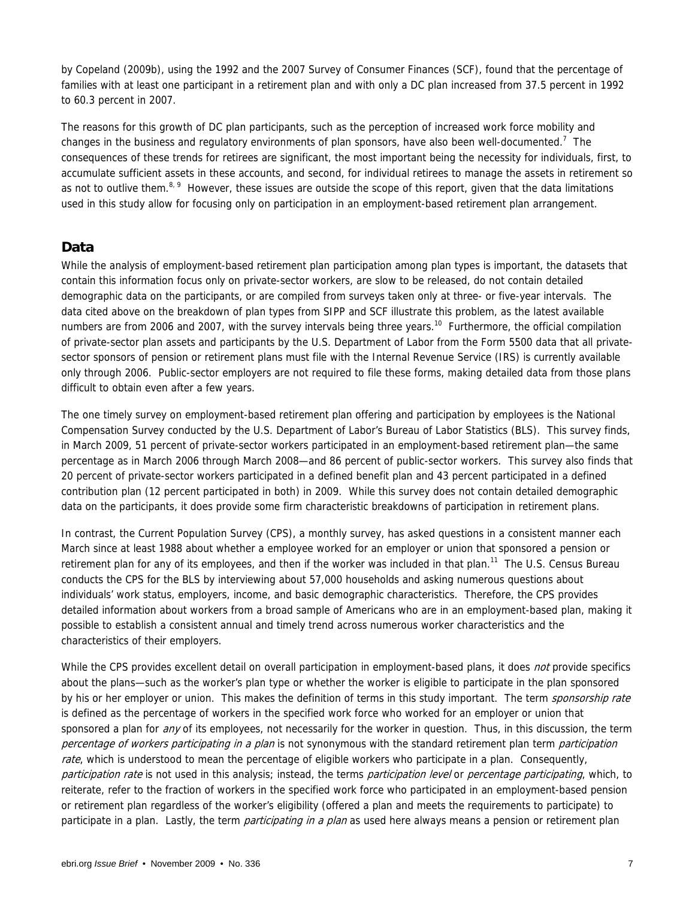by Copeland (2009b), using the 1992 and the 2007 Survey of Consumer Finances (SCF), found that the percentage of families with at least one participant in a retirement plan and with only a DC plan increased from 37.5 percent in 1992 to 60.3 percent in 2007.

The reasons for this growth of DC plan participants, such as the perception of increased work force mobility and changes in the business and regulatory environments of plan sponsors, have also been well-documented.[7] The consequences of these trends for retirees are significant, the most important being the necessity for individuals, first, to accumulate sufficient assets in these accounts, and second, for individual retirees to manage the assets in retirement so as not to outlive them.[8, 9] However, these issues are outside the scope of this report, given that the data limitations used in this study allow for focusing only on participation in an employment-based retirement plan arrangement.

## Data

While the analysis of employment-based retirement plan participation among plan types is important, the datasets that contain this information focus only on private-sector workers, are slow to be released, do not contain detailed demographic data on the participants, or are compiled from surveys taken only at three- or five-year intervals. The data cited above on the breakdown of plan types from SIPP and SCF illustrate this problem, as the latest available numbers are from 2006 and 2007, with the survey intervals being three years.[10] Furthermore, the official compilation of private-sector plan assets and participants by the U.S. Department of Labor from the Form 5500 data that all private-sector sponsors of pension or retirement plans must file with the Internal Revenue Service (IRS) is currently available only through 2006. Public-sector employers are not required to file these forms, making detailed data from those plans difficult to obtain even after a few years.

The one timely survey on employment-based retirement plan offering and participation by employees is the National Compensation Survey conducted by the U.S. Department of Labor's Bureau of Labor Statistics (BLS). This survey finds, in March 2009, 51 percent of private-sector workers participated in an employment-based retirement plan—the same percentage as in March 2006 through March 2008—and 86 percent of public-sector workers. This survey also finds that 20 percent of private-sector workers participated in a defined benefit plan and 43 percent participated in a defined contribution plan (12 percent participated in both) in 2009. While this survey does not contain detailed demographic data on the participants, it does provide some firm characteristic breakdowns of participation in retirement plans.

In contrast, the Current Population Survey (CPS), a monthly survey, has asked questions in a consistent manner each March since at least 1988 about whether a employee worked for an employer or union that sponsored a pension or retirement plan for any of its employees, and then if the worker was included in that plan.[11] The U.S. Census Bureau conducts the CPS for the BLS by interviewing about 57,000 households and asking numerous questions about individuals' work status, employers, income, and basic demographic characteristics. Therefore, the CPS provides detailed information about workers from a broad sample of Americans who are in an employment-based plan, making it possible to establish a consistent annual and timely trend across numerous worker characteristics and the characteristics of their employers.

While the CPS provides excellent detail on overall participation in employment-based plans, it does *not* provide specifics about the plans—such as the worker's plan type or whether the worker is eligible to participate in the plan sponsored by his or her employer or union. This makes the definition of terms in this study important. The term *sponsorship rate* is defined as the percentage of workers in the specified work force who worked for an employer or union that sponsored a plan for *any* of its employees, not necessarily for the worker in question. Thus, in this discussion, the term *percentage of workers participating in a plan* is not synonymous with the standard retirement plan term *participation rate*, which is understood to mean the percentage of eligible workers who participate in a plan. Consequently, *participation rate* is not used in this analysis; instead, the terms *participation level* or *percentage participating*, which, to reiterate, refer to the fraction of workers in the specified work force who participated in an employment-based pension or retirement plan regardless of the worker's eligibility (offered a plan and meets the requirements to participate) to participate in a plan. Lastly, the term *participating in a plan* as used here always means a pension or retirement plan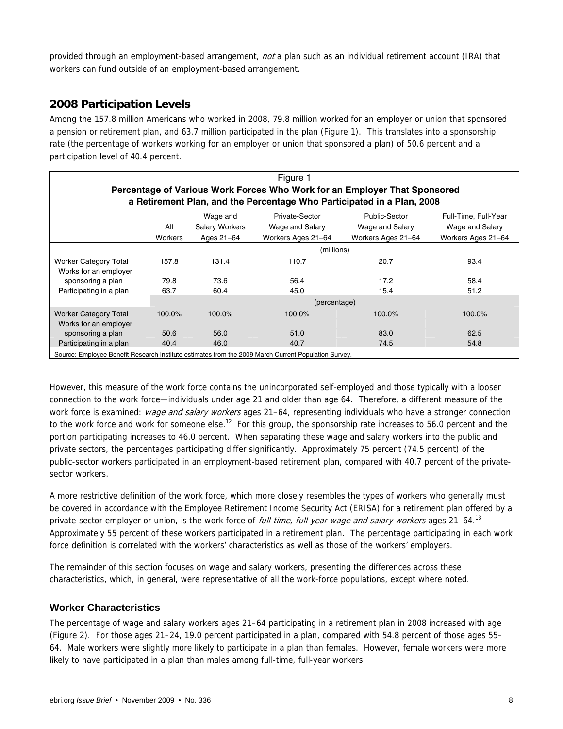provided through an employment-based arrangement, *not* a plan such as an individual retirement account (IRA) that workers can fund outside of an employment-based arrangement.

## 2008 Participation Levels

Among the 157.8 million Americans who worked in 2008, 79.8 million worked for an employer or union that sponsored a pension or retirement plan, and 63.7 million participated in the plan (Figure 1). This translates into a sponsorship rate (the percentage of workers working for an employer or union that sponsored a plan) of 50.6 percent and a participation level of 40.4 percent.

Figure 1
**Percentage of Various Work Forces Who Work for an Employer That Sponsored a Retirement Plan, and the Percentage Who Participated in a Plan, 2008**

| | All Workers | Wage and Salary Workers Ages 21–64 | Private-Sector Wage and Salary Workers Ages 21–64 | Public-Sector Wage and Salary Workers Ages 21–64 | Full-Time, Full-Year Wage and Salary Workers Ages 21–64 |
|---|---|---|---|---|---|
| | (millions) | | | | |
| Worker Category Total | 157.8 | 131.4 | 110.7 | 20.7 | 93.4 |
| Works for an employer sponsoring a plan | 79.8 | 73.6 | 56.4 | 17.2 | 58.4 |
| Participating in a plan | 63.7 | 60.4 | 45.0 | 15.4 | 51.2 |
| | (percentage) | | | | |
| Worker Category Total | 100.0% | 100.0% | 100.0% | 100.0% | 100.0% |
| Works for an employer sponsoring a plan | 50.6 | 56.0 | 51.0 | 83.0 | 62.5 |
| Participating in a plan | 40.4 | 46.0 | 40.7 | 74.5 | 54.8 |

Source: Employee Benefit Research Institute estimates from the 2009 March Current Population Survey.

However, this measure of the work force contains the unincorporated self-employed and those typically with a looser connection to the work force—individuals under age 21 and older than age 64. Therefore, a different measure of the work force is examined: *wage and salary workers* ages 21–64, representing individuals who have a stronger connection to the work force and work for someone else.[12] For this group, the sponsorship rate increases to 56.0 percent and the portion participating increases to 46.0 percent. When separating these wage and salary workers into the public and private sectors, the percentages participating differ significantly. Approximately 75 percent (74.5 percent) of the public-sector workers participated in an employment-based retirement plan, compared with 40.7 percent of the private-sector workers.

A more restrictive definition of the work force, which more closely resembles the types of workers who generally must be covered in accordance with the Employee Retirement Income Security Act (ERISA) for a retirement plan offered by a private-sector employer or union, is the work force of *full-time, full-year wage and salary workers* ages 21–64.[13] Approximately 55 percent of these workers participated in a retirement plan. The percentage participating in each work force definition is correlated with the workers' characteristics as well as those of the workers' employers.

The remainder of this section focuses on wage and salary workers, presenting the differences across these characteristics, which, in general, were representative of all the work-force populations, except where noted.

### Worker Characteristics

The percentage of wage and salary workers ages 21–64 participating in a retirement plan in 2008 increased with age (Figure 2). For those ages 21–24, 19.0 percent participated in a plan, compared with 54.8 percent of those ages 55–64. Male workers were slightly more likely to participate in a plan than females. However, female workers were more likely to have participated in a plan than males among full-time, full-year workers.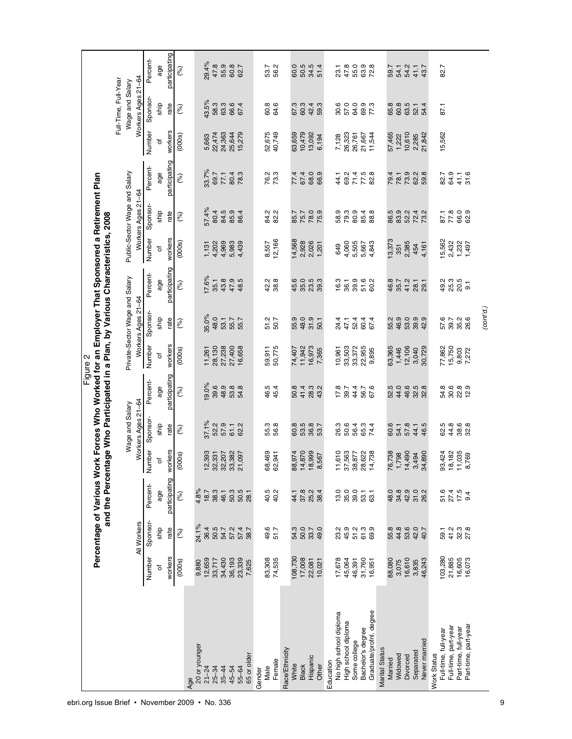Figure 2

**Percentage of Various Work Forces Who Worked for an Employer That Sponsored a Retirement Plan and the Percentage Who Participated in a Plan, by Various Characteristics, 2008**

| | All Workers | | | Wage and Salary Workers Ages 21–64 | | | Private-Sector Wage and Salary Workers Ages 21–64 | | | Public-Sector Wage and Salary Workers Ages 21–64 | | | Full-Time, Full-Year Wage and Salary Workers Ages 21–64 | | |
|---|---|---|---|---|---|---|---|---|---|---|---|---|---|---|---|
| | Number of workers | Sponsorship rate | Percentage participating | Number of workers | Sponsorship rate | Percentage participating | Number of workers | Sponsorship rate | Percentage participating | Number of workers | Sponsorship rate | Percentage participating | Number of workers | Sponsorship rate | Percentage participating |
| | (000s) | (%) | (%) | (000s) | (%) | (%) | (000s) | (%) | (%) | (000s) | (%) | (%) | (000s) | (%) | (%) |
| **Age** | | | | | | | | | | | | | | | |
| 20 or younger | 9,880 | 24.1% | 4.8% | | | | | | | | | | | | |
| 21–24 | 12,659 | 36.4 | 18.7 | 12,393 | 37.1% | 19.0% | 11,261 | 35.0% | 17.6% | 1,131 | 57.4% | 33.7% | 5,663 | 43.5% | 29.4% |
| 25–34 | 33,717 | 50.5 | 38.3 | 32,331 | 52.2 | 39.6 | 28,130 | 48.0 | 35.1 | 4,202 | 80.4 | 69.7 | 22,474 | 58.3 | 47.8 |
| 35–44 | 34,430 | 54.7 | 46.1 | 32,207 | 57.9 | 48.9 | 27,238 | 53.1 | 43.8 | 4,969 | 84.5 | 77.1 | 24,363 | 63.3 | 55.9 |
| 45–54 | 36,193 | 57.2 | 50.3 | 33,382 | 61.1 | 53.8 | 27,400 | 55.7 | 47.9 | 5,983 | 85.9 | 80.4 | 25,644 | 66.6 | 60.8 |
| 55–64 | 23,339 | 57.4 | 50.5 | 21,097 | 62.2 | 54.8 | 16,658 | 55.7 | 48.5 | 4,439 | 86.4 | 78.3 | 15,279 | 67.4 | 62.7 |
| 65 or older | 7,625 | 38.7 | 28.1 | | | | | | | | | | | | |
| **Gender** | | | | | | | | | | | | | | | |
| Male | 83,308 | 49.6 | 40.5 | 68,469 | 55.3 | 46.5 | 59,911 | 51.2 | 42.2 | 8,557 | 84.2 | 76.2 | 52,675 | 60.8 | 53.7 |
| Female | 74,535 | 51.7 | 40.2 | 62,941 | 56.8 | 45.4 | 50,775 | 50.7 | 38.8 | 12,166 | 82.2 | 73.3 | 40,749 | 64.6 | 56.2 |
| **Race/Ethnicity** | | | | | | | | | | | | | | | |
| White | 108,730 | 54.3 | 44.1 | 88,974 | 60.8 | 50.8 | 74,407 | 55.9 | 45.6 | 14,568 | 85.7 | 77.4 | 63,659 | 67.3 | 60.0 |
| Black | 17,008 | 50.0 | 37.8 | 14,870 | 53.5 | 41.4 | 11,942 | 48.0 | 35.0 | 2,928 | 75.7 | 67.4 | 10,479 | 60.3 | 50.5 |
| Hispanic | 22,081 | 33.7 | 25.2 | 18,999 | 36.8 | 28.3 | 16,973 | 31.9 | 23.5 | 2,026 | 78.0 | 68.0 | 13,092 | 42.4 | 34.5 |
| Other | 10,021 | 49.0 | 38.4 | 8,567 | 53.7 | 43.2 | 7,365 | 50.1 | 39.3 | 1,201 | 75.9 | 66.9 | 6,194 | 59.3 | 51.4 |
| **Education** | | | | | | | | | | | | | | | |
| No high school diploma | 17,678 | 23.2 | 13.0 | 11,610 | 26.3 | 17.8 | 10,961 | 24.4 | 16.3 | 649 | 58.9 | 44.1 | 7,128 | 30.6 | 23.1 |
| High school diploma | 45,064 | 45.9 | 35.0 | 37,563 | 50.6 | 39.7 | 33,503 | 47.1 | 36.1 | 4,060 | 79.3 | 69.2 | 26,323 | 57.0 | 47.8 |
| Some college | 46,391 | 51.2 | 39.0 | 38,877 | 56.4 | 44.4 | 33,372 | 52.4 | 39.9 | 5,505 | 80.9 | 71.4 | 26,761 | 64.0 | 55.0 |
| Bachelor's degree | 31,760 | 61.3 | 53.1 | 28,622 | 65.3 | 56.7 | 22,955 | 60.4 | 51.6 | 5,667 | 85.4 | 77.5 | 21,667 | 69.9 | 63.9 |
| Graduate/profnl. degree | 16,951 | 69.9 | 63.1 | 14,738 | 74.4 | 67.6 | 9,895 | 67.4 | 60.2 | 4,843 | 88.8 | 82.8 | 11,544 | 77.3 | 72.8 |
| **Marital Status** | | | | | | | | | | | | | | | |
| Married | 88,080 | 55.8 | 48.0 | 76,738 | 60.6 | 52.5 | 63,365 | 55.2 | 46.8 | 13,373 | 86.5 | 79.4 | 57,465 | 65.8 | 59.7 |
| Widowed | 3,075 | 44.8 | 34.8 | 1,798 | 54.1 | 44.0 | 1,446 | 46.9 | 35.7 | 351 | 83.9 | 78.1 | 1,222 | 60.8 | 54.1 |
| Divorced | 16,610 | 53.6 | 42.9 | 14,490 | 57.8 | 46.6 | 12,106 | 53.0 | 41.2 | 2,385 | 52.2 | 73.9 | 10,610 | 63.5 | 54.2 |
| Separated | 3,835 | 42.0 | 31.0 | 3,494 | 44.1 | 32.5 | 3,040 | 39.9 | 28.1 | 454 | 72.4 | 62.2 | 2,285 | 52.1 | 41.1 |
| Never married | 46,243 | 40.7 | 26.2 | 34,890 | 46.5 | 32.8 | 30,729 | 42.9 | 29.1 | 4,161 | 73.2 | 59.8 | 21,842 | 54.4 | 43.7 |
| **Work Status** | | | | | | | | | | | | | | | |
| Full-time, full-year | 103,280 | 59.1 | 51.6 | 93,424 | 62.5 | 54.8 | 77,862 | 57.6 | 49.2 | 15,562 | 87.1 | 82.7 | 15,562 | 87.1 | 82.7 |
| Full-time, part-year | 21,885 | 41.2 | 27.4 | 18,182 | 44.8 | 30.6 | 15,750 | 39.7 | 25.3 | 2,432 | 77.8 | 64.9 | | | |
| Part-time, full-year | 16,605 | 32.3 | 17.5 | 11,035 | 38.6 | 22.8 | 9,803 | 35.2 | 20.5 | 1,232 | 66.0 | 41.1 | | | |
| Part-time, part-year | 16,073 | 27.8 | 9.4 | 8,769 | 32.8 | 12.9 | 7,272 | 26.6 | 9.1 | 1,497 | 62.9 | 31.6 | | | |

*(cont'd.)*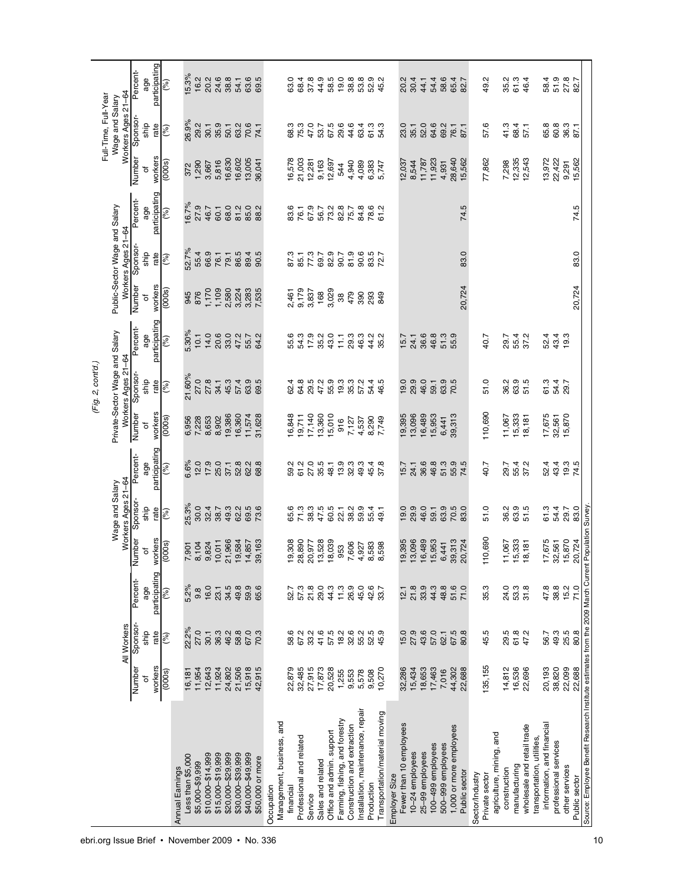*(Fig. 2, cont'd.)*

| | All Workers | | | Wage and Salary Workers Ages 21–64 | | | Private-Sector Wage and Salary Workers Ages 21–64 | | | Public-Sector Wage and Salary Workers Ages 21–64 | | | Full-Time, Full-Year Wage and Salary Workers Ages 21–64 | | |
|---|---|---|---|---|---|---|---|---|---|---|---|---|---|---|---|
| | Number of workers | Sponsorship rate | Percentage participating | Number of workers | Sponsorship rate | Percentage participating | Number of workers | Sponsorship rate | Percentage participating | Number of workers | Sponsorship rate | Percentage participating | Number of workers | Sponsorship rate | Percentage participating |
| | (000s) | (%) | (%) | (000s) | (%) | (%) | (000s) | (%) | (%) | (000s) | (%) | (%) | (000s) | (%) | (%) |
| **Annual Earnings** | | | | | | | | | | | | | | | |
| Less than $5,000 | 16,181 | 22.2% | 5.2% | 7,901 | 25.3% | 6.6% | 6,956 | 21.60% | 5.30% | 945 | 52.7% | 16.7% | 372 | 26.9% | 15.3% |
| $5,000–$9,999 | 11,954 | 27.0 | 9.8 | 8,104 | 30.0 | 12.0 | 7,228 | 27.0 | 10.1 | 876 | 55.4 | 27.9 | 1,290 | 29.2 | 16.2 |
| $10,000–$14,999 | 12,643 | 30.1 | 16.0 | 9,824 | 32.4 | 17.9 | 8,653 | 27.8 | 14.0 | 1,170 | 66.9 | 46.7 | 3,667 | 30.1 | 20.2 |
| $15,000–$19,999 | 11,924 | 36.3 | 23.1 | 10,011 | 38.7 | 25.0 | 8,902 | 34.1 | 20.6 | 1,109 | 76.1 | 60.1 | 5,816 | 35.9 | 24.6 |
| $20,000–$29,999 | 24,802 | 46.2 | 34.5 | 21,966 | 49.3 | 37.1 | 19,386 | 45.3 | 33.0 | 2,580 | 79.1 | 68.0 | 16,630 | 50.1 | 38.8 |
| $30,000–$39,999 | 21,506 | 58.8 | 49.8 | 19,584 | 62.2 | 52.8 | 16,360 | 57.4 | 47.2 | 3,224 | 86.5 | 81.2 | 16,602 | 63.2 | 54.1 |
| $40,000–$49,999 | 15,918 | 67.0 | 59.9 | 14,857 | 69.5 | 62.2 | 11,574 | 63.9 | 55.7 | 3,283 | 89.4 | 85.0 | 13,005 | 70.6 | 63.6 |
| $50,000 or more | 42,915 | 70.3 | 65.6 | 39,163 | 73.6 | 68.8 | 31,628 | 69.5 | 64.2 | 7,535 | 90.5 | 88.2 | 36,041 | 74.1 | 69.5 |
| **Occupation** | | | | | | | | | | | | | | | |
| Management, business, and financial | 22,879 | 58.6 | 52.7 | 19,308 | 65.6 | 59.2 | 16,848 | 62.4 | 55.6 | 2,461 | 87.3 | 83.6 | 16,578 | 68.3 | 63.0 |
| Professional and related | 32,485 | 67.2 | 57.3 | 28,890 | 71.3 | 61.2 | 19,711 | 64.8 | 54.3 | 9,179 | 85.1 | 76.1 | 21,003 | 75.3 | 68.4 |
| Service | 27,915 | 33.2 | 21.8 | 20,977 | 38.3 | 27.0 | 17,140 | 29.5 | 17.9 | 3,837 | 77.3 | 67.9 | 12,281 | 47.0 | 37.8 |
| Sales and related | 17,873 | 41.6 | 29.0 | 13,528 | 47.5 | 35.5 | 13,360 | 47.2 | 35.2 | 168 | 69.7 | 56.7 | 9,163 | 53.7 | 44.9 |
| Office and admin. support | 20,528 | 57.5 | 44.3 | 18,039 | 60.5 | 48.1 | 15,010 | 55.9 | 43.0 | 3,029 | 82.9 | 73.2 | 12,697 | 67.5 | 58.5 |
| Farming, fishing, and forestry | 1,255 | 18.2 | 11.3 | 953 | 22.1 | 13.9 | 916 | 19.3 | 11.1 | 38 | 90.7 | 82.8 | 544 | 29.6 | 19.0 |
| Construction and extraction | 9,553 | 32.6 | 26.9 | 7,606 | 38.2 | 32.3 | 7,127 | 35.3 | 29.3 | 479 | 81.9 | 75.7 | 4,940 | 44.6 | 38.8 |
| Installation, maintenance, repair | 5,578 | 55.2 | 45.0 | 4,927 | 59.9 | 49.3 | 4,537 | 57.2 | 46.3 | 390 | 90.6 | 84.8 | 4,089 | 63.4 | 53.8 |
| Production | 9,508 | 52.5 | 42.6 | 8,583 | 55.4 | 45.4 | 8,290 | 54.4 | 44.2 | 293 | 83.5 | 78.6 | 6,383 | 61.3 | 52.9 |
| Transportation/material moving | 10,270 | 45.9 | 33.7 | 8,598 | 49.1 | 37.8 | 7,749 | 46.5 | 35.2 | 849 | 72.7 | 61.2 | 5,747 | 54.3 | 45.2 |
| **Employer Size** | | | | | | | | | | | | | | | |
| Fewer than 10 employees | 32,286 | 15.0 | 12.1 | 19,395 | 19.0 | 15.7 | 19,395 | 19.0 | 15.7 | | | | 12,037 | 23.0 | 20.2 |
| 10–24 employees | 15,434 | 27.9 | 21.8 | 13,096 | 29.9 | 24.1 | 13,096 | 29.9 | 24.1 | | | | 8,544 | 35.1 | 30.4 |
| 25–99 employees | 18,653 | 43.6 | 33.9 | 16,489 | 46.0 | 36.6 | 16,489 | 46.0 | 36.6 | | | | 11,787 | 52.0 | 44.1 |
| 100–499 employees | 17,463 | 57.0 | 44.3 | 15,953 | 59.1 | 46.8 | 15,953 | 59.1 | 46.8 | | | | 11,923 | 64.6 | 54.4 |
| 500–999 employees | 7,016 | 62.1 | 48.8 | 6,441 | 63.9 | 51.3 | 6,441 | 63.9 | 51.3 | | | | 4,931 | 69.2 | 58.6 |
| 1,000 or more employees | 44,302 | 67.5 | 51.6 | 39,313 | 70.5 | 55.9 | 39,313 | 70.5 | 55.9 | | | | 28,640 | 76.1 | 65.4 |
| Public sector | 22,688 | 80.8 | 71.0 | 20,724 | 83.0 | 74.5 | | | | 20,724 | 83.0 | 74.5 | 15,562 | 87.1 | 82.7 |
| **Sector/Industry** | | | | | | | | | | | | | | | |
| Private sector | 135,155 | 45.5 | 35.3 | 110,690 | 51.0 | 40.7 | 110,690 | 51.0 | 40.7 | | | | 77,862 | 57.6 | 49.2 |
| agriculture, mining, and construction | 14,812 | 29.5 | 24.0 | 11,067 | 36.2 | 29.7 | 11,067 | 36.2 | 29.7 | | | | 7,298 | 41.3 | 35.2 |
| manufacturing | 16,536 | 61.8 | 53.3 | 15,333 | 63.9 | 55.4 | 15,333 | 63.9 | 55.4 | | | | 12,335 | 68.4 | 61.3 |
| wholesale and retail trade | 22,696 | 47.2 | 31.8 | 18,181 | 51.5 | 37.2 | 18,181 | 51.5 | 37.2 | | | | 12,543 | 57.1 | 46.4 |
| transportation, utilities, information, and financial | 20,193 | 56.7 | 47.8 | 17,675 | 61.3 | 52.4 | 17,675 | 61.3 | 52.4 | | | | 13,972 | 65.8 | 58.4 |
| professional services | 38,820 | 49.3 | 38.8 | 32,561 | 54.4 | 43.4 | 32,561 | 54.4 | 43.4 | | | | 22,422 | 60.8 | 51.9 |
| other services | 22,099 | 25.5 | 15.2 | 15,870 | 29.7 | 19.3 | 15,870 | 29.7 | 19.3 | | | | 9,291 | 36.3 | 27.8 |
| Public sector | 22,688 | 80.8 | 71.0 | 20,724 | 83.0 | 74.5 | | | | 20,724 | 83.0 | 74.5 | 15,562 | 87.1 | 82.7 |

Source: Employee Benefit Research Institute estimates from the 2009 March Current Population Survey.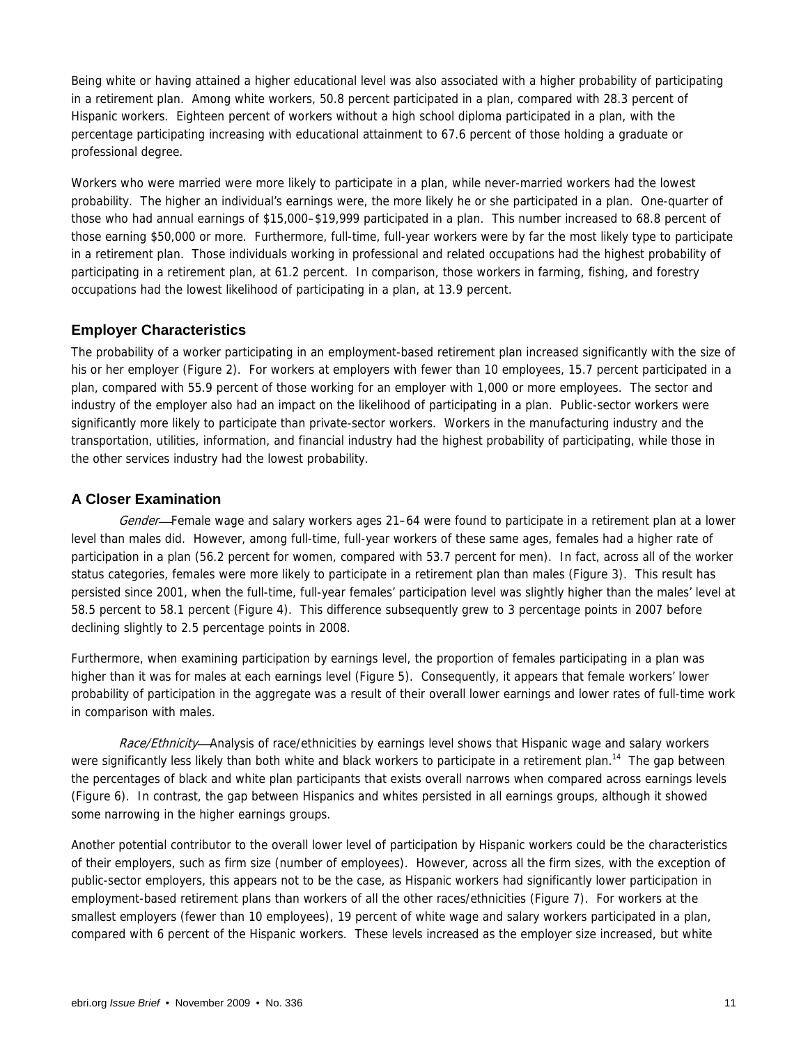Being white or having attained a higher educational level was also associated with a higher probability of participating in a retirement plan. Among white workers, 50.8 percent participated in a plan, compared with 28.3 percent of Hispanic workers. Eighteen percent of workers without a high school diploma participated in a plan, with the percentage participating increasing with educational attainment to 67.6 percent of those holding a graduate or professional degree.

Workers who were married were more likely to participate in a plan, while never-married workers had the lowest probability. The higher an individual's earnings were, the more likely he or she participated in a plan. One-quarter of those who had annual earnings of $15,000–$19,999 participated in a plan. This number increased to 68.8 percent of those earning $50,000 or more. Furthermore, full-time, full-year workers were by far the most likely type to participate in a retirement plan. Those individuals working in professional and related occupations had the highest probability of participating in a retirement plan, at 61.2 percent. In comparison, those workers in farming, fishing, and forestry occupations had the lowest likelihood of participating in a plan, at 13.9 percent.

### Employer Characteristics

The probability of a worker participating in an employment-based retirement plan increased significantly with the size of his or her employer (Figure 2). For workers at employers with fewer than 10 employees, 15.7 percent participated in a plan, compared with 55.9 percent of those working for an employer with 1,000 or more employees. The sector and industry of the employer also had an impact on the likelihood of participating in a plan. Public-sector workers were significantly more likely to participate than private-sector workers. Workers in the manufacturing industry and the transportation, utilities, information, and financial industry had the highest probability of participating, while those in the other services industry had the lowest probability.

### A Closer Examination

*Gender*—Female wage and salary workers ages 21–64 were found to participate in a retirement plan at a lower level than males did. However, among full-time, full-year workers of these same ages, females had a higher rate of participation in a plan (56.2 percent for women, compared with 53.7 percent for men). In fact, across all of the worker status categories, females were more likely to participate in a retirement plan than males (Figure 3). This result has persisted since 2001, when the full-time, full-year females' participation level was slightly higher than the males' level at 58.5 percent to 58.1 percent (Figure 4). This difference subsequently grew to 3 percentage points in 2007 before declining slightly to 2.5 percentage points in 2008.

Furthermore, when examining participation by earnings level, the proportion of females participating in a plan was higher than it was for males at each earnings level (Figure 5). Consequently, it appears that female workers' lower probability of participation in the aggregate was a result of their overall lower earnings and lower rates of full-time work in comparison with males.

*Race/Ethnicity*—Analysis of race/ethnicities by earnings level shows that Hispanic wage and salary workers were significantly less likely than both white and black workers to participate in a retirement plan.[14] The gap between the percentages of black and white plan participants that exists overall narrows when compared across earnings levels (Figure 6). In contrast, the gap between Hispanics and whites persisted in all earnings groups, although it showed some narrowing in the higher earnings groups.

Another potential contributor to the overall lower level of participation by Hispanic workers could be the characteristics of their employers, such as firm size (number of employees). However, across all the firm sizes, with the exception of public-sector employers, this appears not to be the case, as Hispanic workers had significantly lower participation in employment-based retirement plans than workers of all the other races/ethnicities (Figure 7). For workers at the smallest employers (fewer than 10 employees), 19 percent of white wage and salary workers participated in a plan, compared with 6 percent of the Hispanic workers. These levels increased as the employer size increased, but white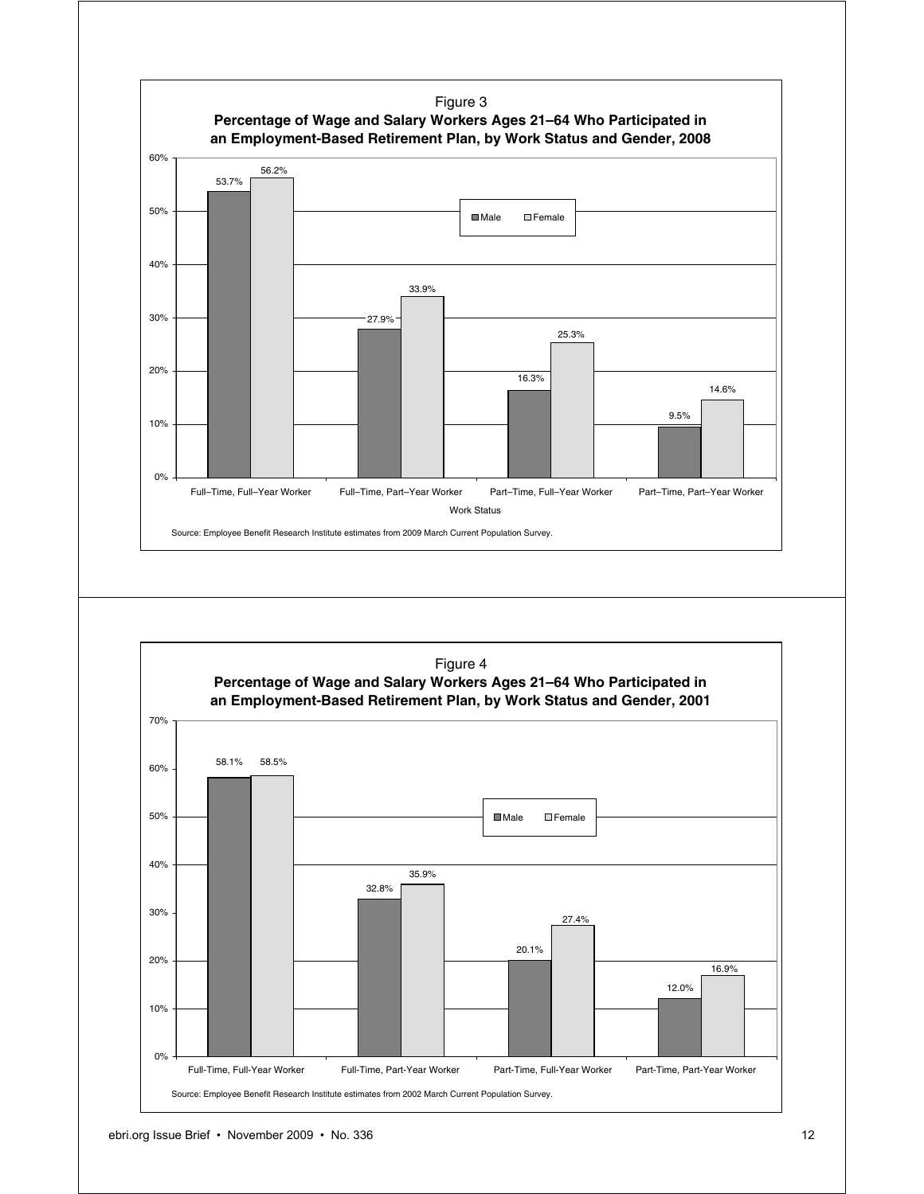Figure 3
**Percentage of Wage and Salary Workers Ages 21–64 Who Participated in an Employment-Based Retirement Plan, by Work Status and Gender, 2008**

| Work Status | Male | Female |
| --- | --- | --- |
| Full–Time, Full–Year Worker | 53.7% | 56.2% |
| Full–Time, Part–Year Worker | 27.9% | 33.9% |
| Part–Time, Full–Year Worker | 16.3% | 25.3% |
| Part–Time, Part–Year Worker | 9.5% | 14.6% |

Source: Employee Benefit Research Institute estimates from 2009 March Current Population Survey.

Figure 4
**Percentage of Wage and Salary Workers Ages 21–64 Who Participated in an Employment-Based Retirement Plan, by Work Status and Gender, 2001**

| Work Status | Male | Female |
| --- | --- | --- |
| Full-Time, Full-Year Worker | 58.1% | 58.5% |
| Full-Time, Part-Year Worker | 32.8% | 35.9% |
| Part-Time, Full-Year Worker | 20.1% | 27.4% |
| Part-Time, Part-Year Worker | 12.0% | 16.9% |

Source: Employee Benefit Research Institute estimates from 2002 March Current Population Survey.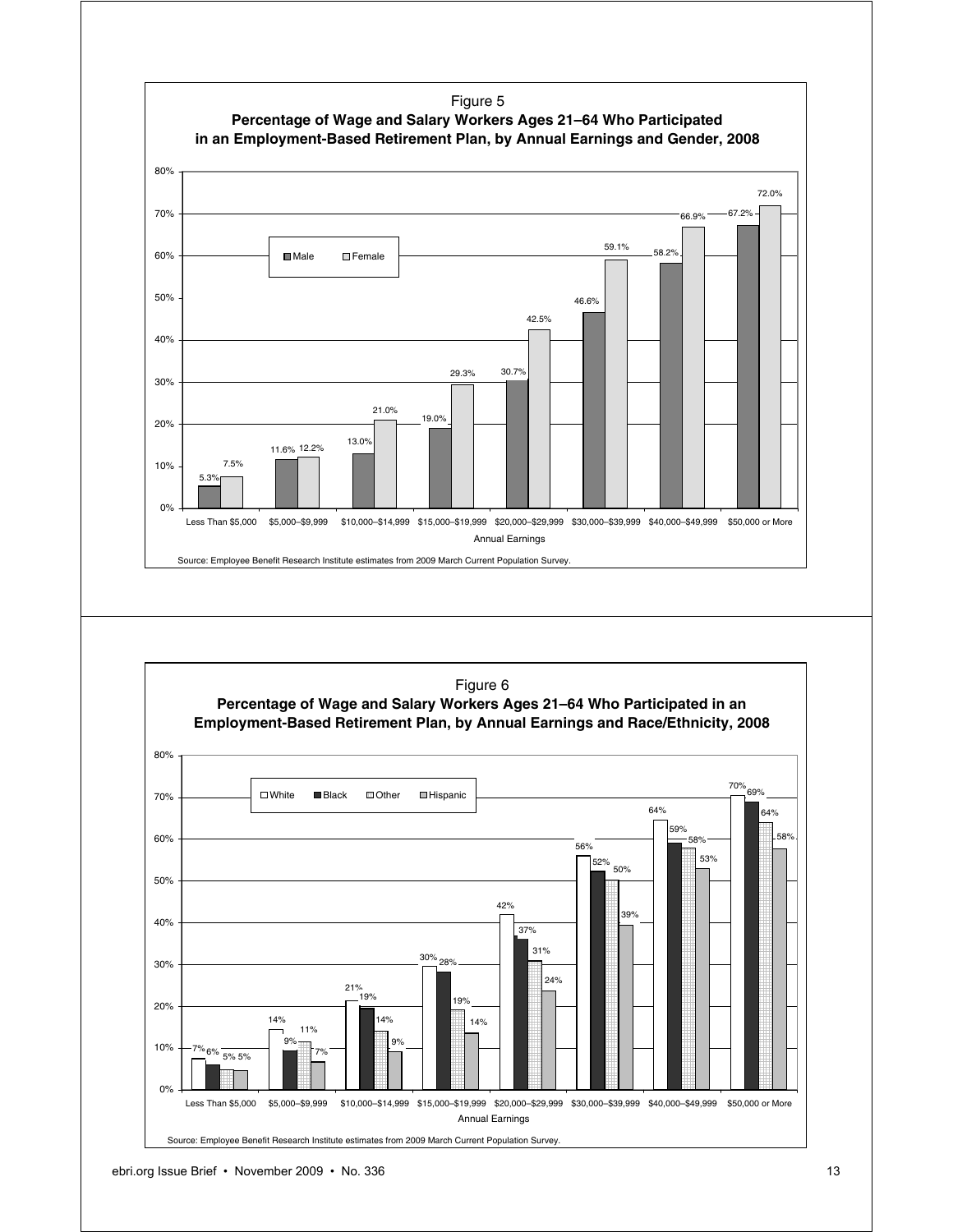Figure 5

**Percentage of Wage and Salary Workers Ages 21–64 Who Participated in an Employment-Based Retirement Plan, by Annual Earnings and Gender, 2008**

| Annual Earnings | Male | Female |
|---|---|---|
| Less Than $5,000 | 5.3% | 7.5% |
| $5,000–$9,999 | 11.6% | 12.2% |
| $10,000–$14,999 | 13.0% | 21.0% |
| $15,000–$19,999 | 19.0% | 29.3% |
| $20,000–$29,999 | 30.7% | 42.5% |
| $30,000–$39,999 | 46.6% | 59.1% |
| $40,000–$49,999 | 58.2% | 66.9% |
| $50,000 or More | 67.2% | 72.0% |

Source: Employee Benefit Research Institute estimates from 2009 March Current Population Survey.

Figure 6

**Percentage of Wage and Salary Workers Ages 21–64 Who Participated in an Employment-Based Retirement Plan, by Annual Earnings and Race/Ethnicity, 2008**

| Annual Earnings | White | Black | Other | Hispanic |
|---|---|---|---|---|
| Less Than $5,000 | 7% | 6% | 5% | 5% |
| $5,000–$9,999 | 14% | 9% | 11% | 7% |
| $10,000–$14,999 | 21% | 19% | 14% | 9% |
| $15,000–$19,999 | 30% | 28% | 19% | 14% |
| $20,000–$29,999 | 42% | 37% | 31% | 24% |
| $30,000–$39,999 | 56% | 52% | 50% | 39% |
| $40,000–$49,999 | 64% | 59% | 58% | 53% |
| $50,000 or More | 70% | 69% | 64% | 58% |

Source: Employee Benefit Research Institute estimates from 2009 March Current Population Survey.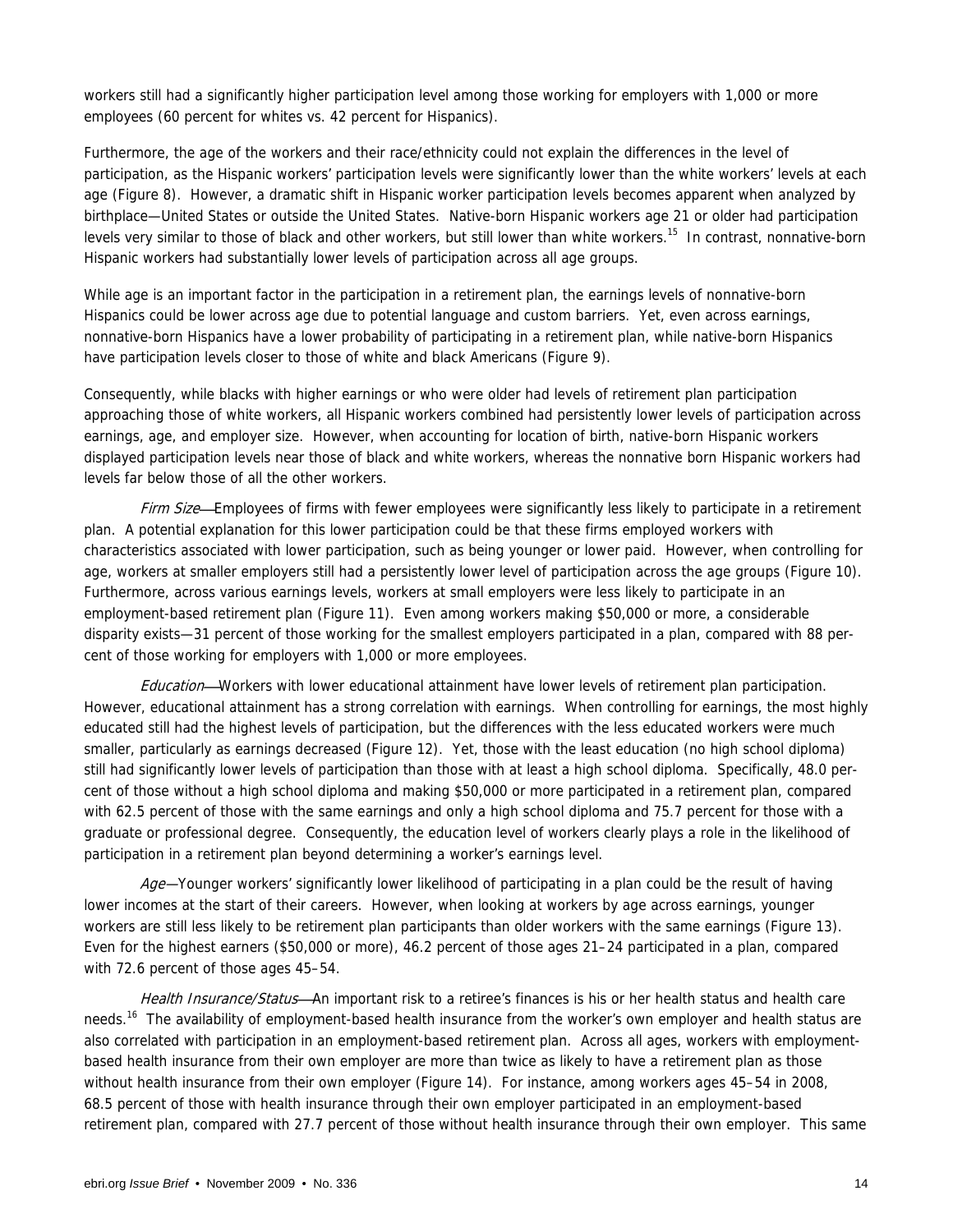workers still had a significantly higher participation level among those working for employers with 1,000 or more employees (60 percent for whites vs. 42 percent for Hispanics).

Furthermore, the age of the workers and their race/ethnicity could not explain the differences in the level of participation, as the Hispanic workers' participation levels were significantly lower than the white workers' levels at each age (Figure 8). However, a dramatic shift in Hispanic worker participation levels becomes apparent when analyzed by birthplace—United States or outside the United States. Native-born Hispanic workers age 21 or older had participation levels very similar to those of black and other workers, but still lower than white workers.[15] In contrast, nonnative-born Hispanic workers had substantially lower levels of participation across all age groups.

While age is an important factor in the participation in a retirement plan, the earnings levels of nonnative-born Hispanics could be lower across age due to potential language and custom barriers. Yet, even across earnings, nonnative-born Hispanics have a lower probability of participating in a retirement plan, while native-born Hispanics have participation levels closer to those of white and black Americans (Figure 9).

Consequently, while blacks with higher earnings or who were older had levels of retirement plan participation approaching those of white workers, all Hispanic workers combined had persistently lower levels of participation across earnings, age, and employer size. However, when accounting for location of birth, native-born Hispanic workers displayed participation levels near those of black and white workers, whereas the nonnative born Hispanic workers had levels far below those of all the other workers.

*Firm Size*—Employees of firms with fewer employees were significantly less likely to participate in a retirement plan. A potential explanation for this lower participation could be that these firms employed workers with characteristics associated with lower participation, such as being younger or lower paid. However, when controlling for age, workers at smaller employers still had a persistently lower level of participation across the age groups (Figure 10). Furthermore, across various earnings levels, workers at small employers were less likely to participate in an employment-based retirement plan (Figure 11). Even among workers making $50,000 or more, a considerable disparity exists—31 percent of those working for the smallest employers participated in a plan, compared with 88 percent of those working for employers with 1,000 or more employees.

*Education*—Workers with lower educational attainment have lower levels of retirement plan participation. However, educational attainment has a strong correlation with earnings. When controlling for earnings, the most highly educated still had the highest levels of participation, but the differences with the less educated workers were much smaller, particularly as earnings decreased (Figure 12). Yet, those with the least education (no high school diploma) still had significantly lower levels of participation than those with at least a high school diploma. Specifically, 48.0 percent of those without a high school diploma and making $50,000 or more participated in a retirement plan, compared with 62.5 percent of those with the same earnings and only a high school diploma and 75.7 percent for those with a graduate or professional degree. Consequently, the education level of workers clearly plays a role in the likelihood of participation in a retirement plan beyond determining a worker's earnings level.

*Age*—Younger workers' significantly lower likelihood of participating in a plan could be the result of having lower incomes at the start of their careers. However, when looking at workers by age across earnings, younger workers are still less likely to be retirement plan participants than older workers with the same earnings (Figure 13). Even for the highest earners ($50,000 or more), 46.2 percent of those ages 21–24 participated in a plan, compared with 72.6 percent of those ages 45–54.

*Health Insurance/Status*—An important risk to a retiree's finances is his or her health status and health care needs.[16] The availability of employment-based health insurance from the worker's own employer and health status are also correlated with participation in an employment-based retirement plan. Across all ages, workers with employment-based health insurance from their own employer are more than twice as likely to have a retirement plan as those without health insurance from their own employer (Figure 14). For instance, among workers ages 45–54 in 2008, 68.5 percent of those with health insurance through their own employer participated in an employment-based retirement plan, compared with 27.7 percent of those without health insurance through their own employer. This same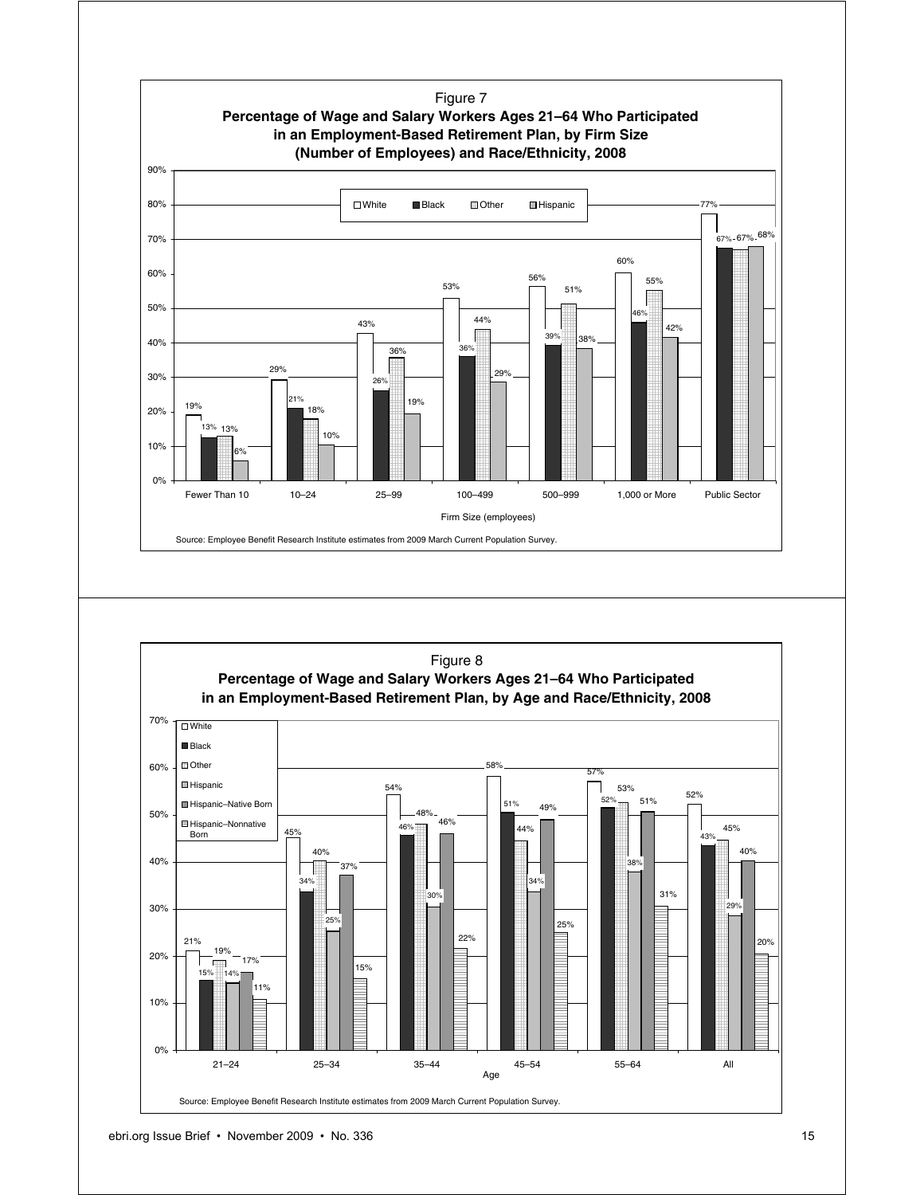Figure 7

**Percentage of Wage and Salary Workers Ages 21–64 Who Participated in an Employment-Based Retirement Plan, by Firm Size (Number of Employees) and Race/Ethnicity, 2008**

| Firm Size (employees) | White | Black | Other | Hispanic |
|---|---|---|---|---|
| Fewer Than 10 | 19% | 13% | 13% | 6% |
| 10–24 | 29% | 21% | 18% | 10% |
| 25–99 | 43% | 26% | 36% | 19% |
| 100–499 | 53% | 36% | 44% | 29% |
| 500–999 | 56% | 39% | 51% | 38% |
| 1,000 or More | 60% | 46% | 55% | 42% |
| Public Sector | 77% | 67% | 67% | 68% |

Source: Employee Benefit Research Institute estimates from 2009 March Current Population Survey.

Figure 8

**Percentage of Wage and Salary Workers Ages 21–64 Who Participated in an Employment-Based Retirement Plan, by Age and Race/Ethnicity, 2008**

| Age | White | Black | Other | Hispanic | Hispanic–Native Born | Hispanic–Nonnative Born |
|---|---|---|---|---|---|---|
| 21–24 | 21% | 15% | 19% | 14% | 17% | 11% |
| 25–34 | 45% | 34% | 40% | 25% | 37% | 15% |
| 35–44 | 54% | 46% | 48% | 30% | 46% | 22% |
| 45–54 | 58% | 51% | 44% | 34% | 49% | 25% |
| 55–64 | 57% | 52% | 53% | 38% | 51% | 31% |
| All | 52% | 43% | 45% | 29% | 40% | 20% |

Source: Employee Benefit Research Institute estimates from 2009 March Current Population Survey.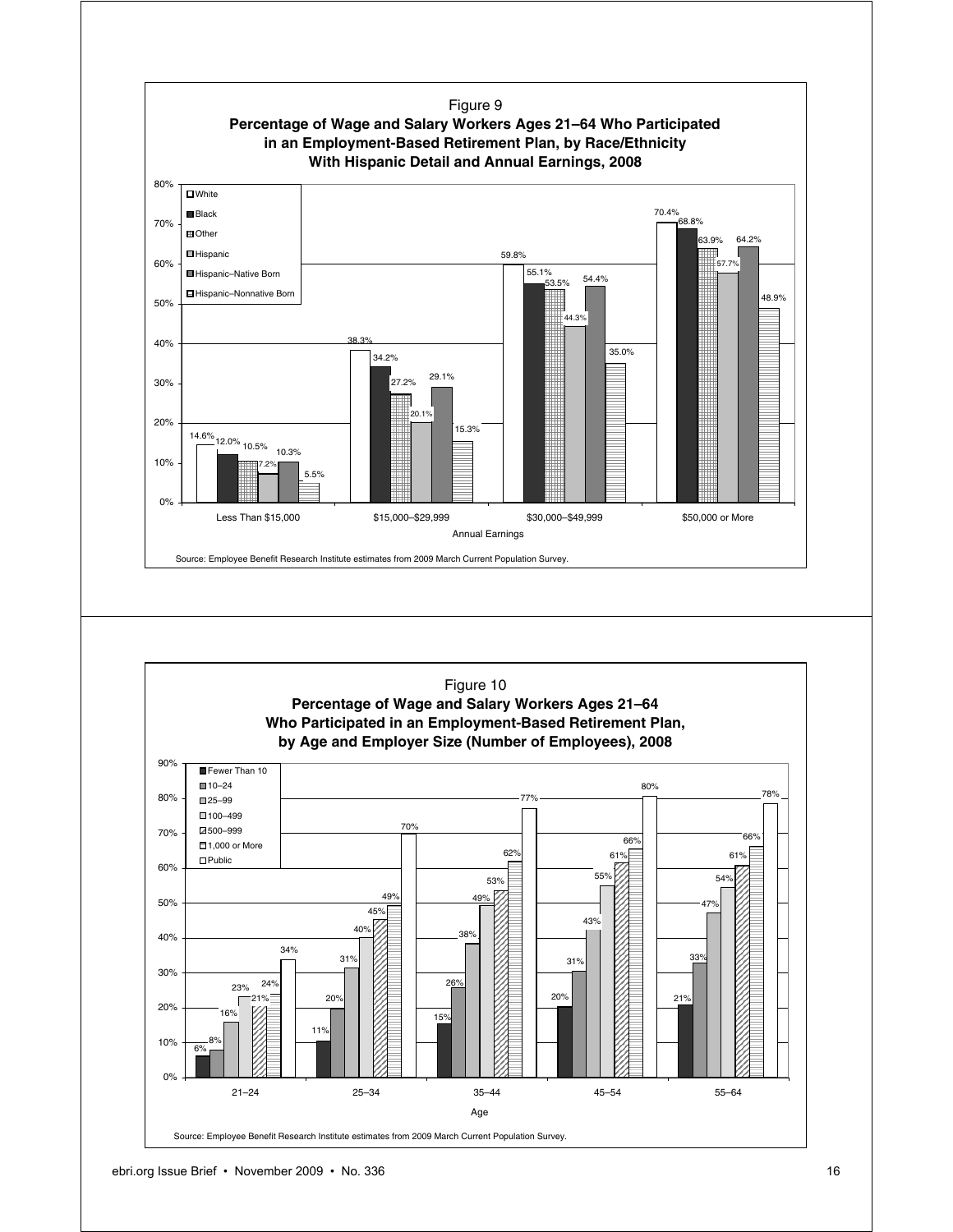Figure 9

**Percentage of Wage and Salary Workers Ages 21–64 Who Participated in an Employment-Based Retirement Plan, by Race/Ethnicity With Hispanic Detail and Annual Earnings, 2008**

| Annual Earnings | White | Black | Other | Hispanic | Hispanic–Native Born | Hispanic–Nonnative Born |
|---|---|---|---|---|---|---|
| Less Than $15,000 | 14.6% | 12.0% | 10.5% | 7.2% | 10.3% | 5.5% |
| $15,000–$29,999 | 38.3% | 34.2% | 27.2% | 20.1% | 29.1% | 15.3% |
| $30,000–$49,999 | 59.8% | 55.1% | 53.5% | 44.3% | 54.4% | 35.0% |
| $50,000 or More | 70.4% | 68.8% | 63.9% | 57.7% | 64.2% | 48.9% |

Source: Employee Benefit Research Institute estimates from 2009 March Current Population Survey.

Figure 10

**Percentage of Wage and Salary Workers Ages 21–64 Who Participated in an Employment-Based Retirement Plan, by Age and Employer Size (Number of Employees), 2008**

| Age | Fewer Than 10 | 10–24 | 25–99 | 100–499 | 500–999 | 1,000 or More | Public |
|---|---|---|---|---|---|---|---|
| 21–24 | 6% | 8% | 16% | 23% | 21% | 24% | 34% |
| 25–34 | 11% | 20% | 31% | 40% | 45% | 49% | 70% |
| 35–44 | 15% | 26% | 38% | 49% | 53% | 62% | 77% |
| 45–54 | 20% | 31% | 43% | 55% | 61% | 66% | 80% |
| 55–64 | 21% | 33% | 47% | 54% | 61% | 66% | 78% |

Source: Employee Benefit Research Institute estimates from 2009 March Current Population Survey.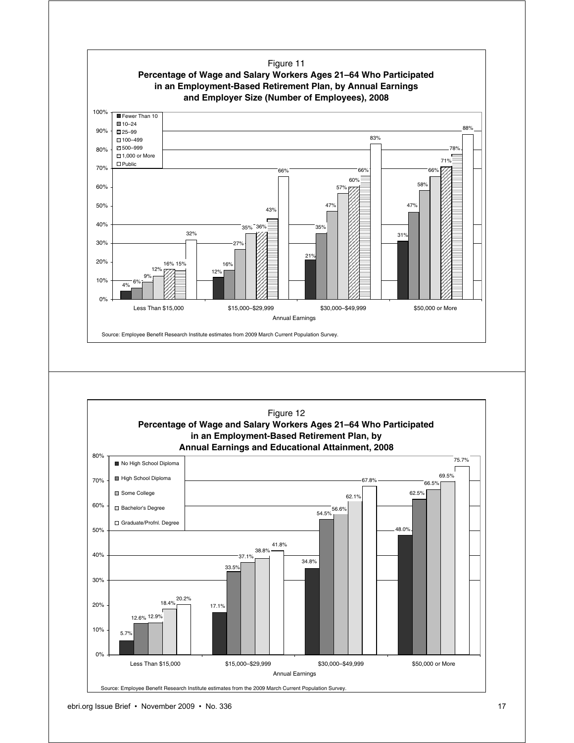Figure 11

**Percentage of Wage and Salary Workers Ages 21–64 Who Participated in an Employment-Based Retirement Plan, by Annual Earnings and Employer Size (Number of Employees), 2008**

| Annual Earnings | Fewer Than 10 | 10–24 | 25–99 | 100–499 | 500–999 | 1,000 or More | Public |
|---|---|---|---|---|---|---|---|
| Less Than $15,000 | 4% | 6% | 9% | 12% | 16% | 15% | 32% |
| $15,000–$29,999 | 12% | 16% | 27% | 35% | 36% | 43% | 66% |
| $30,000–$49,999 | 21% | 35% | 47% | 57% | 60% | 66% | 83% |
| $50,000 or More | 31% | 47% | 58% | 66% | 71% | 78% | 88% |

Source: Employee Benefit Research Institute estimates from 2009 March Current Population Survey.

Figure 12

**Percentage of Wage and Salary Workers Ages 21–64 Who Participated in an Employment-Based Retirement Plan, by Annual Earnings and Educational Attainment, 2008**

| Annual Earnings | No High School Diploma | High School Diploma | Some College | Bachelor's Degree | Graduate/Profnl. Degree |
|---|---|---|---|---|---|
| Less Than $15,000 | 5.7% | 12.6% | 12.9% | 18.4% | 20.2% |
| $15,000–$29,999 | 17.1% | 33.5% | 37.1% | 38.8% | 41.8% |
| $30,000–$49,999 | 34.8% | 54.5% | 56.6% | 62.1% | 67.8% |
| $50,000 or More | 48.0% | 62.5% | 66.5% | 69.5% | 75.7% |

Source: Employee Benefit Research Institute estimates from the 2009 March Current Population Survey.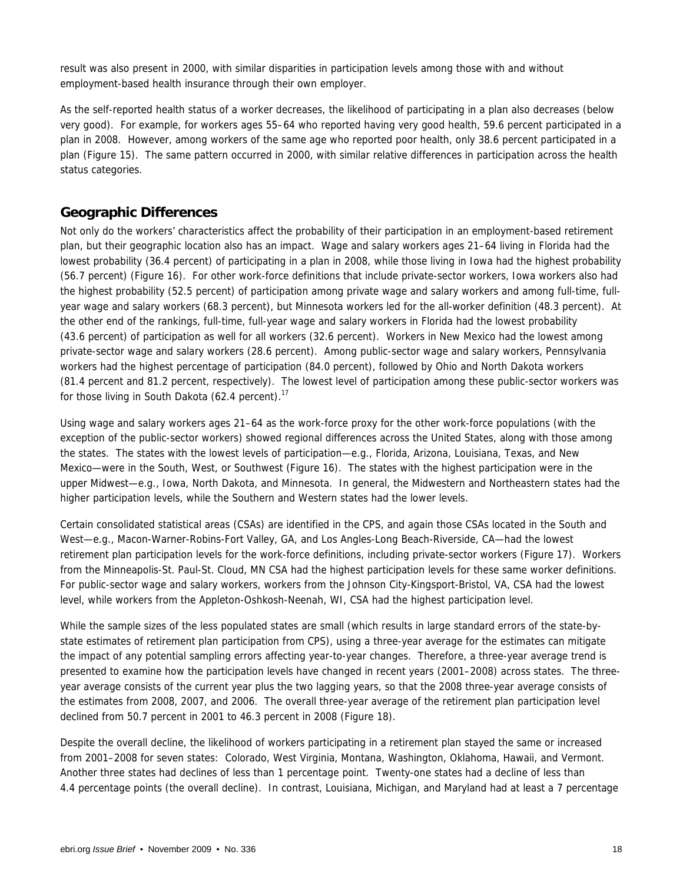result was also present in 2000, with similar disparities in participation levels among those with and without employment-based health insurance through their own employer.

As the self-reported health status of a worker decreases, the likelihood of participating in a plan also decreases (below very good). For example, for workers ages 55–64 who reported having very good health, 59.6 percent participated in a plan in 2008. However, among workers of the same age who reported poor health, only 38.6 percent participated in a plan (Figure 15). The same pattern occurred in 2000, with similar relative differences in participation across the health status categories.

## Geographic Differences

Not only do the workers' characteristics affect the probability of their participation in an employment-based retirement plan, but their geographic location also has an impact. Wage and salary workers ages 21–64 living in Florida had the lowest probability (36.4 percent) of participating in a plan in 2008, while those living in Iowa had the highest probability (56.7 percent) (Figure 16). For other work-force definitions that include private-sector workers, Iowa workers also had the highest probability (52.5 percent) of participation among private wage and salary workers and among full-time, full-year wage and salary workers (68.3 percent), but Minnesota workers led for the all-worker definition (48.3 percent). At the other end of the rankings, full-time, full-year wage and salary workers in Florida had the lowest probability (43.6 percent) of participation as well for all workers (32.6 percent). Workers in New Mexico had the lowest among private-sector wage and salary workers (28.6 percent). Among public-sector wage and salary workers, Pennsylvania workers had the highest percentage of participation (84.0 percent), followed by Ohio and North Dakota workers (81.4 percent and 81.2 percent, respectively). The lowest level of participation among these public-sector workers was for those living in South Dakota (62.4 percent).[17]

Using wage and salary workers ages 21–64 as the work-force proxy for the other work-force populations (with the exception of the public-sector workers) showed regional differences across the United States, along with those among the states. The states with the lowest levels of participation—e.g., Florida, Arizona, Louisiana, Texas, and New Mexico—were in the South, West, or Southwest (Figure 16). The states with the highest participation were in the upper Midwest—e.g., Iowa, North Dakota, and Minnesota. In general, the Midwestern and Northeastern states had the higher participation levels, while the Southern and Western states had the lower levels.

Certain consolidated statistical areas (CSAs) are identified in the CPS, and again those CSAs located in the South and West—e.g., Macon-Warner-Robins-Fort Valley, GA, and Los Angles-Long Beach-Riverside, CA—had the lowest retirement plan participation levels for the work-force definitions, including private-sector workers (Figure 17). Workers from the Minneapolis-St. Paul-St. Cloud, MN CSA had the highest participation levels for these same worker definitions. For public-sector wage and salary workers, workers from the Johnson City-Kingsport-Bristol, VA, CSA had the lowest level, while workers from the Appleton-Oshkosh-Neenah, WI, CSA had the highest participation level.

While the sample sizes of the less populated states are small (which results in large standard errors of the state-by-state estimates of retirement plan participation from CPS), using a three-year average for the estimates can mitigate the impact of any potential sampling errors affecting year-to-year changes. Therefore, a three-year average trend is presented to examine how the participation levels have changed in recent years (2001–2008) across states. The three-year average consists of the current year plus the two lagging years, so that the 2008 three-year average consists of the estimates from 2008, 2007, and 2006. The overall three-year average of the retirement plan participation level declined from 50.7 percent in 2001 to 46.3 percent in 2008 (Figure 18).

Despite the overall decline, the likelihood of workers participating in a retirement plan stayed the same or increased from 2001–2008 for seven states: Colorado, West Virginia, Montana, Washington, Oklahoma, Hawaii, and Vermont. Another three states had declines of less than 1 percentage point. Twenty-one states had a decline of less than 4.4 percentage points (the overall decline). In contrast, Louisiana, Michigan, and Maryland had at least a 7 percentage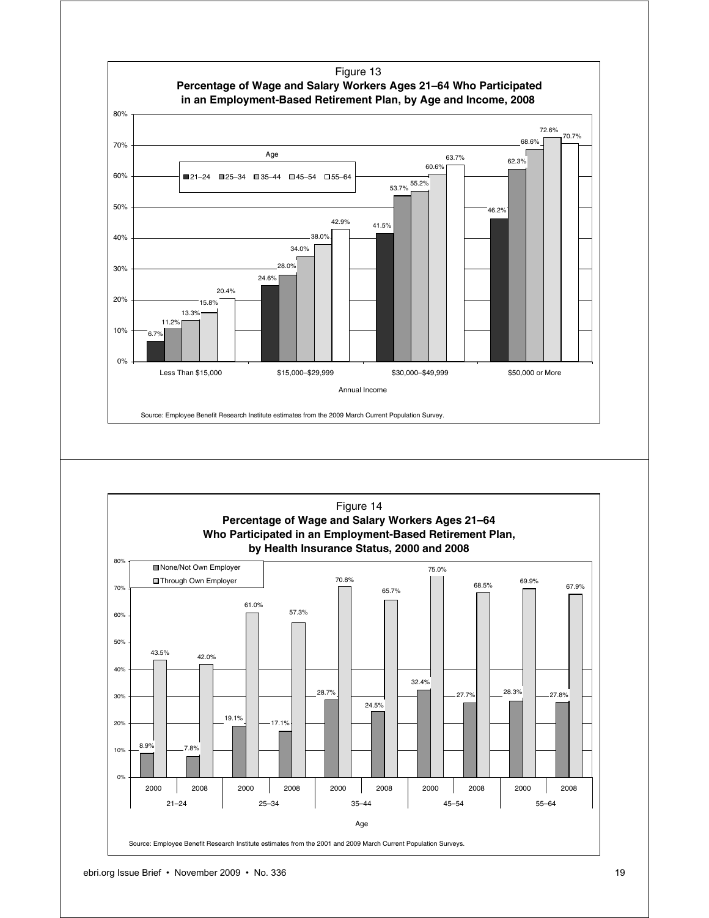Figure 13

**Percentage of Wage and Salary Workers Ages 21–64 Who Participated in an Employment-Based Retirement Plan, by Age and Income, 2008**

| Annual Income | 21–24 | 25–34 | 35–44 | 45–54 | 55–64 |
|---|---|---|---|---|---|
| Less Than $15,000 | 6.7% | 11.2% | 13.3% | 15.8% | 20.4% |
| $15,000–$29,999 | 24.6% | 28.0% | 34.0% | 38.0% | 42.9% |
| $30,000–$49,999 | 41.5% | 53.7% | 55.2% | 60.6% | 63.7% |
| $50,000 or More | 46.2% | 62.3% | 68.6% | 72.6% | 70.7% |

Source: Employee Benefit Research Institute estimates from the 2009 March Current Population Survey.

Figure 14

**Percentage of Wage and Salary Workers Ages 21–64 Who Participated in an Employment-Based Retirement Plan, by Health Insurance Status, 2000 and 2008**

| Age | Year | None/Not Own Employer | Through Own Employer |
|---|---|---|---|
| 21–24 | 2000 | 8.9% | 43.5% |
| | 2008 | 7.8% | 42.0% |
| 25–34 | 2000 | 19.1% | 61.0% |
| | 2008 | 17.1% | 57.3% |
| 35–44 | 2000 | 28.7% | 70.8% |
| | 2008 | 24.5% | 65.7% |
| 45–54 | 2000 | 32.4% | 75.0% |
| | 2008 | 27.7% | 68.5% |
| 55–64 | 2000 | 28.3% | 69.9% |
| | 2008 | 27.8% | 67.9% |

Source: Employee Benefit Research Institute estimates from the 2001 and 2009 March Current Population Surveys.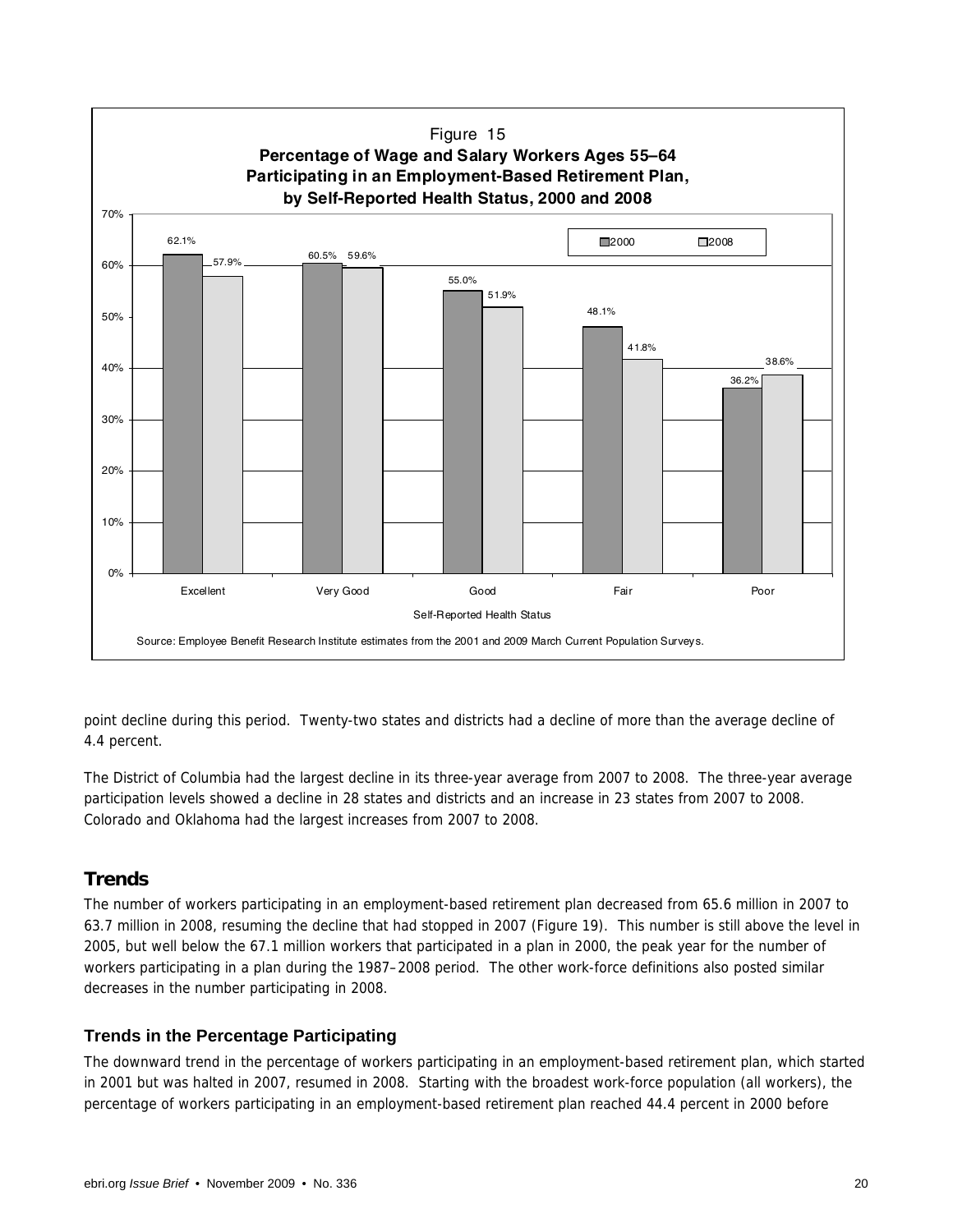Figure 15
**Percentage of Wage and Salary Workers Ages 55–64 Participating in an Employment-Based Retirement Plan, by Self-Reported Health Status, 2000 and 2008**

| Self-Reported Health Status | 2000 | 2008 |
|---|---|---|
| Excellent | 62.1% | 57.9% |
| Very Good | 60.5% | 59.6% |
| Good | 55.0% | 51.9% |
| Fair | 48.1% | 41.8% |
| Poor | 36.2% | 38.6% |

Source: Employee Benefit Research Institute estimates from the 2001 and 2009 March Current Population Surveys.

point decline during this period. Twenty-two states and districts had a decline of more than the average decline of 4.4 percent.

The District of Columbia had the largest decline in its three-year average from 2007 to 2008. The three-year average participation levels showed a decline in 28 states and districts and an increase in 23 states from 2007 to 2008. Colorado and Oklahoma had the largest increases from 2007 to 2008.

## Trends

The number of workers participating in an employment-based retirement plan decreased from 65.6 million in 2007 to 63.7 million in 2008, resuming the decline that had stopped in 2007 (Figure 19). This number is still above the level in 2005, but well below the 67.1 million workers that participated in a plan in 2000, the peak year for the number of workers participating in a plan during the 1987–2008 period. The other work-force definitions also posted similar decreases in the number participating in 2008.

### Trends in the Percentage Participating

The downward trend in the percentage of workers participating in an employment-based retirement plan, which started in 2001 but was halted in 2007, resumed in 2008. Starting with the broadest work-force population (all workers), the percentage of workers participating in an employment-based retirement plan reached 44.4 percent in 2000 before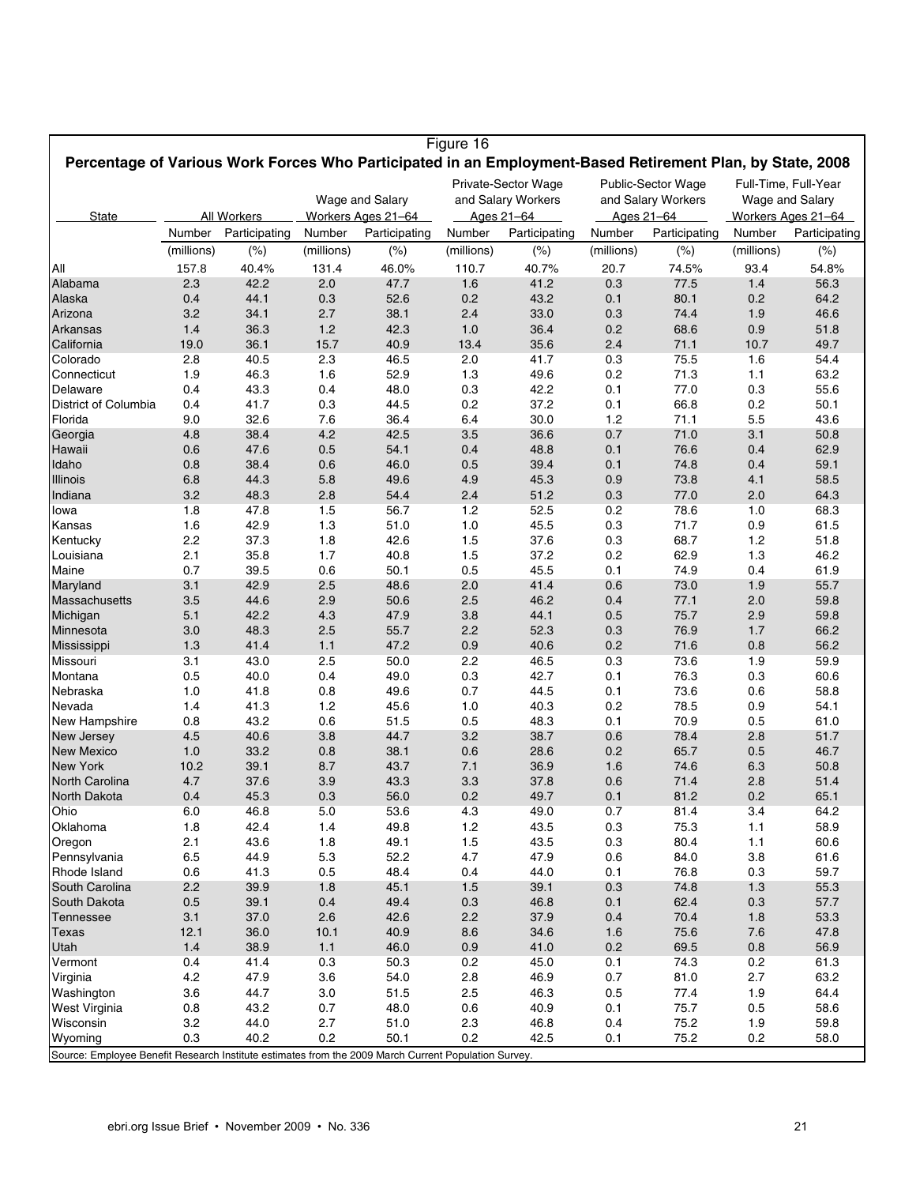Figure 16

**Percentage of Various Work Forces Who Participated in an Employment-Based Retirement Plan, by State, 2008**

| State | All Workers | | Wage and Salary Workers Ages 21–64 | | Private-Sector Wage and Salary Workers Ages 21–64 | | Public-Sector Wage and Salary Workers Ages 21–64 | | Full-Time, Full-Year Wage and Salary Workers Ages 21–64 | |
|---|---|---|---|---|---|---|---|---|---|---|
| | Number | Participating | Number | Participating | Number | Participating | Number | Participating | Number | Participating |
| | (millions) | (%) | (millions) | (%) | (millions) | (%) | (millions) | (%) | (millions) | (%) |
| All | 157.8 | 40.4% | 131.4 | 46.0% | 110.7 | 40.7% | 20.7 | 74.5% | 93.4 | 54.8% |
| Alabama | 2.3 | 42.2 | 2.0 | 47.7 | 1.6 | 41.2 | 0.3 | 77.5 | 1.4 | 56.3 |
| Alaska | 0.4 | 44.1 | 0.3 | 52.6 | 0.2 | 43.2 | 0.1 | 80.1 | 0.2 | 64.2 |
| Arizona | 3.2 | 34.1 | 2.7 | 38.1 | 2.4 | 33.0 | 0.3 | 74.4 | 1.9 | 46.6 |
| Arkansas | 1.4 | 36.3 | 1.2 | 42.3 | 1.0 | 36.4 | 0.2 | 68.6 | 0.9 | 51.8 |
| California | 19.0 | 36.1 | 15.7 | 40.9 | 13.4 | 35.6 | 2.4 | 71.1 | 10.7 | 49.7 |
| Colorado | 2.8 | 40.5 | 2.3 | 46.5 | 2.0 | 41.7 | 0.3 | 75.5 | 1.6 | 54.4 |
| Connecticut | 1.9 | 46.3 | 1.6 | 52.9 | 1.3 | 49.6 | 0.2 | 71.3 | 1.1 | 63.2 |
| Delaware | 0.4 | 43.3 | 0.4 | 48.0 | 0.3 | 42.2 | 0.1 | 77.0 | 0.3 | 55.6 |
| District of Columbia | 0.4 | 41.7 | 0.3 | 44.5 | 0.2 | 37.2 | 0.1 | 66.8 | 0.2 | 50.1 |
| Florida | 9.0 | 32.6 | 7.6 | 36.4 | 6.4 | 30.0 | 1.2 | 71.1 | 5.5 | 43.6 |
| Georgia | 4.8 | 38.4 | 4.2 | 42.5 | 3.5 | 36.6 | 0.7 | 71.0 | 3.1 | 50.8 |
| Hawaii | 0.6 | 47.6 | 0.5 | 54.1 | 0.4 | 48.8 | 0.1 | 76.6 | 0.4 | 62.9 |
| Idaho | 0.8 | 38.4 | 0.6 | 46.0 | 0.5 | 39.4 | 0.1 | 74.8 | 0.4 | 59.1 |
| Illinois | 6.8 | 44.3 | 5.8 | 49.6 | 4.9 | 45.3 | 0.9 | 73.8 | 4.1 | 58.5 |
| Indiana | 3.2 | 48.3 | 2.8 | 54.4 | 2.4 | 51.2 | 0.3 | 77.0 | 2.0 | 64.3 |
| Iowa | 1.8 | 47.8 | 1.5 | 56.7 | 1.2 | 52.5 | 0.2 | 78.6 | 1.0 | 68.3 |
| Kansas | 1.6 | 42.9 | 1.3 | 51.0 | 1.0 | 45.5 | 0.3 | 71.7 | 0.9 | 61.5 |
| Kentucky | 2.2 | 37.3 | 1.8 | 42.6 | 1.5 | 37.6 | 0.3 | 68.7 | 1.2 | 51.8 |
| Louisiana | 2.1 | 35.8 | 1.7 | 40.8 | 1.5 | 37.2 | 0.2 | 62.9 | 1.3 | 46.2 |
| Maine | 0.7 | 39.5 | 0.6 | 50.1 | 0.5 | 45.5 | 0.1 | 74.9 | 0.4 | 61.9 |
| Maryland | 3.1 | 42.9 | 2.5 | 48.6 | 2.0 | 41.4 | 0.6 | 73.0 | 1.9 | 55.7 |
| Massachusetts | 3.5 | 44.6 | 2.9 | 50.6 | 2.5 | 46.2 | 0.4 | 77.1 | 2.0 | 59.8 |
| Michigan | 5.1 | 42.2 | 4.3 | 47.9 | 3.8 | 44.1 | 0.5 | 75.7 | 2.9 | 59.8 |
| Minnesota | 3.0 | 48.3 | 2.5 | 55.7 | 2.2 | 52.3 | 0.3 | 76.9 | 1.7 | 66.2 |
| Mississippi | 1.3 | 41.4 | 1.1 | 47.2 | 0.9 | 40.6 | 0.2 | 71.6 | 0.8 | 56.2 |
| Missouri | 3.1 | 43.0 | 2.5 | 50.0 | 2.2 | 46.5 | 0.3 | 73.6 | 1.9 | 59.9 |
| Montana | 0.5 | 40.0 | 0.4 | 49.0 | 0.3 | 42.7 | 0.1 | 76.3 | 0.3 | 60.6 |
| Nebraska | 1.0 | 41.8 | 0.8 | 49.6 | 0.7 | 44.5 | 0.1 | 73.6 | 0.6 | 58.8 |
| Nevada | 1.4 | 41.3 | 1.2 | 45.6 | 1.0 | 40.3 | 0.2 | 78.5 | 0.9 | 54.1 |
| New Hampshire | 0.8 | 43.2 | 0.6 | 51.5 | 0.5 | 48.3 | 0.1 | 70.9 | 0.5 | 61.0 |
| New Jersey | 4.5 | 40.6 | 3.8 | 44.7 | 3.2 | 38.7 | 0.6 | 78.4 | 2.8 | 51.7 |
| New Mexico | 1.0 | 33.2 | 0.8 | 38.1 | 0.6 | 28.6 | 0.2 | 65.7 | 0.5 | 46.7 |
| New York | 10.2 | 39.1 | 8.7 | 43.7 | 7.1 | 36.9 | 1.6 | 74.6 | 6.3 | 50.8 |
| North Carolina | 4.7 | 37.6 | 3.9 | 43.3 | 3.3 | 37.8 | 0.6 | 71.4 | 2.8 | 51.4 |
| North Dakota | 0.4 | 45.3 | 0.3 | 56.0 | 0.2 | 49.7 | 0.1 | 81.2 | 0.2 | 65.1 |
| Ohio | 6.0 | 46.8 | 5.0 | 53.6 | 4.3 | 49.0 | 0.7 | 81.4 | 3.4 | 64.2 |
| Oklahoma | 1.8 | 42.4 | 1.4 | 49.8 | 1.2 | 43.5 | 0.3 | 75.3 | 1.1 | 58.9 |
| Oregon | 2.1 | 43.6 | 1.8 | 49.1 | 1.5 | 43.5 | 0.3 | 80.4 | 1.1 | 60.6 |
| Pennsylvania | 6.5 | 44.9 | 5.3 | 52.2 | 4.7 | 47.9 | 0.6 | 84.0 | 3.8 | 61.6 |
| Rhode Island | 0.6 | 41.3 | 0.5 | 48.4 | 0.4 | 44.0 | 0.1 | 76.8 | 0.3 | 59.7 |
| South Carolina | 2.2 | 39.9 | 1.8 | 45.1 | 1.5 | 39.1 | 0.3 | 74.8 | 1.3 | 55.3 |
| South Dakota | 0.5 | 39.1 | 0.4 | 49.4 | 0.3 | 46.8 | 0.1 | 62.4 | 0.3 | 57.7 |
| Tennessee | 3.1 | 37.0 | 2.6 | 42.6 | 2.2 | 37.9 | 0.4 | 70.4 | 1.8 | 53.3 |
| Texas | 12.1 | 36.0 | 10.1 | 40.9 | 8.6 | 34.6 | 1.6 | 75.6 | 7.6 | 47.8 |
| Utah | 1.4 | 38.9 | 1.1 | 46.0 | 0.9 | 41.0 | 0.2 | 69.5 | 0.8 | 56.9 |
| Vermont | 0.4 | 41.4 | 0.3 | 50.3 | 0.2 | 45.0 | 0.1 | 74.3 | 0.2 | 61.3 |
| Virginia | 4.2 | 47.9 | 3.6 | 54.0 | 2.8 | 46.9 | 0.7 | 81.0 | 2.7 | 63.2 |
| Washington | 3.6 | 44.7 | 3.0 | 51.5 | 2.5 | 46.3 | 0.5 | 77.4 | 1.9 | 64.4 |
| West Virginia | 0.8 | 43.2 | 0.7 | 48.0 | 0.6 | 40.9 | 0.1 | 75.7 | 0.5 | 58.6 |
| Wisconsin | 3.2 | 44.0 | 2.7 | 51.0 | 2.3 | 46.8 | 0.4 | 75.2 | 1.9 | 59.8 |
| Wyoming | 0.3 | 40.2 | 0.2 | 50.1 | 0.2 | 42.5 | 0.1 | 75.2 | 0.2 | 58.0 |

Source: Employee Benefit Research Institute estimates from the 2009 March Current Population Survey.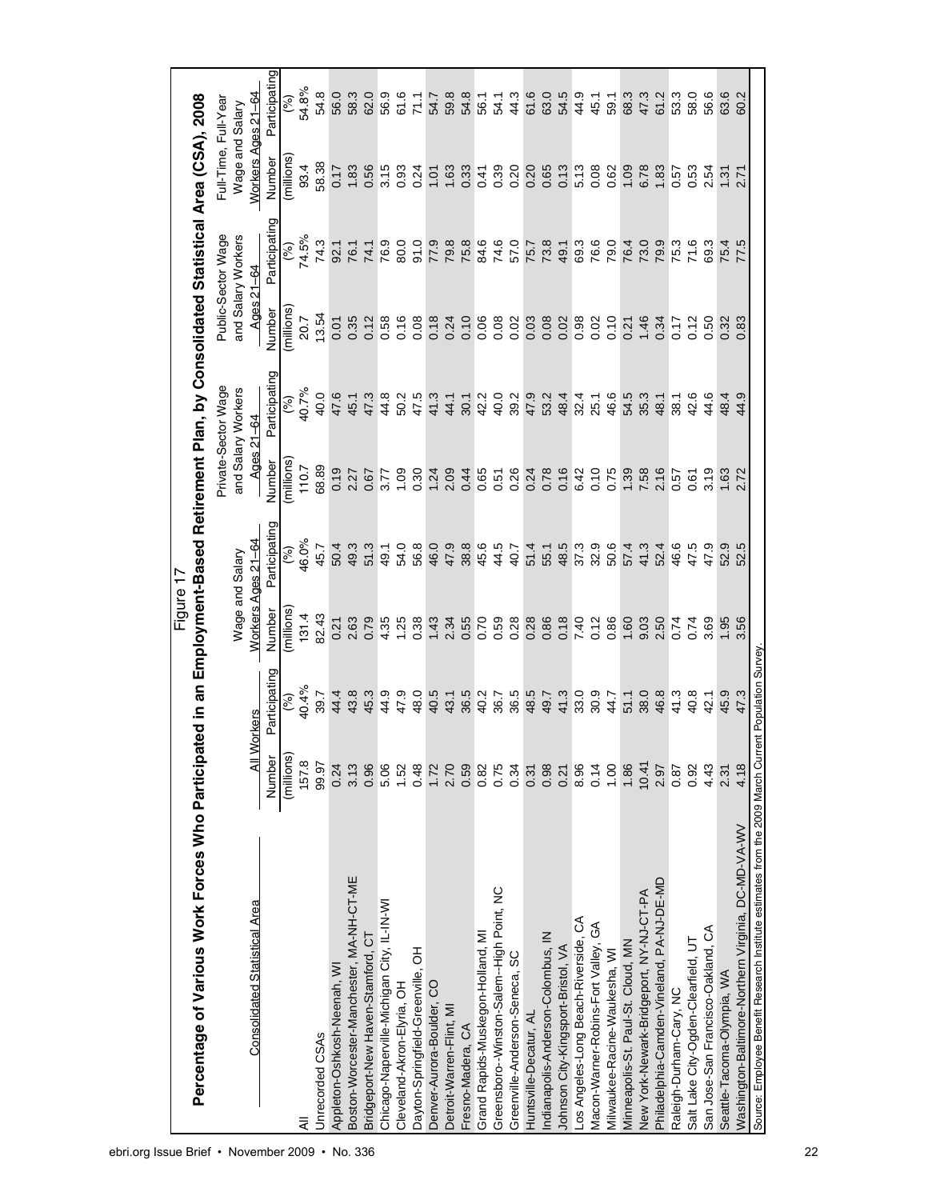Figure 17

**Percentage of Various Work Forces Who Participated in an Employment-Based Retirement Plan, by Consolidated Statistical Area (CSA), 2008**

| Consolidated Statistical Area | All Workers | | Wage and Salary Workers Ages 21–64 | | Private-Sector Wage and Salary Workers Ages 21–64 | | Public-Sector Wage and Salary Workers Ages 21–64 | | Full-Time, Full-Year Wage and Salary Workers Ages 21–64 | |
|---|---|---|---|---|---|---|---|---|---|---|
| | Number | Participating | Number | Participating | Number | Participating | Number | Participating | Number | Participating |
| | (millions) | (%) | (millions) | (%) | (millions) | (%) | (millions) | (%) | (millions) | (%) |
| All | 157.8 | 40.4% | 131.4 | 46.0% | 110.7 | 40.7% | 20.7 | 74.5% | 93.4 | 54.8% |
| Unrecorded CSAs | 99.97 | 39.7 | 82.43 | 45.7 | 68.89 | 40.0 | 13.54 | 74.3 | 58.38 | 54.8 |
| Appleton-Oshkosh-Neenah, WI | 0.24 | 44.4 | 0.21 | 50.4 | 0.19 | 47.6 | 0.01 | 92.1 | 0.17 | 56.0 |
| Boston-Worcester-Manchester, MA-NH-CT-ME | 3.13 | 43.8 | 2.63 | 49.3 | 2.27 | 45.1 | 0.35 | 76.1 | 1.83 | 58.3 |
| Bridgeport-New Haven-Stamford, CT | 0.96 | 45.3 | 0.79 | 51.3 | 0.67 | 47.3 | 0.12 | 74.1 | 0.56 | 62.0 |
| Chicago-Naperville-Michigan City, IL-IN-WI | 5.06 | 44.9 | 4.35 | 49.1 | 3.77 | 44.8 | 0.58 | 76.9 | 3.15 | 56.9 |
| Cleveland-Akron-Elyria, OH | 1.52 | 47.9 | 1.25 | 54.0 | 1.09 | 50.2 | 0.16 | 80.0 | 0.93 | 61.6 |
| Dayton-Springfield-Greenville, OH | 0.48 | 48.0 | 0.38 | 56.8 | 0.30 | 47.5 | 0.08 | 91.0 | 0.24 | 71.1 |
| Denver-Aurora-Boulder, CO | 1.72 | 40.5 | 1.43 | 46.0 | 1.24 | 41.3 | 0.18 | 77.9 | 1.01 | 54.7 |
| Detroit-Warren-Flint, MI | 2.70 | 43.1 | 2.34 | 47.9 | 2.09 | 44.1 | 0.24 | 79.8 | 1.63 | 59.8 |
| Fresno-Madera, CA | 0.59 | 36.5 | 0.55 | 38.8 | 0.44 | 30.1 | 0.10 | 75.8 | 0.33 | 54.8 |
| Grand Rapids-Muskegon-Holland, MI | 0.82 | 40.2 | 0.70 | 45.6 | 0.65 | 42.2 | 0.06 | 84.6 | 0.41 | 56.1 |
| Greensboro--Winston-Salem--High Point, NC | 0.75 | 36.7 | 0.59 | 44.5 | 0.51 | 40.0 | 0.08 | 74.6 | 0.39 | 54.1 |
| Greenville-Anderson-Seneca, SC | 0.34 | 36.5 | 0.28 | 40.7 | 0.26 | 39.2 | 0.02 | 57.0 | 0.20 | 44.3 |
| Huntsville-Decatur, AL | 0.31 | 48.5 | 0.28 | 51.4 | 0.24 | 47.9 | 0.03 | 75.7 | 0.20 | 61.6 |
| Indianapolis-Anderson-Colombus, IN | 0.98 | 49.7 | 0.86 | 55.1 | 0.78 | 53.2 | 0.08 | 73.8 | 0.65 | 63.0 |
| Johnson City-Kingsport-Bristol, VA | 0.21 | 41.3 | 0.18 | 48.5 | 0.16 | 48.4 | 0.02 | 49.1 | 0.13 | 54.5 |
| Los Angeles-Long Beach-Riverside, CA | 8.96 | 33.0 | 7.40 | 37.3 | 6.42 | 32.4 | 0.98 | 69.3 | 5.13 | 44.9 |
| Macon-Warner-Robins-Fort Valley, GA | 0.14 | 30.9 | 0.12 | 32.9 | 0.10 | 25.1 | 0.02 | 76.6 | 0.08 | 45.1 |
| Milwaukee-Racine-Waukesha, WI | 1.00 | 44.7 | 0.86 | 50.6 | 0.75 | 46.6 | 0.10 | 79.0 | 0.62 | 59.1 |
| Minneapolis-St. Paul-St. Cloud, MN | 1.86 | 51.1 | 1.60 | 57.4 | 1.39 | 54.5 | 0.21 | 76.4 | 1.09 | 68.3 |
| New York-Newark-Bridgeport, NY-NJ-CT-PA | 10.41 | 38.0 | 9.03 | 41.3 | 7.58 | 35.3 | 1.46 | 73.0 | 6.78 | 47.3 |
| Philadelphia-Camden-Vineland, PA-NJ-DE-MD | 2.97 | 46.8 | 2.50 | 52.4 | 2.16 | 48.1 | 0.34 | 79.9 | 1.83 | 61.2 |
| Raleigh-Durham-Cary, NC | 0.87 | 41.3 | 0.74 | 46.6 | 0.57 | 38.1 | 0.17 | 75.3 | 0.57 | 53.3 |
| Salt Lake City-Ogden-Clearfield, UT | 0.92 | 40.8 | 0.74 | 47.5 | 0.61 | 42.6 | 0.12 | 71.6 | 0.53 | 58.0 |
| San Jose-San Francisco-Oakland, CA | 4.43 | 42.1 | 3.69 | 47.9 | 3.19 | 44.6 | 0.50 | 69.3 | 2.54 | 56.6 |
| Seattle-Tacoma-Olympia, WA | 2.31 | 45.9 | 1.95 | 52.9 | 1.63 | 48.4 | 0.32 | 75.4 | 1.31 | 63.6 |
| Washington-Baltimore-Northern Virginia, DC-MD-VA-WV | 4.18 | 47.3 | 3.56 | 52.5 | 2.72 | 44.9 | 0.83 | 77.5 | 2.71 | 60.2 |

Source: Employee Benefit Research Institute estimates from the 2009 March Current Population Survey.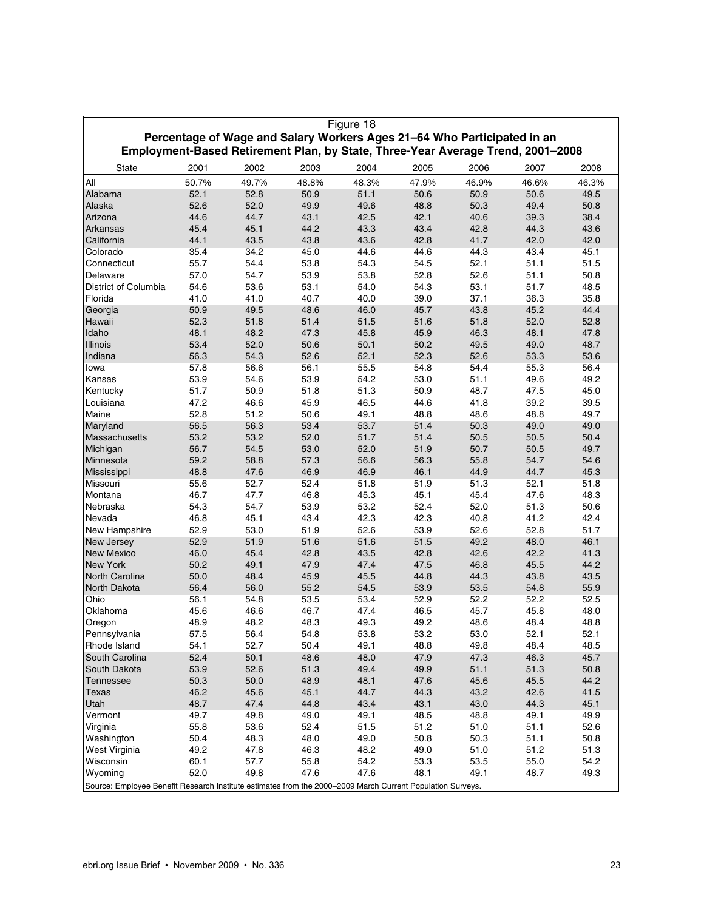Figure 18

**Percentage of Wage and Salary Workers Ages 21–64 Who Participated in an Employment-Based Retirement Plan, by State, Three-Year Average Trend, 2001–2008**

| State | 2001 | 2002 | 2003 | 2004 | 2005 | 2006 | 2007 | 2008 |
|---|---|---|---|---|---|---|---|---|
| All | 50.7% | 49.7% | 48.8% | 48.3% | 47.9% | 46.9% | 46.6% | 46.3% |
| Alabama | 52.1 | 52.8 | 50.9 | 51.1 | 50.6 | 50.9 | 50.6 | 49.5 |
| Alaska | 52.6 | 52.0 | 49.9 | 49.6 | 48.8 | 50.3 | 49.4 | 50.8 |
| Arizona | 44.6 | 44.7 | 43.1 | 42.5 | 42.1 | 40.6 | 39.3 | 38.4 |
| Arkansas | 45.4 | 45.1 | 44.2 | 43.3 | 43.4 | 42.8 | 44.3 | 43.6 |
| California | 44.1 | 43.5 | 43.8 | 43.6 | 42.8 | 41.7 | 42.0 | 42.0 |
| Colorado | 35.4 | 34.2 | 45.0 | 44.6 | 44.6 | 44.3 | 43.4 | 45.1 |
| Connecticut | 55.7 | 54.4 | 53.8 | 54.3 | 54.5 | 52.1 | 51.1 | 51.5 |
| Delaware | 57.0 | 54.7 | 53.9 | 53.8 | 52.8 | 52.6 | 51.1 | 50.8 |
| District of Columbia | 54.6 | 53.6 | 53.1 | 54.0 | 54.3 | 53.1 | 51.7 | 48.5 |
| Florida | 41.0 | 41.0 | 40.7 | 40.0 | 39.0 | 37.1 | 36.3 | 35.8 |
| Georgia | 50.9 | 49.5 | 48.6 | 46.0 | 45.7 | 43.8 | 45.2 | 44.4 |
| Hawaii | 52.3 | 51.8 | 51.4 | 51.5 | 51.6 | 51.8 | 52.0 | 52.8 |
| Idaho | 48.1 | 48.2 | 47.3 | 45.8 | 45.9 | 46.3 | 48.1 | 47.8 |
| Illinois | 53.4 | 52.0 | 50.6 | 50.1 | 50.2 | 49.5 | 49.0 | 48.7 |
| Indiana | 56.3 | 54.3 | 52.6 | 52.1 | 52.3 | 52.6 | 53.3 | 53.6 |
| Iowa | 57.8 | 56.6 | 56.1 | 55.5 | 54.8 | 54.4 | 55.3 | 56.4 |
| Kansas | 53.9 | 54.6 | 53.9 | 54.2 | 53.0 | 51.1 | 49.6 | 49.2 |
| Kentucky | 51.7 | 50.9 | 51.8 | 51.3 | 50.9 | 48.7 | 47.5 | 45.0 |
| Louisiana | 47.2 | 46.6 | 45.9 | 46.5 | 44.6 | 41.8 | 39.2 | 39.5 |
| Maine | 52.8 | 51.2 | 50.6 | 49.1 | 48.8 | 48.6 | 48.8 | 49.7 |
| Maryland | 56.5 | 56.3 | 53.4 | 53.7 | 51.4 | 50.3 | 49.0 | 49.0 |
| Massachusetts | 53.2 | 53.2 | 52.0 | 51.7 | 51.4 | 50.5 | 50.5 | 50.4 |
| Michigan | 56.7 | 54.5 | 53.0 | 52.0 | 51.9 | 50.7 | 50.5 | 49.7 |
| Minnesota | 59.2 | 58.8 | 57.3 | 56.6 | 56.3 | 55.8 | 54.7 | 54.6 |
| Mississippi | 48.8 | 47.6 | 46.9 | 46.9 | 46.1 | 44.9 | 44.7 | 45.3 |
| Missouri | 55.6 | 52.7 | 52.4 | 51.8 | 51.9 | 51.3 | 52.1 | 51.8 |
| Montana | 46.7 | 47.7 | 46.8 | 45.3 | 45.1 | 45.4 | 47.6 | 48.3 |
| Nebraska | 54.3 | 54.7 | 53.9 | 53.2 | 52.4 | 52.0 | 51.3 | 50.6 |
| Nevada | 46.8 | 45.1 | 43.4 | 42.3 | 42.3 | 40.8 | 41.2 | 42.4 |
| New Hampshire | 52.9 | 53.0 | 51.9 | 52.6 | 53.9 | 52.6 | 52.8 | 51.7 |
| New Jersey | 52.9 | 51.9 | 51.6 | 51.6 | 51.5 | 49.2 | 48.0 | 46.1 |
| New Mexico | 46.0 | 45.4 | 42.8 | 43.5 | 42.8 | 42.6 | 42.2 | 41.3 |
| New York | 50.2 | 49.1 | 47.9 | 47.4 | 47.5 | 46.8 | 45.5 | 44.2 |
| North Carolina | 50.0 | 48.4 | 45.9 | 45.5 | 44.8 | 44.3 | 43.8 | 43.5 |
| North Dakota | 56.4 | 56.0 | 55.2 | 54.5 | 53.9 | 53.5 | 54.8 | 55.9 |
| Ohio | 56.1 | 54.8 | 53.5 | 53.4 | 52.9 | 52.2 | 52.2 | 52.5 |
| Oklahoma | 45.6 | 46.6 | 46.7 | 47.4 | 46.5 | 45.7 | 45.8 | 48.0 |
| Oregon | 48.9 | 48.2 | 48.3 | 49.3 | 49.2 | 48.6 | 48.4 | 48.8 |
| Pennsylvania | 57.5 | 56.4 | 54.8 | 53.8 | 53.2 | 53.0 | 52.1 | 52.1 |
| Rhode Island | 54.1 | 52.7 | 50.4 | 49.1 | 48.8 | 49.8 | 48.4 | 48.5 |
| South Carolina | 52.4 | 50.1 | 48.6 | 48.0 | 47.9 | 47.3 | 46.3 | 45.7 |
| South Dakota | 53.9 | 52.6 | 51.3 | 49.4 | 49.9 | 51.1 | 51.3 | 50.8 |
| Tennessee | 50.3 | 50.0 | 48.9 | 48.1 | 47.6 | 45.6 | 45.5 | 44.2 |
| Texas | 46.2 | 45.6 | 45.1 | 44.7 | 44.3 | 43.2 | 42.6 | 41.5 |
| Utah | 48.7 | 47.4 | 44.8 | 43.4 | 43.1 | 43.0 | 44.3 | 45.1 |
| Vermont | 49.7 | 49.8 | 49.0 | 49.1 | 48.5 | 48.8 | 49.1 | 49.9 |
| Virginia | 55.8 | 53.6 | 52.4 | 51.5 | 51.2 | 51.0 | 51.1 | 52.6 |
| Washington | 50.4 | 48.3 | 48.0 | 49.0 | 50.8 | 50.3 | 51.1 | 50.8 |
| West Virginia | 49.2 | 47.8 | 46.3 | 48.2 | 49.0 | 51.0 | 51.2 | 51.3 |
| Wisconsin | 60.1 | 57.7 | 55.8 | 54.2 | 53.3 | 53.5 | 55.0 | 54.2 |
| Wyoming | 52.0 | 49.8 | 47.6 | 47.6 | 48.1 | 49.1 | 48.7 | 49.3 |

Source: Employee Benefit Research Institute estimates from the 2000–2009 March Current Population Surveys.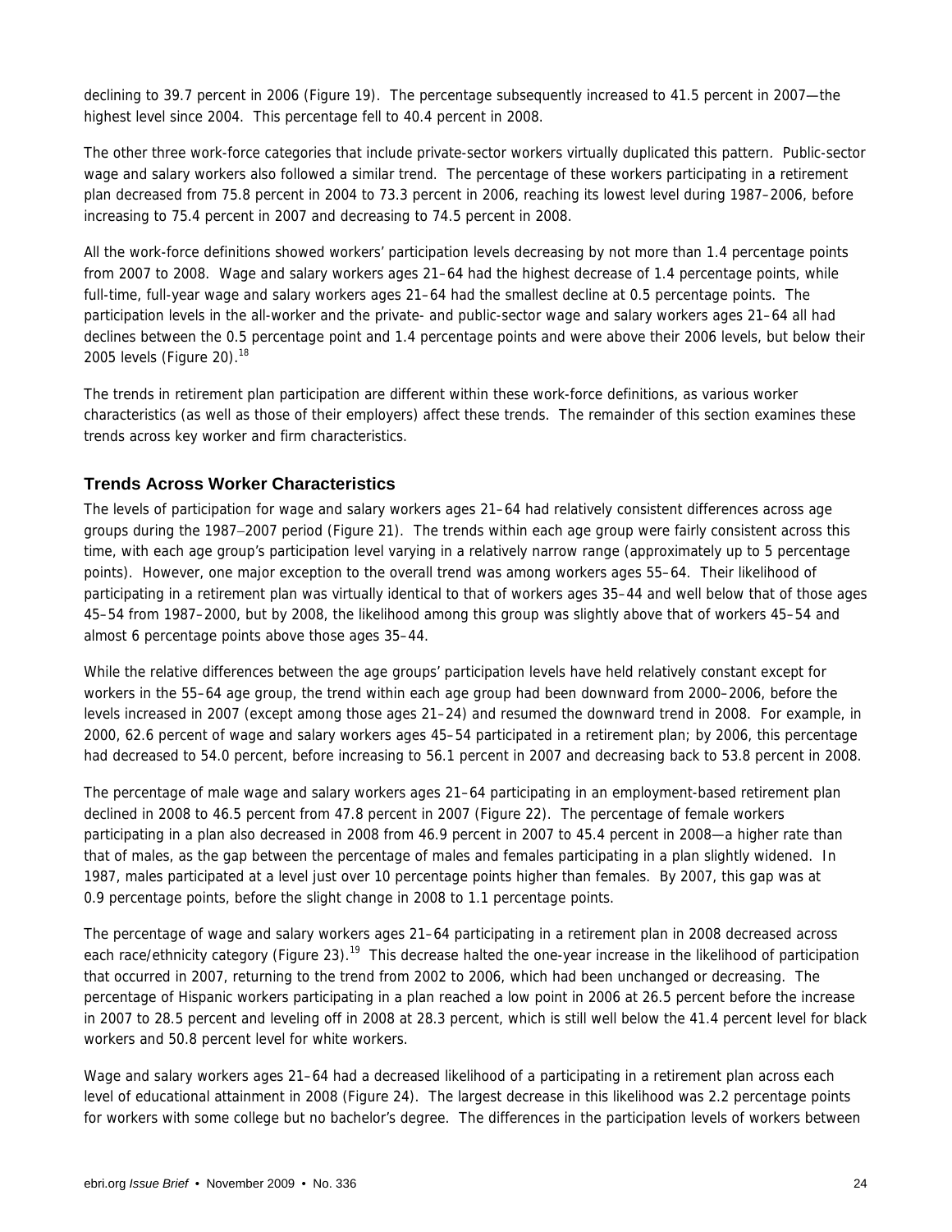declining to 39.7 percent in 2006 (Figure 19). The percentage subsequently increased to 41.5 percent in 2007—the highest level since 2004. This percentage fell to 40.4 percent in 2008.

The other three work-force categories that include private-sector workers virtually duplicated this pattern. Public-sector wage and salary workers also followed a similar trend. The percentage of these workers participating in a retirement plan decreased from 75.8 percent in 2004 to 73.3 percent in 2006, reaching its lowest level during 1987–2006, before increasing to 75.4 percent in 2007 and decreasing to 74.5 percent in 2008.

All the work-force definitions showed workers' participation levels decreasing by not more than 1.4 percentage points from 2007 to 2008. Wage and salary workers ages 21–64 had the highest decrease of 1.4 percentage points, while full-time, full-year wage and salary workers ages 21–64 had the smallest decline at 0.5 percentage points. The participation levels in the all-worker and the private- and public-sector wage and salary workers ages 21–64 all had declines between the 0.5 percentage point and 1.4 percentage points and were above their 2006 levels, but below their 2005 levels (Figure 20).[18]

The trends in retirement plan participation are different within these work-force definitions, as various worker characteristics (as well as those of their employers) affect these trends. The remainder of this section examines these trends across key worker and firm characteristics.

## Trends Across Worker Characteristics

The levels of participation for wage and salary workers ages 21–64 had relatively consistent differences across age groups during the 1987–2007 period (Figure 21). The trends within each age group were fairly consistent across this time, with each age group's participation level varying in a relatively narrow range (approximately up to 5 percentage points). However, one major exception to the overall trend was among workers ages 55–64. Their likelihood of participating in a retirement plan was virtually identical to that of workers ages 35–44 and well below that of those ages 45–54 from 1987–2000, but by 2008, the likelihood among this group was slightly above that of workers 45–54 and almost 6 percentage points above those ages 35–44.

While the relative differences between the age groups' participation levels have held relatively constant except for workers in the 55–64 age group, the trend within each age group had been downward from 2000–2006, before the levels increased in 2007 (except among those ages 21–24) and resumed the downward trend in 2008. For example, in 2000, 62.6 percent of wage and salary workers ages 45–54 participated in a retirement plan; by 2006, this percentage had decreased to 54.0 percent, before increasing to 56.1 percent in 2007 and decreasing back to 53.8 percent in 2008.

The percentage of male wage and salary workers ages 21–64 participating in an employment-based retirement plan declined in 2008 to 46.5 percent from 47.8 percent in 2007 (Figure 22). The percentage of female workers participating in a plan also decreased in 2008 from 46.9 percent in 2007 to 45.4 percent in 2008—a higher rate than that of males, as the gap between the percentage of males and females participating in a plan slightly widened. In 1987, males participated at a level just over 10 percentage points higher than females. By 2007, this gap was at 0.9 percentage points, before the slight change in 2008 to 1.1 percentage points.

The percentage of wage and salary workers ages 21–64 participating in a retirement plan in 2008 decreased across each race/ethnicity category (Figure 23).[19] This decrease halted the one-year increase in the likelihood of participation that occurred in 2007, returning to the trend from 2002 to 2006, which had been unchanged or decreasing. The percentage of Hispanic workers participating in a plan reached a low point in 2006 at 26.5 percent before the increase in 2007 to 28.5 percent and leveling off in 2008 at 28.3 percent, which is still well below the 41.4 percent level for black workers and 50.8 percent level for white workers.

Wage and salary workers ages 21–64 had a decreased likelihood of a participating in a retirement plan across each level of educational attainment in 2008 (Figure 24). The largest decrease in this likelihood was 2.2 percentage points for workers with some college but no bachelor's degree. The differences in the participation levels of workers between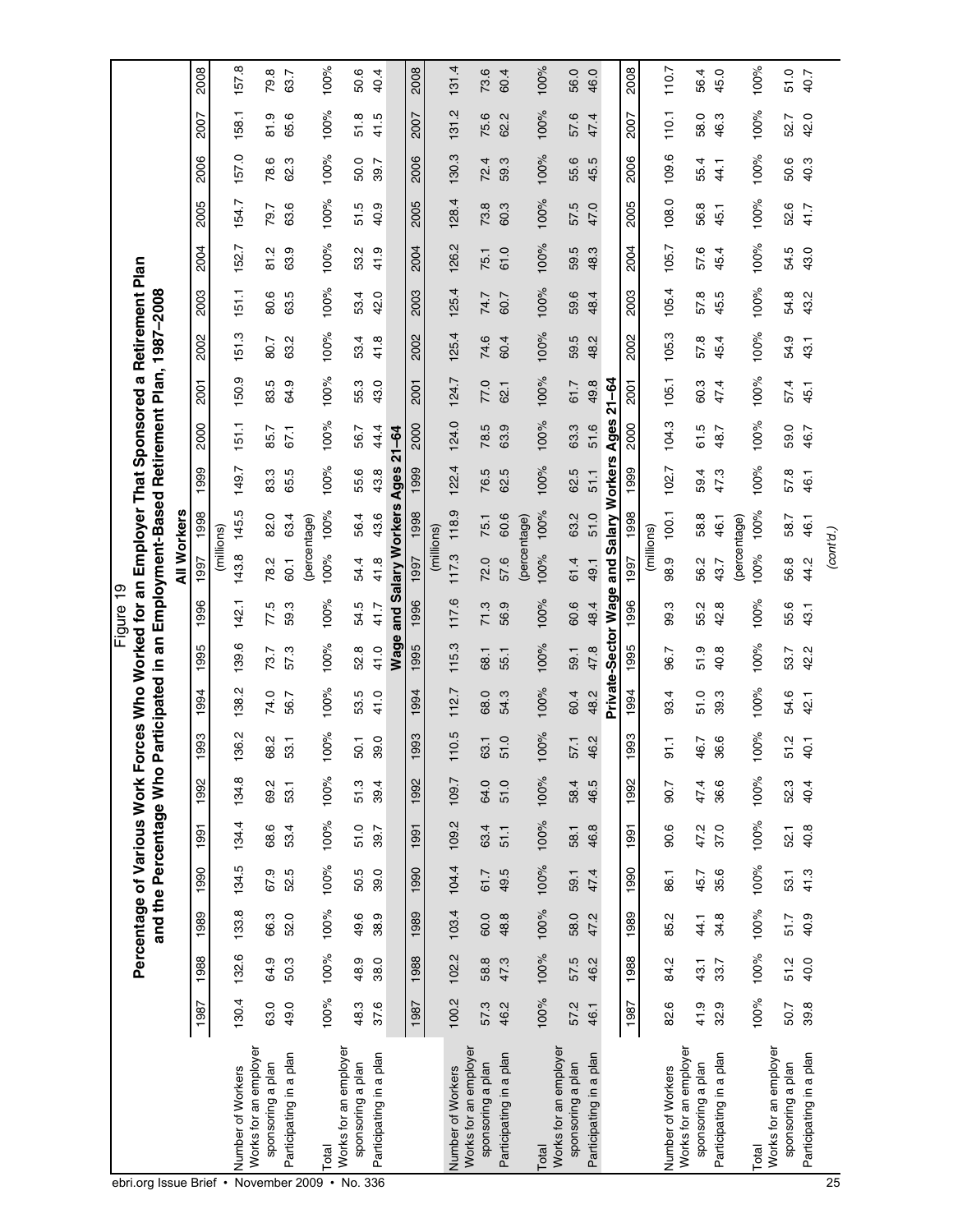# Figure 19

## Percentage of Various Work Forces Who Worked for an Employer That Sponsored a Retirement Plan and the Percentage Who Participated in an Employment-Based Retirement Plan, 1987–2008

| | 1987 | 1988 | 1989 | 1990 | 1991 | 1992 | 1993 | 1994 | 1995 | 1996 | 1997 | 1998 | 1999 | 2000 | 2001 | 2002 | 2003 | 2004 | 2005 | 2006 | 2007 | 2008 |
|---|---|---|---|---|---|---|---|---|---|---|---|---|---|---|---|---|---|---|---|---|---|---|
| **All Workers** | | | | | | | | | | | | | | | | | | | | | | |
| | (millions) | | | | | | | | | | | | | | | | | | | | | |
| Number of Workers | 130.4 | 132.6 | 133.8 | 134.5 | 134.4 | 134.8 | 136.2 | 138.2 | 139.6 | 142.1 | 143.8 | 145.5 | 149.7 | 151.1 | 150.9 | 151.3 | 151.1 | 152.7 | 154.7 | 157.0 | 158.1 | 157.8 |
| Works for an employer sponsoring a plan | 63.0 | 64.9 | 66.3 | 67.9 | 68.6 | 69.2 | 68.2 | 74.0 | 73.7 | 77.5 | 78.2 | 82.0 | 83.3 | 85.7 | 83.5 | 80.7 | 80.6 | 81.2 | 79.7 | 78.6 | 81.9 | 79.8 |
| Participating in a plan | 49.0 | 50.3 | 52.0 | 52.5 | 53.4 | 53.1 | 53.1 | 56.7 | 57.3 | 59.3 | 60.1 | 63.4 | 65.5 | 67.1 | 64.9 | 63.2 | 63.5 | 63.9 | 63.6 | 62.3 | 65.6 | 63.7 |
| | (percentage) | | | | | | | | | | | | | | | | | | | | | |
| Total | 100% | 100% | 100% | 100% | 100% | 100% | 100% | 100% | 100% | 100% | 100% | 100% | 100% | 100% | 100% | 100% | 100% | 100% | 100% | 100% | 100% | 100% |
| Works for an employer sponsoring a plan | 48.3 | 48.9 | 49.6 | 50.5 | 51.0 | 51.3 | 50.1 | 53.5 | 52.8 | 54.5 | 54.4 | 56.4 | 55.6 | 56.7 | 55.3 | 53.4 | 53.4 | 53.2 | 51.5 | 50.0 | 51.8 | 50.6 |
| Participating in a plan | 37.6 | 38.0 | 38.9 | 39.0 | 39.7 | 39.4 | 39.0 | 41.0 | 41.0 | 41.7 | 41.8 | 43.6 | 43.8 | 44.4 | 43.0 | 41.8 | 42.0 | 41.9 | 40.9 | 39.7 | 41.5 | 40.4 |
| **Wage and Salary Workers Ages 21–64** | | | | | | | | | | | | | | | | | | | | | | |
| | (millions) | | | | | | | | | | | | | | | | | | | | | |
| Number of Workers | 100.2 | 102.2 | 103.4 | 104.4 | 109.2 | 109.7 | 110.5 | 112.7 | 115.3 | 117.6 | 117.3 | 118.9 | 122.4 | 124.0 | 124.7 | 125.4 | 125.4 | 126.2 | 128.4 | 130.3 | 131.2 | 131.4 |
| Works for an employer sponsoring a plan | 57.3 | 58.8 | 60.0 | 61.7 | 63.4 | 64.0 | 63.1 | 68.0 | 68.1 | 71.3 | 72.0 | 75.1 | 76.5 | 78.5 | 77.0 | 74.6 | 74.7 | 75.1 | 73.8 | 72.4 | 75.6 | 73.6 |
| Participating in a plan | 46.2 | 47.3 | 48.8 | 49.5 | 51.1 | 51.0 | 51.0 | 54.3 | 55.1 | 56.9 | 57.6 | 60.6 | 62.5 | 63.9 | 62.1 | 60.4 | 60.7 | 61.0 | 60.3 | 59.3 | 62.2 | 60.4 |
| | (percentage) | | | | | | | | | | | | | | | | | | | | | |
| Total | 100% | 100% | 100% | 100% | 100% | 100% | 100% | 100% | 100% | 100% | 100% | 100% | 100% | 100% | 100% | 100% | 100% | 100% | 100% | 100% | 100% | 100% |
| Works for an employer sponsoring a plan | 57.2 | 57.5 | 58.0 | 59.1 | 58.1 | 58.4 | 57.1 | 60.4 | 59.1 | 60.6 | 61.4 | 63.2 | 62.5 | 63.3 | 61.7 | 59.5 | 59.6 | 59.5 | 57.5 | 55.6 | 57.6 | 56.0 |
| Participating in a plan | 46.1 | 46.2 | 47.2 | 47.4 | 46.8 | 46.5 | 46.2 | 48.2 | 47.8 | 48.4 | 49.1 | 51.0 | 51.1 | 51.6 | 49.8 | 48.2 | 48.4 | 48.3 | 47.0 | 45.5 | 47.4 | 46.0 |
| **Private-Sector Wage and Salary Workers Ages 21–64** | | | | | | | | | | | | | | | | | | | | | | |
| | (millions) | | | | | | | | | | | | | | | | | | | | | |
| Number of Workers | 82.6 | 84.2 | 85.2 | 86.1 | 90.6 | 90.7 | 91.1 | 93.4 | 96.7 | 99.3 | 98.9 | 100.1 | 102.7 | 104.3 | 105.1 | 105.3 | 105.4 | 105.7 | 108.0 | 109.6 | 110.1 | 110.7 |
| Works for an employer sponsoring a plan | 41.9 | 43.1 | 44.1 | 45.7 | 47.2 | 47.4 | 46.7 | 51.0 | 51.9 | 55.2 | 56.2 | 58.8 | 59.4 | 61.5 | 60.3 | 57.8 | 57.8 | 57.6 | 56.8 | 55.4 | 58.0 | 56.4 |
| Participating in a plan | 32.9 | 33.7 | 34.8 | 35.6 | 37.0 | 36.6 | 36.6 | 39.3 | 40.8 | 42.8 | 43.7 | 46.1 | 47.3 | 48.7 | 47.4 | 45.4 | 45.5 | 45.4 | 45.1 | 44.1 | 46.3 | 45.0 |
| | (percentage) | | | | | | | | | | | | | | | | | | | | | |
| Total | 100% | 100% | 100% | 100% | 100% | 100% | 100% | 100% | 100% | 100% | 100% | 100% | 100% | 100% | 100% | 100% | 100% | 100% | 100% | 100% | 100% | 100% |
| Works for an employer sponsoring a plan | 50.7 | 51.2 | 51.7 | 53.1 | 52.1 | 52.3 | 51.2 | 54.6 | 53.7 | 55.6 | 56.8 | 58.7 | 57.8 | 59.0 | 57.4 | 54.9 | 54.8 | 54.5 | 52.6 | 50.6 | 52.7 | 51.0 |
| Participating in a plan | 39.8 | 40.0 | 40.9 | 41.3 | 40.8 | 40.4 | 40.1 | 42.1 | 42.2 | 43.1 | 44.2 | 46.1 | 46.1 | 46.7 | 45.1 | 43.1 | 43.2 | 43.0 | 41.7 | 40.3 | 42.0 | 40.7 |

(cont'd.)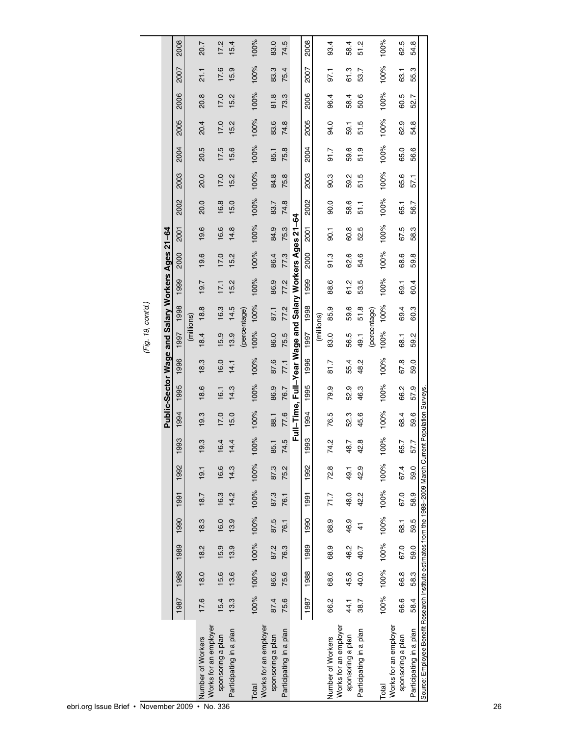*(Fig. 19, cont'd.)*

| | 1987 | 1988 | 1989 | 1990 | 1991 | 1992 | 1993 | 1994 | 1995 | 1996 | 1997 | 1998 | 1999 | 2000 | 2001 | 2002 | 2003 | 2004 | 2005 | 2006 | 2007 | 2008 |
|---|---|---|---|---|---|---|---|---|---|---|---|---|---|---|---|---|---|---|---|---|---|---|
| **Public-Sector Wage and Salary Workers Ages 21–64** | | | | | | | | | | | | | | | | | | | | | | |
| | (millions) | | | | | | | | | | | | | | | | | | | | | |
| Number of Workers | 17.6 | 18.0 | 18.2 | 18.3 | 18.7 | 19.1 | 19.3 | 19.3 | 18.6 | 18.3 | 18.4 | 18.8 | 19.7 | 19.6 | 19.6 | 20.0 | 20.0 | 20.5 | 20.4 | 20.8 | 21.1 | 20.7 |
| Works for an employer sponsoring a plan | 15.4 | 15.6 | 15.9 | 16.0 | 16.3 | 16.6 | 16.4 | 17.0 | 16.1 | 16.0 | 15.9 | 16.3 | 17.1 | 17.0 | 16.6 | 16.8 | 17.0 | 17.5 | 17.0 | 17.0 | 17.6 | 17.2 |
| Participating in a plan | 13.3 | 13.6 | 13.9 | 13.9 | 14.2 | 14.3 | 14.4 | 15.0 | 14.3 | 14.1 | 13.9 | 14.5 | 15.2 | 15.2 | 14.8 | 15.0 | 15.2 | 15.6 | 15.2 | 15.2 | 15.9 | 15.4 |
| | (percentage) | | | | | | | | | | | | | | | | | | | | | |
| Total | 100% | 100% | 100% | 100% | 100% | 100% | 100% | 100% | 100% | 100% | 100% | 100% | 100% | 100% | 100% | 100% | 100% | 100% | 100% | 100% | 100% | 100% |
| Works for an employer sponsoring a plan | 87.4 | 86.6 | 87.2 | 87.5 | 87.3 | 87.3 | 85.1 | 88.1 | 86.9 | 87.6 | 86.0 | 87.1 | 86.9 | 86.4 | 84.9 | 83.7 | 84.8 | 85.1 | 83.6 | 81.8 | 83.3 | 83.0 |
| Participating in a plan | 75.6 | 75.6 | 76.3 | 76.1 | 76.1 | 75.2 | 74.5 | 77.6 | 76.7 | 77.1 | 75.5 | 77.2 | 77.2 | 77.3 | 75.3 | 74.8 | 75.8 | 75.8 | 74.8 | 73.3 | 75.4 | 74.5 |
| **Full-Time, Full-Year Wage and Salary Workers Ages 21–64** | | | | | | | | | | | | | | | | | | | | | | |
| | (millions) | | | | | | | | | | | | | | | | | | | | | |
| Number of Workers | 66.2 | 68.6 | 68.9 | 68.9 | 71.7 | 72.8 | 74.2 | 76.5 | 79.9 | 81.7 | 83.0 | 85.9 | 88.6 | 91.3 | 90.1 | 90.0 | 90.3 | 91.7 | 94.0 | 96.4 | 97.1 | 93.4 |
| Works for an employer sponsoring a plan | 44.1 | 45.8 | 46.2 | 46.9 | 48.0 | 49.1 | 48.7 | 52.3 | 52.9 | 55.4 | 56.5 | 59.6 | 61.2 | 62.6 | 60.8 | 58.6 | 59.2 | 59.6 | 59.1 | 58.4 | 61.3 | 58.4 |
| Participating in a plan | 38.7 | 40.0 | 40.7 | 41 | 42.2 | 42.9 | 42.8 | 45.6 | 46.3 | 48.2 | 49.1 | 51.8 | 53.5 | 54.6 | 52.5 | 51.1 | 51.5 | 51.9 | 51.5 | 50.6 | 53.7 | 51.2 |
| | (percentage) | | | | | | | | | | | | | | | | | | | | | |
| Total | 100% | 100% | 100% | 100% | 100% | 100% | 100% | 100% | 100% | 100% | 100% | 100% | 100% | 100% | 100% | 100% | 100% | 100% | 100% | 100% | 100% | 100% |
| Works for an employer sponsoring a plan | 66.6 | 66.8 | 67.0 | 68.1 | 67.0 | 67.4 | 65.7 | 68.4 | 66.2 | 67.8 | 68.1 | 69.4 | 69.1 | 68.6 | 67.5 | 65.1 | 65.6 | 65.0 | 62.9 | 60.5 | 63.1 | 62.5 |
| Participating in a plan | 58.4 | 58.3 | 59.0 | 59.5 | 58.9 | 59.0 | 57.7 | 59.6 | 57.9 | 59.0 | 59.2 | 60.3 | 60.4 | 59.8 | 58.3 | 56.7 | 57.1 | 56.6 | 54.8 | 52.7 | 55.3 | 54.8 |

Source: Employee Benefit Research Institute estimates from the 1988–2009 March Current Population Surveys.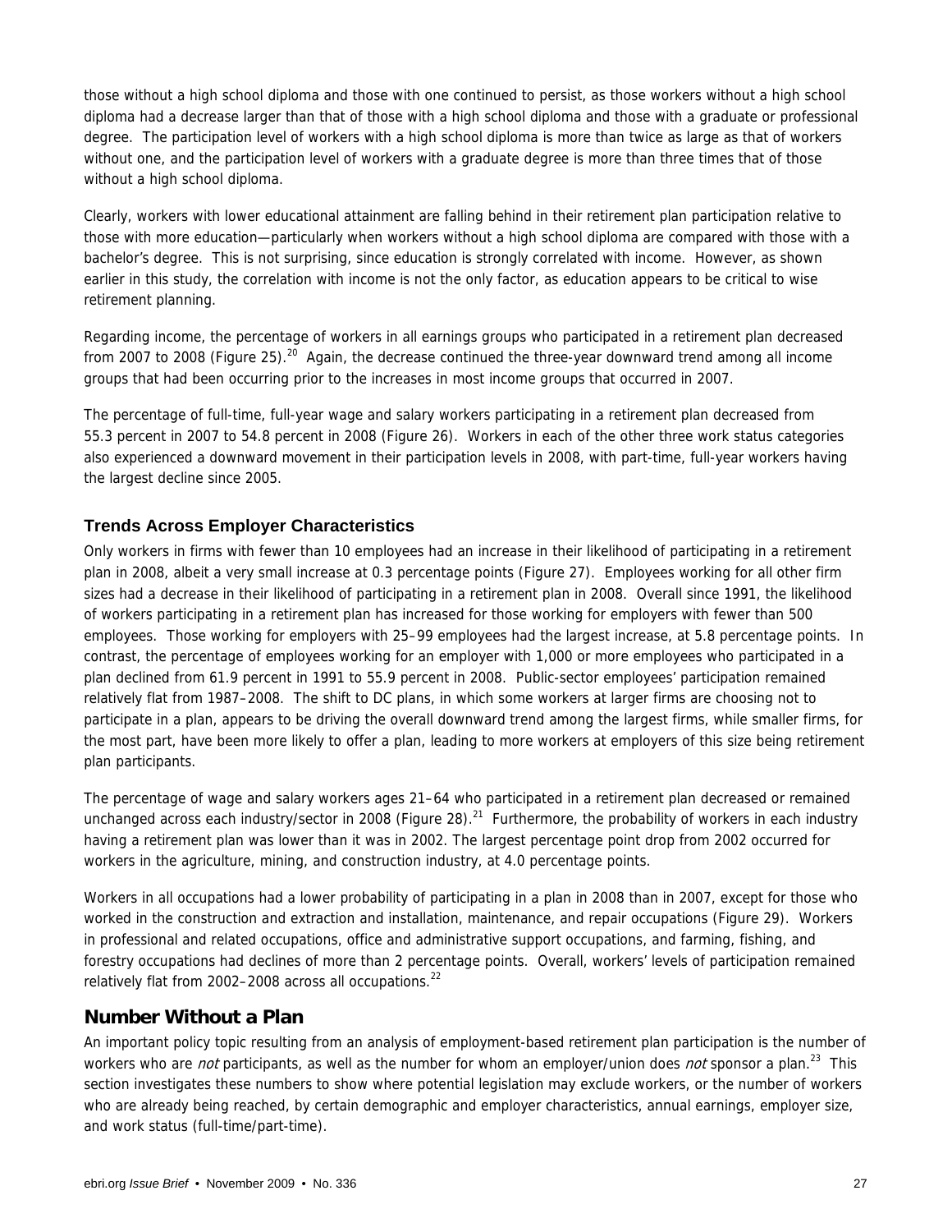those without a high school diploma and those with one continued to persist, as those workers without a high school diploma had a decrease larger than that of those with a high school diploma and those with a graduate or professional degree. The participation level of workers with a high school diploma is more than twice as large as that of workers without one, and the participation level of workers with a graduate degree is more than three times that of those without a high school diploma.

Clearly, workers with lower educational attainment are falling behind in their retirement plan participation relative to those with more education—particularly when workers without a high school diploma are compared with those with a bachelor's degree. This is not surprising, since education is strongly correlated with income. However, as shown earlier in this study, the correlation with income is not the only factor, as education appears to be critical to wise retirement planning.

Regarding income, the percentage of workers in all earnings groups who participated in a retirement plan decreased from 2007 to 2008 (Figure 25).[20] Again, the decrease continued the three-year downward trend among all income groups that had been occurring prior to the increases in most income groups that occurred in 2007.

The percentage of full-time, full-year wage and salary workers participating in a retirement plan decreased from 55.3 percent in 2007 to 54.8 percent in 2008 (Figure 26). Workers in each of the other three work status categories also experienced a downward movement in their participation levels in 2008, with part-time, full-year workers having the largest decline since 2005.

### Trends Across Employer Characteristics

Only workers in firms with fewer than 10 employees had an increase in their likelihood of participating in a retirement plan in 2008, albeit a very small increase at 0.3 percentage points (Figure 27). Employees working for all other firm sizes had a decrease in their likelihood of participating in a retirement plan in 2008. Overall since 1991, the likelihood of workers participating in a retirement plan has increased for those working for employers with fewer than 500 employees. Those working for employers with 25–99 employees had the largest increase, at 5.8 percentage points. In contrast, the percentage of employees working for an employer with 1,000 or more employees who participated in a plan declined from 61.9 percent in 1991 to 55.9 percent in 2008. Public-sector employees' participation remained relatively flat from 1987–2008. The shift to DC plans, in which some workers at larger firms are choosing not to participate in a plan, appears to be driving the overall downward trend among the largest firms, while smaller firms, for the most part, have been more likely to offer a plan, leading to more workers at employers of this size being retirement plan participants.

The percentage of wage and salary workers ages 21–64 who participated in a retirement plan decreased or remained unchanged across each industry/sector in 2008 (Figure 28).[21] Furthermore, the probability of workers in each industry having a retirement plan was lower than it was in 2002. The largest percentage point drop from 2002 occurred for workers in the agriculture, mining, and construction industry, at 4.0 percentage points.

Workers in all occupations had a lower probability of participating in a plan in 2008 than in 2007, except for those who worked in the construction and extraction and installation, maintenance, and repair occupations (Figure 29). Workers in professional and related occupations, office and administrative support occupations, and farming, fishing, and forestry occupations had declines of more than 2 percentage points. Overall, workers' levels of participation remained relatively flat from 2002–2008 across all occupations.[22]

## Number Without a Plan

An important policy topic resulting from an analysis of employment-based retirement plan participation is the number of workers who are *not* participants, as well as the number for whom an employer/union does *not* sponsor a plan.[23] This section investigates these numbers to show where potential legislation may exclude workers, or the number of workers who are already being reached, by certain demographic and employer characteristics, annual earnings, employer size, and work status (full-time/part-time).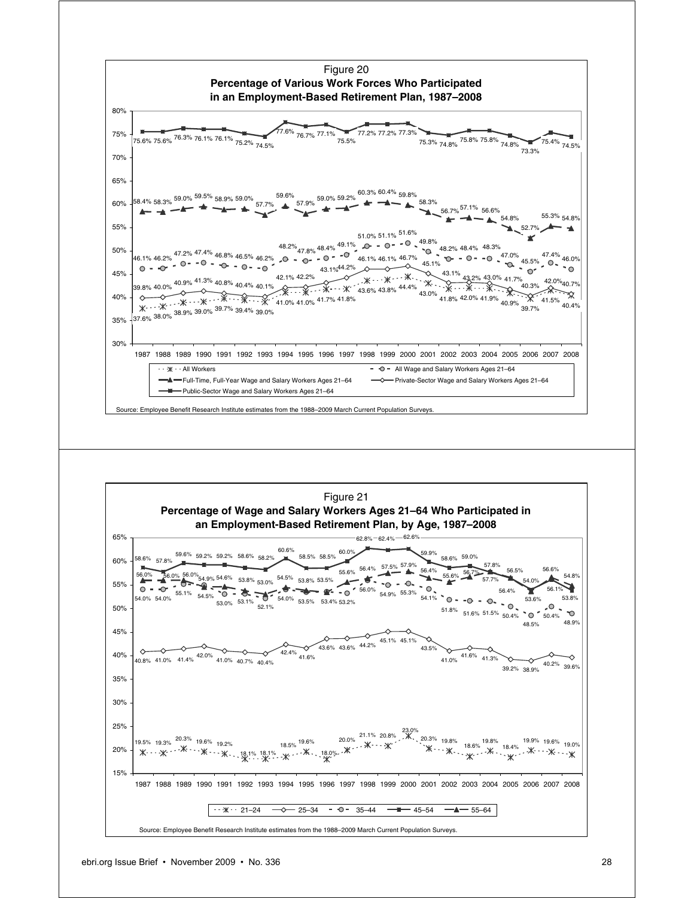Figure 20
**Percentage of Various Work Forces Who Participated in an Employment-Based Retirement Plan, 1987–2008**

| Year | All Workers | All Wage and Salary Workers Ages 21–64 | Full-Time, Full-Year Wage and Salary Workers Ages 21–64 | Private-Sector Wage and Salary Workers Ages 21–64 | Public-Sector Wage and Salary Workers Ages 21–64 |
|---|---|---|---|---|---|
| 1987 | 37.6% | 46.1% | 58.4% | 39.8% | 75.6% |
| 1988 | 38.0% | 46.2% | 58.3% | 40.0% | 75.6% |
| 1989 | 38.9% | 47.2% | 59.0% | 40.9% | 76.3% |
| 1990 | 39.0% | 47.4% | 59.5% | 41.3% | 76.1% |
| 1991 | 39.7% | 46.8% | 58.9% | 40.8% | 76.1% |
| 1992 | 39.4% | 46.5% | 59.0% | 40.4% | 75.2% |
| 1993 | 39.0% | 46.2% | 57.7% | 40.1% | 74.5% |
| 1994 | 41.0% | 48.2% | 59.6% | 42.1% | 77.6% |
| 1995 | 41.0% | 47.8% | 57.9% | 42.2% | 76.7% |
| 1996 | 41.7% | 48.4% | 59.0% | 43.1% | 77.1% |
| 1997 | 41.8% | 49.1% | 59.2% | 44.2% | 75.5% |
| 1998 | 43.6% | 51.0% | 60.3% | 46.1% | 77.2% |
| 1999 | 43.8% | 51.1% | 60.4% | 46.1% | 77.2% |
| 2000 | 44.4% | 51.6% | 59.8% | 46.7% | 77.3% |
| 2001 | 43.0% | 49.8% | 58.3% | 45.1% | 75.3% |
| 2002 | 41.8% | 48.2% | 56.7% | 43.1% | 74.8% |
| 2003 | 42.0% | 48.4% | 57.1% | 43.2% | 75.8% |
| 2004 | 41.9% | 48.3% | 56.6% | 43.0% | 75.8% |
| 2005 | 40.9% | 47.0% | 54.8% | 41.7% | 74.8% |
| 2006 | 39.7% | 45.5% | 52.7% | 40.3% | 73.3% |
| 2007 | 41.5% | 47.4% | 55.3% | 42.0% | 75.4% |
| 2008 | 40.4% | 46.0% | 54.8% | 40.7% | 74.5% |

Source: Employee Benefit Research Institute estimates from the 1988–2009 March Current Population Surveys.

Figure 21
**Percentage of Wage and Salary Workers Ages 21–64 Who Participated in an Employment-Based Retirement Plan, by Age, 1987–2008**

| Year | 21–24 | 25–34 | 35–44 | 45–54 | 55–64 |
|---|---|---|---|---|---|
| 1987 | 19.5% | 40.8% | 54.0% | 58.6% | 56.0% |
| 1988 | 19.3% | 41.0% | 54.0% | 57.8% | 56.0% |
| 1989 | 20.3% | 41.4% | 55.1% | 59.6% | 56.0% |
| 1990 | 19.6% | 42.0% | 54.5% | 59.2% | 54.9% |
| 1991 | 19.2% | 41.0% | 53.0% | 59.2% | 54.6% |
| 1992 | 18.1% | 40.7% | 53.1% | 58.6% | 53.8% |
| 1993 | 18.1% | 40.4% | 52.1% | 58.2% | 53.0% |
| 1994 | 18.5% | 42.4% | 54.0% | 60.6% | 54.5% |
| 1995 | 19.6% | 41.6% | 53.5% | 58.5% | 53.8% |
| 1996 | 18.0% | 43.6% | 53.4% | 58.5% | 53.5% |
| 1997 | 20.0% | 43.6% | 53.2% | 60.0% | 55.6% |
| 1998 | 21.1% | 44.2% | 56.0% | 62.8% | 56.4% |
| 1999 | 20.8% | 45.1% | 54.9% | 62.4% | 57.5% |
| 2000 | 23.0% | 45.1% | 55.3% | 62.6% | 57.9% |
| 2001 | 20.3% | 43.5% | 54.1% | 59.9% | 56.4% |
| 2002 | 19.8% | 41.0% | 51.8% | 58.6% | 55.6% |
| 2003 | 18.6% | 41.6% | 51.6% | 59.0% | 56.7% |
| 2004 | 19.8% | 41.3% | 51.5% | 57.8% | 57.7% |
| 2005 | 18.4% | 39.2% | 50.4% | 56.5% | 56.4% |
| 2006 | 19.9% | 38.9% | 48.5% | 54.0% | 53.6% |
| 2007 | 19.6% | 40.2% | 50.4% | 56.1% | 56.6% |
| 2008 | 19.0% | 39.6% | 48.9% | 53.8% | 54.8% |

Source: Employee Benefit Research Institute estimates from the 1988–2009 March Current Population Surveys.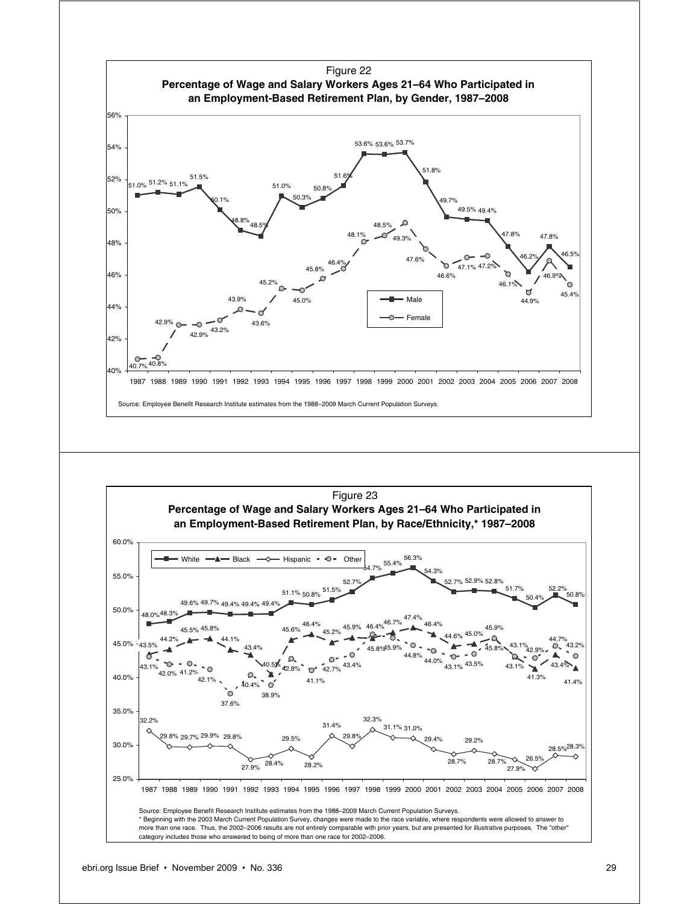Figure 22

**Percentage of Wage and Salary Workers Ages 21–64 Who Participated in an Employment-Based Retirement Plan, by Gender, 1987–2008**

| Year | Male | Female |
| --- | --- | --- |
| 1987 | 51.0% | 40.7% |
| 1988 | 51.2% | 40.8% |
| 1989 | 51.1% | 42.9% |
| 1990 | 51.5% | 42.9% |
| 1991 | 50.1% | 43.2% |
| 1992 | 48.8% | 43.9% |
| 1993 | 48.5% | 43.6% |
| 1994 | 51.0% | 45.2% |
| 1995 | 50.3% | 45.0% |
| 1996 | 50.8% | 45.8% |
| 1997 | 51.6% | 46.4% |
| 1998 | 53.6% | 48.1% |
| 1999 | 53.6% | 48.5% |
| 2000 | 53.7% | 49.3% |
| 2001 | 51.8% | 47.6% |
| 2002 | 49.7% | 46.6% |
| 2003 | 49.5% | 47.1% |
| 2004 | 49.4% | 47.2% |
| 2005 | 47.8% | 46.1% |
| 2006 | 46.2% | 44.9% |
| 2007 | 47.8% | 46.9% |
| 2008 | 46.5% | 45.4% |

Source: Employee Benefit Research Institute estimates from the 1988–2009 March Current Population Surveys.

Figure 23

**Percentage of Wage and Salary Workers Ages 21–64 Who Participated in an Employment-Based Retirement Plan, by Race/Ethnicity,* 1987–2008**

| Year | White | Black | Hispanic | Other |
| --- | --- | --- | --- | --- |
| 1987 | 48.0% | 43.5% | 32.2% | 43.1% |
| 1988 | 48.3% | 44.2% | 29.8% | 42.0% |
| 1989 | 49.6% | 45.5% | 29.7% | 41.2% |
| 1990 | 49.7% | 45.8% | 29.9% | 42.1% |
| 1991 | 49.4% | 44.1% | 29.8% | 37.6% |
| 1992 | 49.4% | 43.4% | 27.9% | 40.4% |
| 1993 | 49.4% | 40.5% | 28.4% | 38.9% |
| 1994 | 51.1% | 45.6% | 29.5% | 42.8% |
| 1995 | 50.8% | 46.4% | 28.2% | 41.1% |
| 1996 | 51.5% | 45.2% | 31.4% | 42.7% |
| 1997 | 52.7% | 45.9% | 29.8% | 43.4% |
| 1998 | 54.7% | 45.8% | 32.3% | 46.4% |
| 1999 | 55.4% | 46.7% | 31.1% | 45.9% |
| 2000 | 56.3% | 47.4% | 31.0% | 44.8% |
| 2001 | 54.3% | 46.4% | 29.4% | 44.0% |
| 2002 | 52.7% | 44.6% | 28.7% | 43.1% |
| 2003 | 52.9% | 45.0% | 29.2% | 43.5% |
| 2004 | 52.8% | 45.8% | 28.7% | 45.9% |
| 2005 | 51.7% | 43.1% | 27.9% | 43.1% |
| 2006 | 50.4% | 41.3% | 26.5% | 42.9% |
| 2007 | 52.2% | 43.4% | 28.5% | 44.7% |
| 2008 | 50.8% | 41.4% | 28.3% | 43.2% |

Source: Employee Benefit Research Institute estimates from the 1988–2009 March Current Population Surveys.

* Beginning with the 2003 March Current Population Survey, changes were made to the race variable, where respondents were allowed to answer to more than one race. Thus, the 2002–2006 results are not entirely comparable with prior years, but are presented for illustrative purposes. The "other" category includes those who answered to being of more than one race for 2002–2006.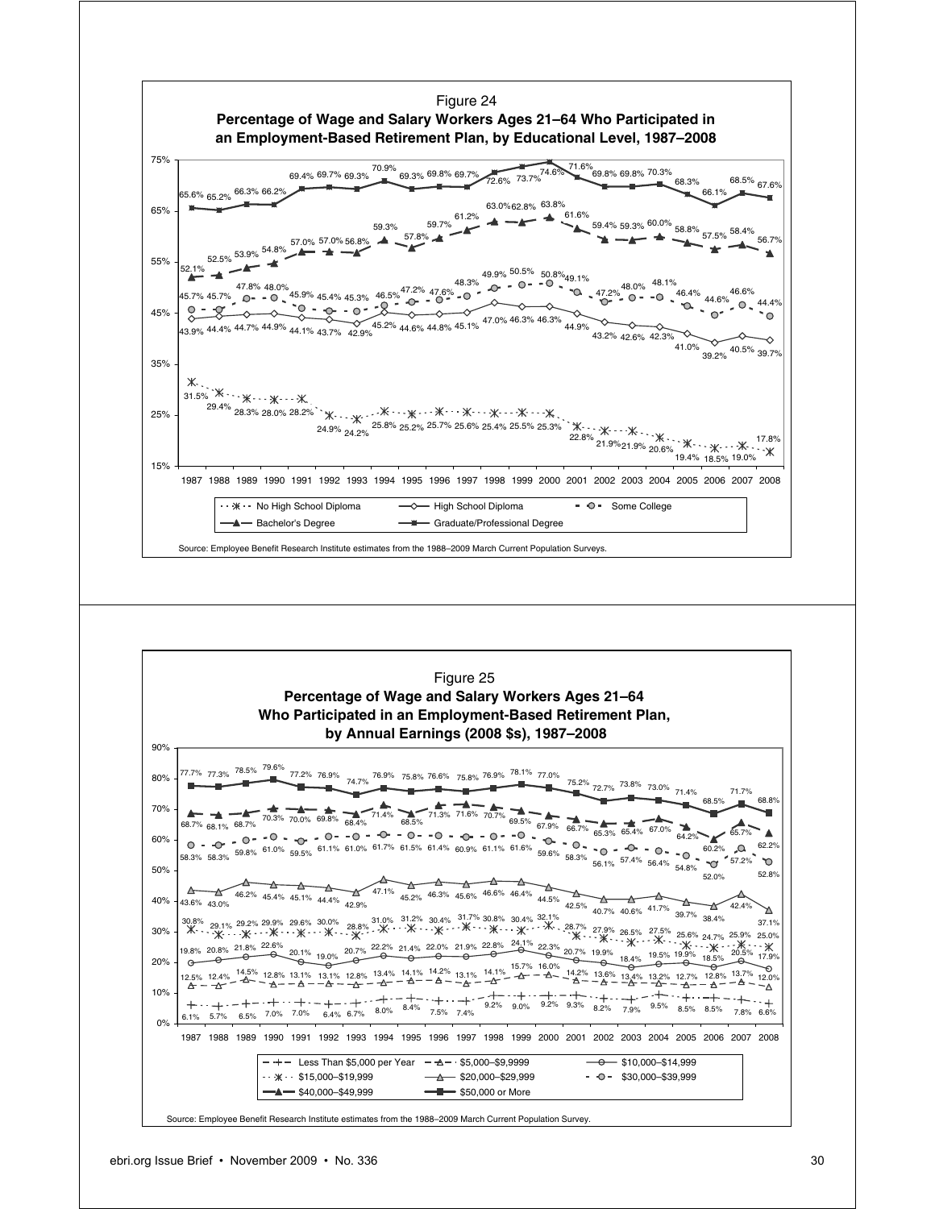## Figure 24

**Percentage of Wage and Salary Workers Ages 21–64 Who Participated in an Employment-Based Retirement Plan, by Educational Level, 1987–2008**

| Year | No High School Diploma | High School Diploma | Some College | Bachelor's Degree | Graduate/Professional Degree |
|---|---|---|---|---|---|
| 1987 | 31.5% | 43.9% | 45.7% | 52.1% | 65.6% |
| 1988 | 29.4% | 44.4% | 45.7% | 52.5% | 65.2% |
| 1989 | 28.3% | 44.7% | 47.8% | 53.9% | 66.3% |
| 1990 | 28.0% | 44.9% | 48.0% | 54.8% | 66.2% |
| 1991 | 28.2% | 44.1% | 45.9% | 57.0% | 69.4% |
| 1992 | 24.9% | 43.7% | 45.4% | 57.0% | 69.7% |
| 1993 | 24.2% | 42.9% | 45.3% | 56.8% | 69.3% |
| 1994 | 25.8% | 45.2% | 46.5% | 59.3% | 70.9% |
| 1995 | 25.2% | 44.6% | 47.2% | 57.8% | 69.3% |
| 1996 | 25.7% | 44.8% | 47.6% | 59.7% | 69.8% |
| 1997 | 25.6% | 45.1% | 48.3% | 61.2% | 69.7% |
| 1998 | 25.4% | 47.0% | 49.9% | 63.0% | 72.6% |
| 1999 | 25.5% | 46.3% | 50.5% | 62.8% | 73.7% |
| 2000 | 25.3% | 46.3% | 50.8% | 63.8% | 74.6% |
| 2001 | 22.8% | 44.9% | 49.1% | 61.6% | 71.6% |
| 2002 | 21.9% | 43.2% | 47.2% | 59.4% | 69.8% |
| 2003 | 21.9% | 42.6% | 48.0% | 59.3% | 69.8% |
| 2004 | 20.6% | 42.3% | 48.1% | 60.0% | 70.3% |
| 2005 | 19.4% | 41.0% | 46.4% | 58.8% | 68.3% |
| 2006 | 18.5% | 39.2% | 44.6% | 57.5% | 66.1% |
| 2007 | 19.0% | 40.5% | 46.6% | 58.4% | 68.5% |
| 2008 | 17.8% | 39.7% | 44.4% | 56.7% | 67.6% |

Source: Employee Benefit Research Institute estimates from the 1988–2009 March Current Population Surveys.

## Figure 25

**Percentage of Wage and Salary Workers Ages 21–64 Who Participated in an Employment-Based Retirement Plan, by Annual Earnings (2008 $s), 1987–2008**

| Year | Less Than $5,000 per Year | $5,000–$9,9999 | $10,000–$14,999 | $15,000–$19,999 | $20,000–$29,999 | $30,000–$39,999 | $40,000–$49,999 | $50,000 or More |
|---|---|---|---|---|---|---|---|---|
| 1987 | 6.1% | 12.5% | 19.8% | 30.8% | 43.6% | 58.3% | 68.7% | 77.7% |
| 1988 | 5.7% | 12.4% | 20.8% | 29.1% | 43.0% | 58.3% | 68.1% | 77.3% |
| 1989 | 6.5% | 14.5% | 21.8% | 29.2% | 46.2% | 59.8% | 68.7% | 78.5% |
| 1990 | 7.0% | 12.8% | 22.6% | 29.9% | 45.4% | 61.0% | 70.3% | 79.6% |
| 1991 | 7.0% | 13.1% | 20.1% | 29.6% | 45.1% | 59.5% | 70.0% | 77.2% |
| 1992 | 6.4% | 13.1% | 19.0% | 30.0% | 44.4% | 61.1% | 69.8% | 76.9% |
| 1993 | 6.7% | 12.8% | 20.7% | 28.8% | 42.9% | 61.0% | 68.4% | 74.7% |
| 1994 | 8.0% | 13.4% | 22.2% | 31.0% | 47.1% | 61.7% | 71.4% | 76.9% |
| 1995 | 8.4% | 14.1% | 21.4% | 31.2% | 45.2% | 61.5% | 68.5% | 75.8% |
| 1996 | 7.5% | 14.2% | 22.0% | 30.4% | 46.3% | 61.4% | 71.3% | 76.6% |
| 1997 | 7.4% | 13.1% | 21.9% | 31.7% | 45.6% | 60.9% | 71.6% | 75.8% |
| 1998 | 9.2% | 14.1% | 22.8% | 30.8% | 46.6% | 61.1% | 70.7% | 76.9% |
| 1999 | 9.0% | 15.7% | 24.1% | 30.4% | 46.4% | 61.6% | 69.5% | 78.1% |
| 2000 | 9.2% | 16.0% | 22.3% | 32.1% | 44.5% | 59.6% | 67.9% | 77.0% |
| 2001 | 9.3% | 14.2% | 20.7% | 28.7% | 42.5% | 58.3% | 66.7% | 75.2% |
| 2002 | 8.2% | 13.6% | 19.9% | 27.9% | 40.7% | 56.1% | 65.3% | 72.7% |
| 2003 | 7.9% | 13.4% | 18.4% | 26.5% | 40.6% | 57.4% | 65.4% | 73.8% |
| 2004 | 9.5% | 13.2% | 19.5% | 27.5% | 41.7% | 56.4% | 67.0% | 73.0% |
| 2005 | 8.5% | 12.7% | 19.9% | 25.6% | 39.7% | 54.8% | 64.2% | 71.4% |
| 2006 | 8.5% | 12.8% | 18.5% | 24.7% | 38.4% | 52.0% | 60.2% | 68.5% |
| 2007 | 7.8% | 13.7% | 20.5% | 25.9% | 42.4% | 57.2% | 65.7% | 71.7% |
| 2008 | 6.6% | 12.0% | 17.9% | 25.0% | 37.1% | 52.8% | 62.2% | 68.8% |

Source: Employee Benefit Research Institute estimates from the 1988–2009 March Current Population Survey.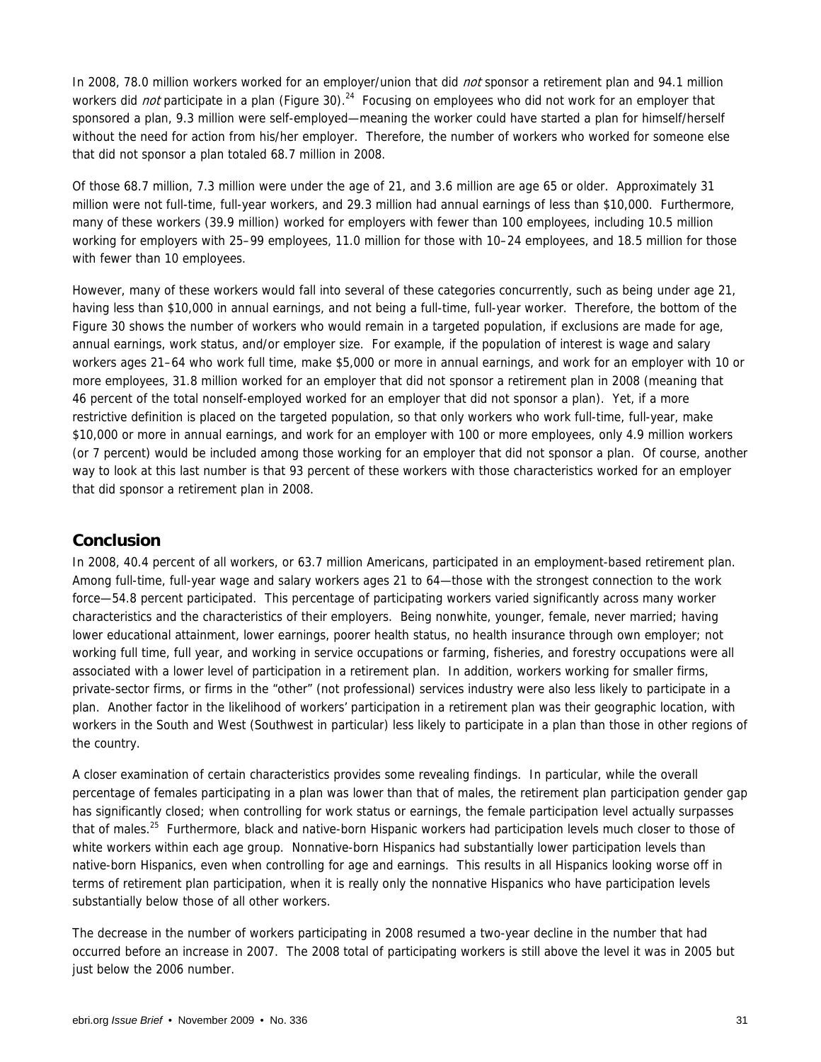In 2008, 78.0 million workers worked for an employer/union that did *not* sponsor a retirement plan and 94.1 million workers did *not* participate in a plan (Figure 30).[24] Focusing on employees who did not work for an employer that sponsored a plan, 9.3 million were self-employed—meaning the worker could have started a plan for himself/herself without the need for action from his/her employer. Therefore, the number of workers who worked for someone else that did not sponsor a plan totaled 68.7 million in 2008.

Of those 68.7 million, 7.3 million were under the age of 21, and 3.6 million are age 65 or older. Approximately 31 million were not full-time, full-year workers, and 29.3 million had annual earnings of less than $10,000. Furthermore, many of these workers (39.9 million) worked for employers with fewer than 100 employees, including 10.5 million working for employers with 25–99 employees, 11.0 million for those with 10–24 employees, and 18.5 million for those with fewer than 10 employees.

However, many of these workers would fall into several of these categories concurrently, such as being under age 21, having less than $10,000 in annual earnings, and not being a full-time, full-year worker. Therefore, the bottom of the Figure 30 shows the number of workers who would remain in a targeted population, if exclusions are made for age, annual earnings, work status, and/or employer size. For example, if the population of interest is wage and salary workers ages 21–64 who work full time, make $5,000 or more in annual earnings, and work for an employer with 10 or more employees, 31.8 million worked for an employer that did not sponsor a retirement plan in 2008 (meaning that 46 percent of the total nonself-employed worked for an employer that did not sponsor a plan). Yet, if a more restrictive definition is placed on the targeted population, so that only workers who work full-time, full-year, make $10,000 or more in annual earnings, and work for an employer with 100 or more employees, only 4.9 million workers (or 7 percent) would be included among those working for an employer that did not sponsor a plan. Of course, another way to look at this last number is that 93 percent of these workers with those characteristics worked for an employer that did sponsor a retirement plan in 2008.

## Conclusion

In 2008, 40.4 percent of all workers, or 63.7 million Americans, participated in an employment-based retirement plan. Among full-time, full-year wage and salary workers ages 21 to 64—those with the strongest connection to the work force—54.8 percent participated. This percentage of participating workers varied significantly across many worker characteristics and the characteristics of their employers. Being nonwhite, younger, female, never married; having lower educational attainment, lower earnings, poorer health status, no health insurance through own employer; not working full time, full year, and working in service occupations or farming, fisheries, and forestry occupations were all associated with a lower level of participation in a retirement plan. In addition, workers working for smaller firms, private-sector firms, or firms in the "other" (not professional) services industry were also less likely to participate in a plan. Another factor in the likelihood of workers' participation in a retirement plan was their geographic location, with workers in the South and West (Southwest in particular) less likely to participate in a plan than those in other regions of the country.

A closer examination of certain characteristics provides some revealing findings. In particular, while the overall percentage of females participating in a plan was lower than that of males, the retirement plan participation gender gap has significantly closed; when controlling for work status or earnings, the female participation level actually surpasses that of males.[25] Furthermore, black and native-born Hispanic workers had participation levels much closer to those of white workers within each age group. Nonnative-born Hispanics had substantially lower participation levels than native-born Hispanics, even when controlling for age and earnings. This results in all Hispanics looking worse off in terms of retirement plan participation, when it is really only the nonnative Hispanics who have participation levels substantially below those of all other workers.

The decrease in the number of workers participating in 2008 resumed a two-year decline in the number that had occurred before an increase in 2007. The 2008 total of participating workers is still above the level it was in 2005 but just below the 2006 number.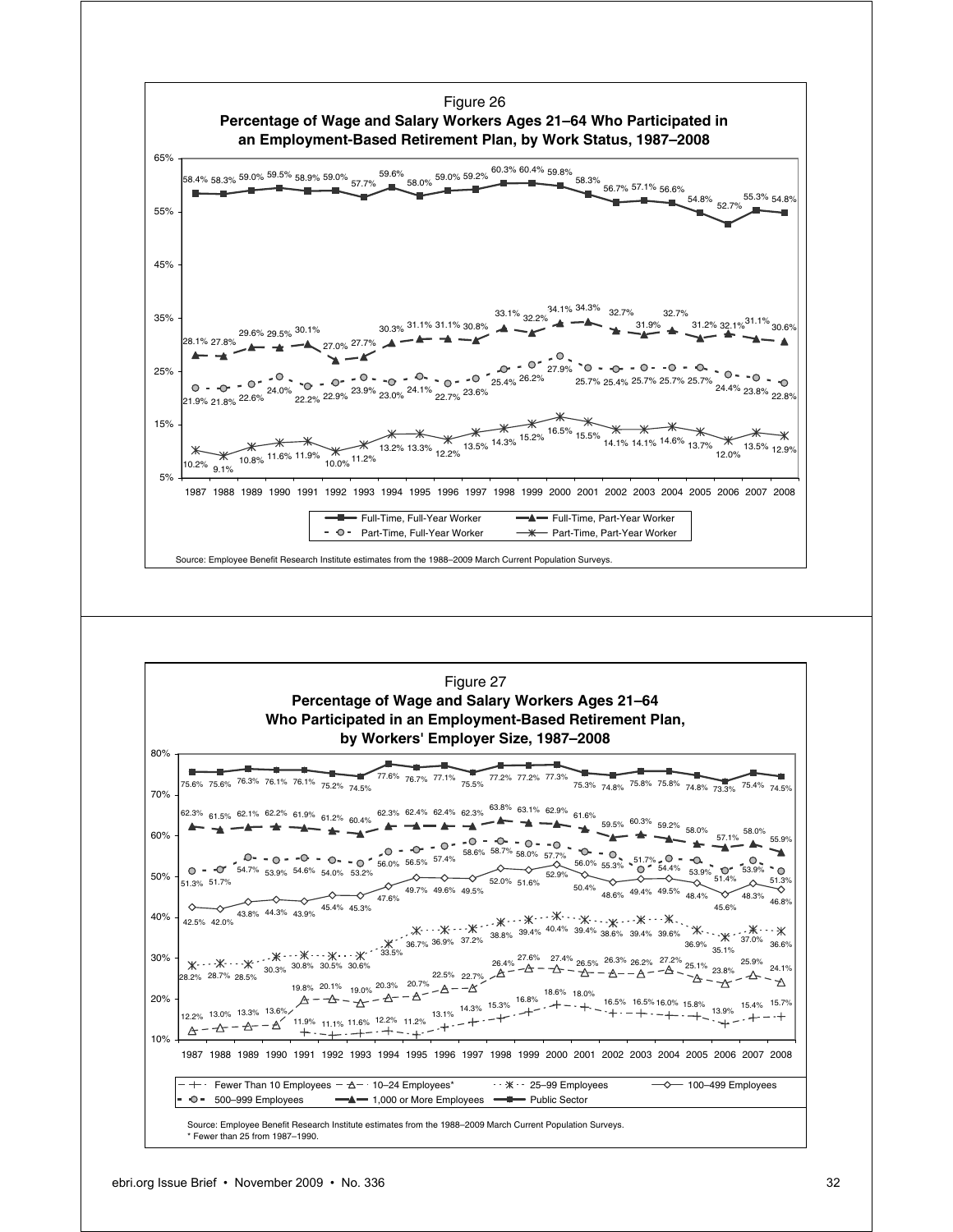### Figure 26

**Percentage of Wage and Salary Workers Ages 21–64 Who Participated in an Employment-Based Retirement Plan, by Work Status, 1987–2008**

| Year | Full-Time, Full-Year Worker | Full-Time, Part-Year Worker | Part-Time, Full-Year Worker | Part-Time, Part-Year Worker |
|---|---|---|---|---|
| 1987 | 58.4% | 28.1% | 21.9% | 10.2% |
| 1988 | 58.3% | 27.8% | 21.8% | 9.1% |
| 1989 | 59.0% | 29.6% | 22.6% | 10.8% |
| 1990 | 59.5% | 29.5% | 24.0% | 11.6% |
| 1991 | 58.9% | 30.1% | 22.2% | 11.9% |
| 1992 | 59.0% | 27.0% | 22.9% | 10.0% |
| 1993 | 57.7% | 27.7% | 23.9% | 11.2% |
| 1994 | 59.6% | 30.3% | 23.0% | 13.2% |
| 1995 | 58.0% | 31.1% | 24.1% | 13.3% |
| 1996 | 59.0% | 31.1% | 22.7% | 12.2% |
| 1997 | 59.2% | 30.8% | 23.6% | 13.5% |
| 1998 | 60.3% | 33.1% | 25.4% | 14.3% |
| 1999 | 60.4% | 32.2% | 26.2% | 15.2% |
| 2000 | 59.8% | 34.1% | 27.9% | 16.5% |
| 2001 | 58.3% | 34.3% | 25.7% | 15.5% |
| 2002 | 56.7% | 32.7% | 25.4% | 14.1% |
| 2003 | 57.1% | 31.9% | 25.7% | 14.1% |
| 2004 | 56.6% | 32.7% | 25.7% | 14.6% |
| 2005 | 54.8% | 31.2% | 25.7% | 13.7% |
| 2006 | 52.7% | 32.1% | 24.4% | 12.0% |
| 2007 | 55.3% | 31.1% | 23.8% | 13.5% |
| 2008 | 54.8% | 30.6% | 22.8% | 12.9% |

Source: Employee Benefit Research Institute estimates from the 1988–2009 March Current Population Surveys.

### Figure 27

**Percentage of Wage and Salary Workers Ages 21–64 Who Participated in an Employment-Based Retirement Plan, by Workers' Employer Size, 1987–2008**

| Year | Fewer Than 10 Employees | 10–24 Employees* | 25–99 Employees | 100–499 Employees | 500–999 Employees | 1,000 or More Employees | Public Sector |
|---|---|---|---|---|---|---|---|
| 1987 | 12.2% | | 28.2% | 42.5% | 51.3% | 62.3% | 75.6% |
| 1988 | 13.0% | | 28.7% | 42.0% | 51.7% | 61.5% | 75.6% |
| 1989 | 13.3% | | 28.5% | 43.8% | 54.7% | 62.1% | 76.3% |
| 1990 | 13.6% | | 30.3% | 44.3% | 53.9% | 62.2% | 76.1% |
| 1991 | 11.9% | 19.8% | 30.8% | 43.9% | 54.6% | 61.9% | 76.1% |
| 1992 | 11.1% | 20.1% | 30.5% | 45.4% | 54.0% | 61.2% | 75.2% |
| 1993 | 11.6% | 19.0% | 30.6% | 45.3% | 53.2% | 60.4% | 74.5% |
| 1994 | 12.2% | 20.3% | 33.5% | 47.6% | 56.0% | 62.3% | 77.6% |
| 1995 | 11.2% | 20.7% | 36.7% | 49.7% | 56.5% | 62.4% | 76.7% |
| 1996 | 13.1% | 22.5% | 36.9% | 49.6% | 57.4% | 62.4% | 77.1% |
| 1997 | 14.3% | 22.7% | 37.2% | 49.5% | 58.6% | 62.3% | 75.5% |
| 1998 | 15.3% | 26.4% | 38.8% | 52.0% | 58.7% | 63.8% | 77.2% |
| 1999 | 16.8% | 27.6% | 39.4% | 51.6% | 58.0% | 63.1% | 77.2% |
| 2000 | 18.6% | 27.4% | 40.4% | 52.9% | 57.7% | 62.9% | 77.3% |
| 2001 | 18.0% | 26.5% | 39.4% | 50.4% | 56.0% | 61.6% | 75.3% |
| 2002 | 16.5% | 26.3% | 38.6% | 48.6% | 55.3% | 59.5% | 74.8% |
| 2003 | 16.5% | 26.2% | 39.4% | 49.4% | 51.7% | 60.3% | 75.8% |
| 2004 | 16.0% | 27.2% | 39.6% | 49.5% | 54.4% | 59.2% | 75.8% |
| 2005 | 15.8% | 25.1% | 36.9% | 48.4% | 53.9% | 58.0% | 74.8% |
| 2006 | 13.9% | 23.8% | 35.1% | 45.6% | 51.4% | 57.1% | 73.3% |
| 2007 | 15.4% | 25.9% | 37.0% | 48.3% | 53.9% | 58.0% | 75.4% |
| 2008 | 15.7% | 24.1% | 36.6% | 46.8% | 51.3% | 55.9% | 74.5% |

Source: Employee Benefit Research Institute estimates from the 1988–2009 March Current Population Surveys.
* Fewer than 25 from 1987–1990.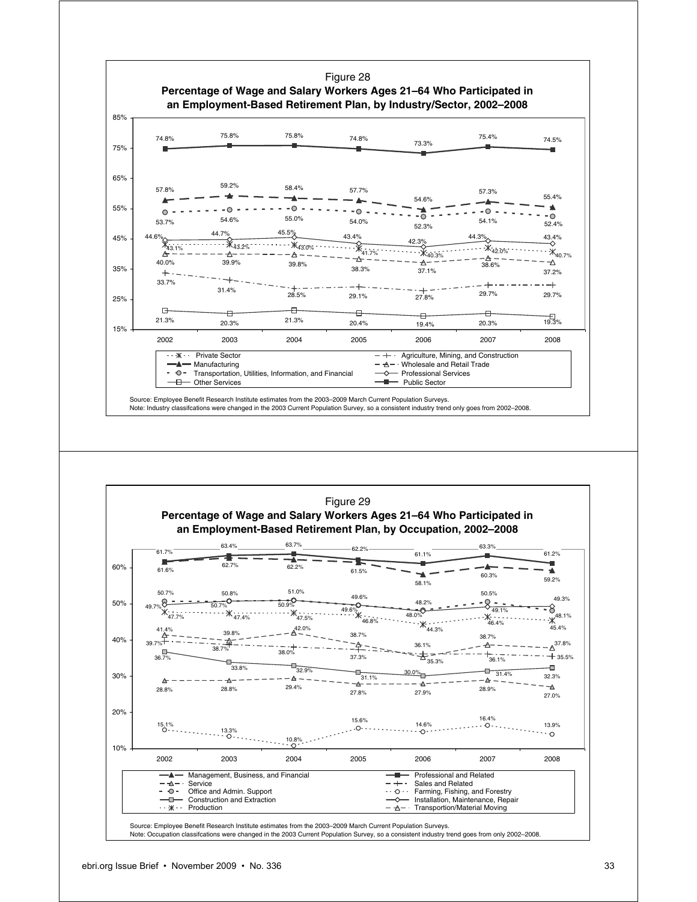Figure 28

**Percentage of Wage and Salary Workers Ages 21–64 Who Participated in an Employment-Based Retirement Plan, by Industry/Sector, 2002–2008**

| | 2002 | 2003 | 2004 | 2005 | 2006 | 2007 | 2008 |
|---|---|---|---|---|---|---|---|
| Private Sector | 43.1% | 43.2% | 43.0% | 41.7% | 40.3% | 42.0% | 40.7% |
| Manufacturing | 57.8% | 59.2% | 58.4% | 57.7% | 54.6% | 57.3% | 55.4% |
| Transportation, Utilities, Information, and Financial | 53.7% | 54.6% | 55.0% | 54.0% | 52.3% | 54.1% | 52.4% |
| Other Services | 21.3% | 20.3% | 21.3% | 20.4% | 19.4% | 20.3% | 19.3% |
| Agriculture, Mining, and Construction | 33.7% | 31.4% | 28.5% | 29.1% | 27.8% | 29.7% | 29.7% |
| Wholesale and Retail Trade | 40.0% | 39.9% | 39.8% | 38.3% | 37.1% | 38.6% | 37.2% |
| Professional Services | 44.6% | 44.7% | 45.5% | 43.4% | 42.3% | 44.3% | 43.4% |
| Public Sector | 74.8% | 75.8% | 75.8% | 74.8% | 73.3% | 75.4% | 74.5% |

Source: Employee Benefit Research Institute estimates from the 2003–2009 March Current Population Surveys.
Note: Industry classifcations were changed in the 2003 Current Population Survey, so a consistent industry trend only goes from 2002–2008.

Figure 29

**Percentage of Wage and Salary Workers Ages 21–64 Who Participated in an Employment-Based Retirement Plan, by Occupation, 2002–2008**

| | 2002 | 2003 | 2004 | 2005 | 2006 | 2007 | 2008 |
|---|---|---|---|---|---|---|---|
| Management, Business, and Financial | 61.6% | 62.7% | 62.2% | 61.5% | 58.1% | 60.3% | 59.2% |
| Service | 28.8% | 28.8% | 29.4% | 27.8% | 27.9% | 28.9% | 27.0% |
| Office and Admin. Support | 50.7% | 50.8% | 51.0% | 49.6% | 48.2% | 50.5% | 48.1% |
| Construction and Extraction | 36.7% | 33.8% | 32.9% | 31.1% | 30.0% | 31.4% | 32.3% |
| Production | 47.7% | 47.4% | 47.5% | 46.8% | 44.3% | 46.4% | 45.4% |
| Professional and Related | 61.7% | 63.4% | 63.7% | 62.2% | 61.1% | 63.3% | 61.2% |
| Sales and Related | 39.7% | 38.7% | 38.0% | 37.3% | 36.1% | 36.1% | 35.5% |
| Farming, Fishing, and Forestry | 15.1% | 13.3% | 10.8% | 15.6% | 14.6% | 16.4% | 13.9% |
| Installation, Maintenance, Repair | 49.7% | 50.7% | 50.9% | 49.6% | 48.0% | 49.1% | 49.3% |
| Transportion/Material Moving | 41.4% | 39.8% | 42.0% | 38.7% | 35.3% | 38.7% | 37.8% |

Source: Employee Benefit Research Institute estimates from the 2003–2009 March Current Population Surveys.
Note: Occupation classifcations were changed in the 2003 Current Population Survey, so a consistent industry trend goes from only 2002–2008.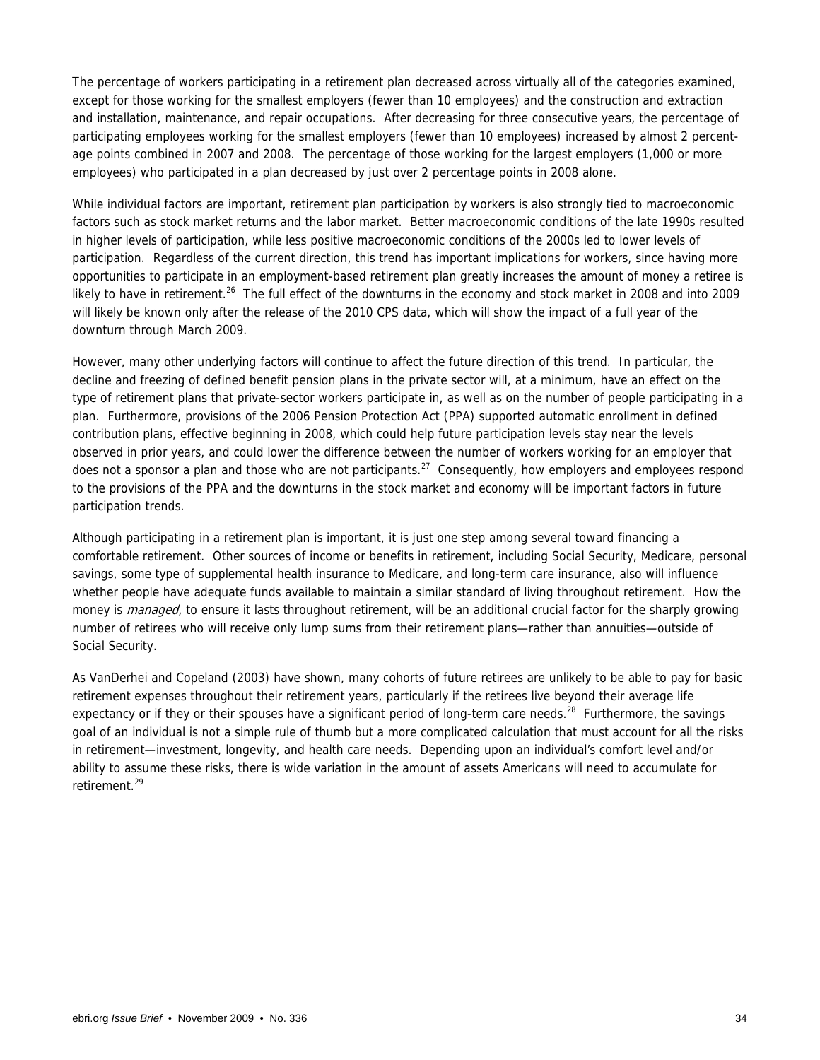The percentage of workers participating in a retirement plan decreased across virtually all of the categories examined, except for those working for the smallest employers (fewer than 10 employees) and the construction and extraction and installation, maintenance, and repair occupations. After decreasing for three consecutive years, the percentage of participating employees working for the smallest employers (fewer than 10 employees) increased by almost 2 percentage points combined in 2007 and 2008. The percentage of those working for the largest employers (1,000 or more employees) who participated in a plan decreased by just over 2 percentage points in 2008 alone.

While individual factors are important, retirement plan participation by workers is also strongly tied to macroeconomic factors such as stock market returns and the labor market. Better macroeconomic conditions of the late 1990s resulted in higher levels of participation, while less positive macroeconomic conditions of the 2000s led to lower levels of participation. Regardless of the current direction, this trend has important implications for workers, since having more opportunities to participate in an employment-based retirement plan greatly increases the amount of money a retiree is likely to have in retirement.[26] The full effect of the downturns in the economy and stock market in 2008 and into 2009 will likely be known only after the release of the 2010 CPS data, which will show the impact of a full year of the downturn through March 2009.

However, many other underlying factors will continue to affect the future direction of this trend. In particular, the decline and freezing of defined benefit pension plans in the private sector will, at a minimum, have an effect on the type of retirement plans that private-sector workers participate in, as well as on the number of people participating in a plan. Furthermore, provisions of the 2006 Pension Protection Act (PPA) supported automatic enrollment in defined contribution plans, effective beginning in 2008, which could help future participation levels stay near the levels observed in prior years, and could lower the difference between the number of workers working for an employer that does not a sponsor a plan and those who are not participants.[27] Consequently, how employers and employees respond to the provisions of the PPA and the downturns in the stock market and economy will be important factors in future participation trends.

Although participating in a retirement plan is important, it is just one step among several toward financing a comfortable retirement. Other sources of income or benefits in retirement, including Social Security, Medicare, personal savings, some type of supplemental health insurance to Medicare, and long-term care insurance, also will influence whether people have adequate funds available to maintain a similar standard of living throughout retirement. How the money is *managed*, to ensure it lasts throughout retirement, will be an additional crucial factor for the sharply growing number of retirees who will receive only lump sums from their retirement plans—rather than annuities—outside of Social Security.

As VanDerhei and Copeland (2003) have shown, many cohorts of future retirees are unlikely to be able to pay for basic retirement expenses throughout their retirement years, particularly if the retirees live beyond their average life expectancy or if they or their spouses have a significant period of long-term care needs.[28] Furthermore, the savings goal of an individual is not a simple rule of thumb but a more complicated calculation that must account for all the risks in retirement—investment, longevity, and health care needs. Depending upon an individual's comfort level and/or ability to assume these risks, there is wide variation in the amount of assets Americans will need to accumulate for retirement.[29]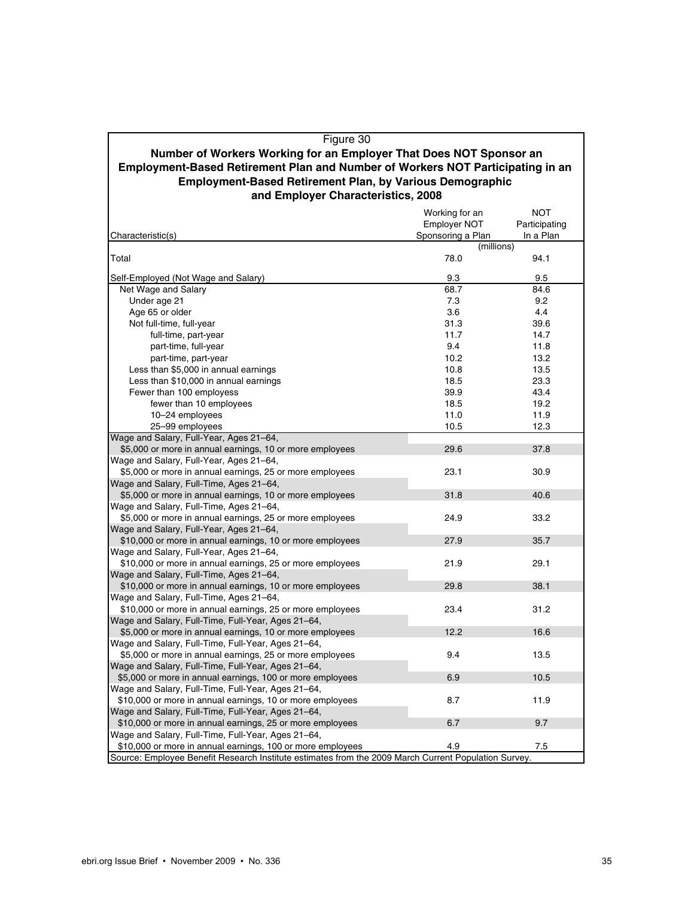Figure 30

**Number of Workers Working for an Employer That Does NOT Sponsor an Employment-Based Retirement Plan and Number of Workers NOT Participating in an Employment-Based Retirement Plan, by Various Demographic and Employer Characteristics, 2008**

| Characteristic(s) | Working for an Employer NOT Sponsoring a Plan | NOT Participating In a Plan |
|---|---|---|
| | (millions) | |
| Total | 78.0 | 94.1 |
| Self-Employed (Not Wage and Salary) | 9.3 | 9.5 |
| Net Wage and Salary | 68.7 | 84.6 |
| Under age 21 | 7.3 | 9.2 |
| Age 65 or older | 3.6 | 4.4 |
| Not full-time, full-year | 31.3 | 39.6 |
| full-time, part-year | 11.7 | 14.7 |
| part-time, full-year | 9.4 | 11.8 |
| part-time, part-year | 10.2 | 13.2 |
| Less than $5,000 in annual earnings | 10.8 | 13.5 |
| Less than $10,000 in annual earnings | 18.5 | 23.3 |
| Fewer than 100 employess | 39.9 | 43.4 |
| fewer than 10 employees | 18.5 | 19.2 |
| 10–24 employees | 11.0 | 11.9 |
| 25–99 employees | 10.5 | 12.3 |
| Wage and Salary, Full-Year, Ages 21–64, $5,000 or more in annual earnings, 10 or more employees | 29.6 | 37.8 |
| Wage and Salary, Full-Year, Ages 21–64, $5,000 or more in annual earnings, 25 or more employees | 23.1 | 30.9 |
| Wage and Salary, Full-Time, Ages 21–64, $5,000 or more in annual earnings, 10 or more employees | 31.8 | 40.6 |
| Wage and Salary, Full-Time, Ages 21–64, $5,000 or more in annual earnings, 25 or more employees | 24.9 | 33.2 |
| Wage and Salary, Full-Year, Ages 21–64, $10,000 or more in annual earnings, 10 or more employees | 27.9 | 35.7 |
| Wage and Salary, Full-Year, Ages 21–64, $10,000 or more in annual earnings, 25 or more employees | 21.9 | 29.1 |
| Wage and Salary, Full-Time, Ages 21–64, $10,000 or more in annual earnings, 10 or more employees | 29.8 | 38.1 |
| Wage and Salary, Full-Time, Ages 21–64, $10,000 or more in annual earnings, 25 or more employees | 23.4 | 31.2 |
| Wage and Salary, Full-Time, Full-Year, Ages 21–64, $5,000 or more in annual earnings, 10 or more employees | 12.2 | 16.6 |
| Wage and Salary, Full-Time, Full-Year, Ages 21–64, $5,000 or more in annual earnings, 25 or more employees | 9.4 | 13.5 |
| Wage and Salary, Full-Time, Full-Year, Ages 21–64, $5,000 or more in annual earnings, 100 or more employees | 6.9 | 10.5 |
| Wage and Salary, Full-Time, Full-Year, Ages 21–64, $10,000 or more in annual earnings, 10 or more employees | 8.7 | 11.9 |
| Wage and Salary, Full-Time, Full-Year, Ages 21–64, $10,000 or more in annual earnings, 25 or more employees | 6.7 | 9.7 |
| Wage and Salary, Full-Time, Full-Year, Ages 21–64, $10,000 or more in annual earnings, 100 or more employees | 4.9 | 7.5 |

Source: Employee Benefit Research Institute estimates from the 2009 March Current Population Survey.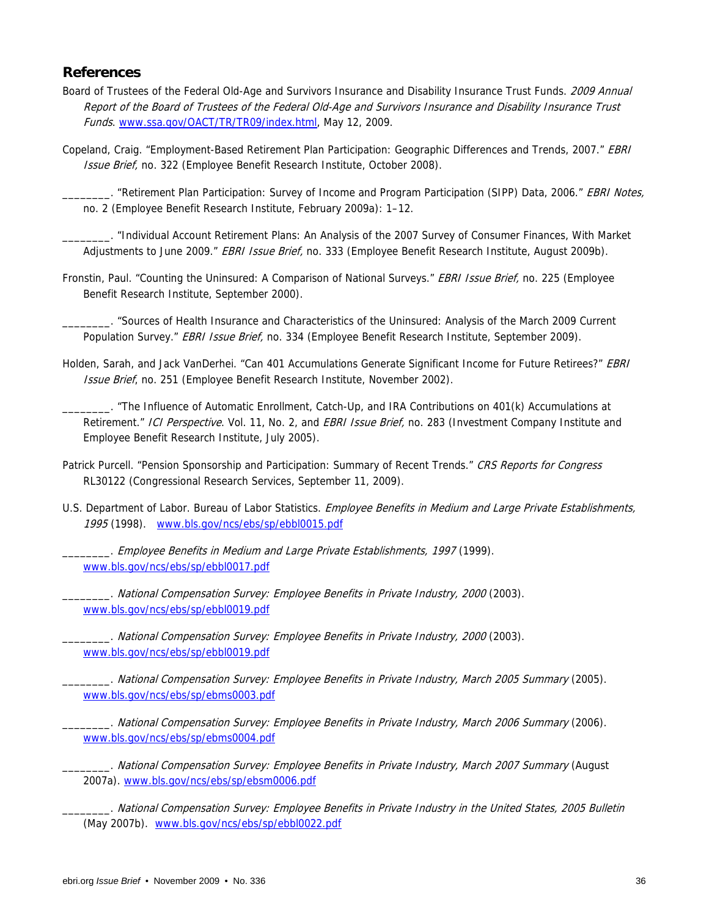## References

Board of Trustees of the Federal Old-Age and Survivors Insurance and Disability Insurance Trust Funds. *2009 Annual Report of the Board of Trustees of the Federal Old-Age and Survivors Insurance and Disability Insurance Trust Funds*. www.ssa.gov/OACT/TR/TR09/index.html, May 12, 2009.

Copeland, Craig. "Employment-Based Retirement Plan Participation: Geographic Differences and Trends, 2007." *EBRI Issue Brief,* no. 322 (Employee Benefit Research Institute, October 2008).

________. "Retirement Plan Participation: Survey of Income and Program Participation (SIPP) Data, 2006." *EBRI Notes,* no. 2 (Employee Benefit Research Institute, February 2009a): 1–12.

________. "Individual Account Retirement Plans: An Analysis of the 2007 Survey of Consumer Finances, With Market Adjustments to June 2009." *EBRI Issue Brief,* no. 333 (Employee Benefit Research Institute, August 2009b).

Fronstin, Paul. "Counting the Uninsured: A Comparison of National Surveys." *EBRI Issue Brief,* no. 225 (Employee Benefit Research Institute, September 2000).

________. "Sources of Health Insurance and Characteristics of the Uninsured: Analysis of the March 2009 Current Population Survey." *EBRI Issue Brief,* no. 334 (Employee Benefit Research Institute, September 2009).

Holden, Sarah, and Jack VanDerhei. "Can 401 Accumulations Generate Significant Income for Future Retirees?" *EBRI Issue Brief*, no. 251 (Employee Benefit Research Institute, November 2002).

________. "The Influence of Automatic Enrollment, Catch-Up, and IRA Contributions on 401(k) Accumulations at Retirement." *ICI Perspective*. Vol. 11, No. 2, and *EBRI Issue Brief,* no. 283 (Investment Company Institute and Employee Benefit Research Institute, July 2005).

Patrick Purcell. "Pension Sponsorship and Participation: Summary of Recent Trends." *CRS Reports for Congress* RL30122 (Congressional Research Services, September 11, 2009).

U.S. Department of Labor. Bureau of Labor Statistics. *Employee Benefits in Medium and Large Private Establishments, 1995* (1998). www.bls.gov/ncs/ebs/sp/ebbl0015.pdf

________. *Employee Benefits in Medium and Large Private Establishments, 1997* (1999). www.bls.gov/ncs/ebs/sp/ebbl0017.pdf

________. *National Compensation Survey: Employee Benefits in Private Industry, 2000* (2003). www.bls.gov/ncs/ebs/sp/ebbl0019.pdf

________. *National Compensation Survey: Employee Benefits in Private Industry, 2000* (2003). www.bls.gov/ncs/ebs/sp/ebbl0019.pdf

________. *National Compensation Survey: Employee Benefits in Private Industry, March 2005 Summary* (2005). www.bls.gov/ncs/ebs/sp/ebms0003.pdf

________. *National Compensation Survey: Employee Benefits in Private Industry, March 2006 Summary* (2006). www.bls.gov/ncs/ebs/sp/ebms0004.pdf

________. *National Compensation Survey: Employee Benefits in Private Industry, March 2007 Summary* (August 2007a). www.bls.gov/ncs/ebs/sp/ebsm0006.pdf

________. *National Compensation Survey: Employee Benefits in Private Industry in the United States, 2005 Bulletin* (May 2007b). www.bls.gov/ncs/ebs/sp/ebbl0022.pdf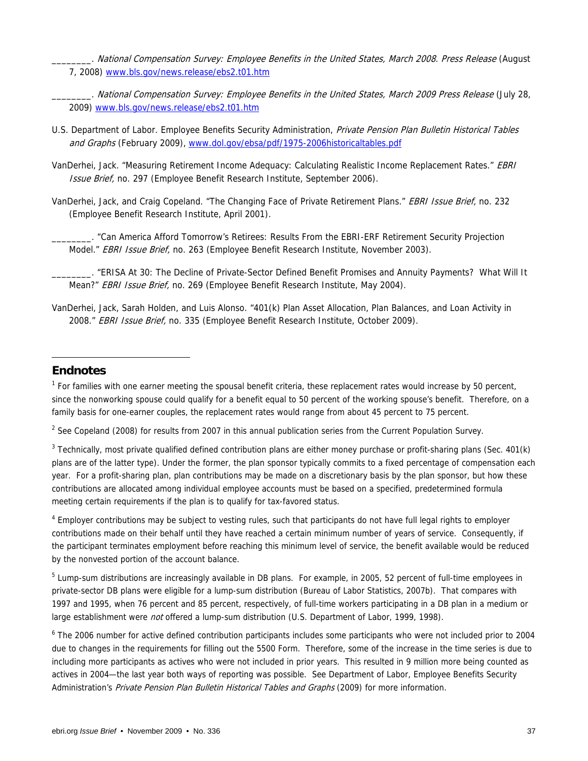________. *National Compensation Survey: Employee Benefits in the United States, March 2008. Press Release* (August 7, 2008) www.bls.gov/news.release/ebs2.t01.htm

________. *National Compensation Survey: Employee Benefits in the United States, March 2009 Press Release* (July 28, 2009) www.bls.gov/news.release/ebs2.t01.htm

U.S. Department of Labor. Employee Benefits Security Administration, *Private Pension Plan Bulletin Historical Tables and Graphs* (February 2009), www.dol.gov/ebsa/pdf/1975-2006historicaltables.pdf

VanDerhei, Jack. "Measuring Retirement Income Adequacy: Calculating Realistic Income Replacement Rates." *EBRI Issue Brief,* no. 297 (Employee Benefit Research Institute, September 2006).

VanDerhei, Jack, and Craig Copeland. "The Changing Face of Private Retirement Plans." *EBRI Issue Brief,* no. 232 (Employee Benefit Research Institute, April 2001).

________. "Can America Afford Tomorrow's Retirees: Results From the EBRI-ERF Retirement Security Projection Model." *EBRI Issue Brief,* no. 263 (Employee Benefit Research Institute, November 2003).

________. "ERISA At 30: The Decline of Private-Sector Defined Benefit Promises and Annuity Payments? What Will It Mean?" *EBRI Issue Brief,* no. 269 (Employee Benefit Research Institute, May 2004).

VanDerhei, Jack, Sarah Holden, and Luis Alonso. "401(k) Plan Asset Allocation, Plan Balances, and Loan Activity in 2008." *EBRI Issue Brief,* no. 335 (Employee Benefit Research Institute, October 2009).

## Endnotes

[1] For families with one earner meeting the spousal benefit criteria, these replacement rates would increase by 50 percent, since the nonworking spouse could qualify for a benefit equal to 50 percent of the working spouse's benefit. Therefore, on a family basis for one-earner couples, the replacement rates would range from about 45 percent to 75 percent.

[2] See Copeland (2008) for results from 2007 in this annual publication series from the Current Population Survey.

[3] Technically, most private qualified defined contribution plans are either money purchase or profit-sharing plans (Sec. 401(k) plans are of the latter type). Under the former, the plan sponsor typically commits to a fixed percentage of compensation each year. For a profit-sharing plan, plan contributions may be made on a discretionary basis by the plan sponsor, but how these contributions are allocated among individual employee accounts must be based on a specified, predetermined formula meeting certain requirements if the plan is to qualify for tax-favored status.

[4] Employer contributions may be subject to vesting rules, such that participants do not have full legal rights to employer contributions made on their behalf until they have reached a certain minimum number of years of service. Consequently, if the participant terminates employment before reaching this minimum level of service, the benefit available would be reduced by the nonvested portion of the account balance.

[5] Lump-sum distributions are increasingly available in DB plans. For example, in 2005, 52 percent of full-time employees in private-sector DB plans were eligible for a lump-sum distribution (Bureau of Labor Statistics, 2007b). That compares with 1997 and 1995, when 76 percent and 85 percent, respectively, of full-time workers participating in a DB plan in a medium or large establishment were *not* offered a lump-sum distribution (U.S. Department of Labor, 1999, 1998).

[6] The 2006 number for active defined contribution participants includes some participants who were not included prior to 2004 due to changes in the requirements for filling out the 5500 Form. Therefore, some of the increase in the time series is due to including more participants as actives who were not included in prior years. This resulted in 9 million more being counted as actives in 2004—the last year both ways of reporting was possible. See Department of Labor, Employee Benefits Security Administration's *Private Pension Plan Bulletin Historical Tables and Graphs* (2009) for more information.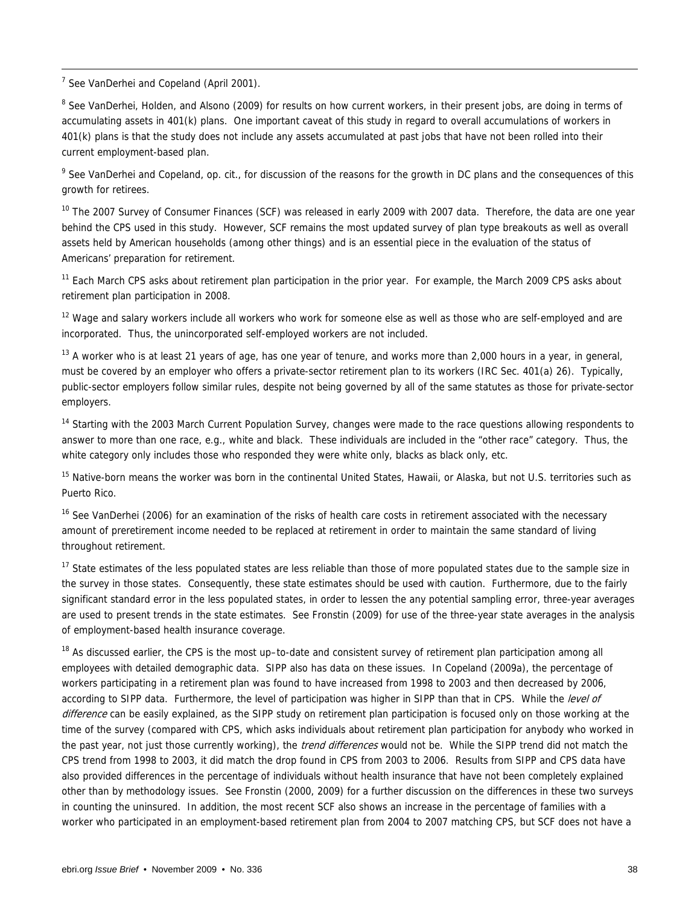[7] See VanDerhei and Copeland (April 2001).

[8] See VanDerhei, Holden, and Alsono (2009) for results on how current workers, in their present jobs, are doing in terms of accumulating assets in 401(k) plans. One important caveat of this study in regard to overall accumulations of workers in 401(k) plans is that the study does not include any assets accumulated at past jobs that have not been rolled into their current employment-based plan.

[9] See VanDerhei and Copeland, op. cit., for discussion of the reasons for the growth in DC plans and the consequences of this growth for retirees.

[10] The 2007 Survey of Consumer Finances (SCF) was released in early 2009 with 2007 data. Therefore, the data are one year behind the CPS used in this study. However, SCF remains the most updated survey of plan type breakouts as well as overall assets held by American households (among other things) and is an essential piece in the evaluation of the status of Americans' preparation for retirement.

[11] Each March CPS asks about retirement plan participation in the prior year. For example, the March 2009 CPS asks about retirement plan participation in 2008.

[12] Wage and salary workers include all workers who work for someone else as well as those who are self-employed and are incorporated. Thus, the unincorporated self-employed workers are not included.

[13] A worker who is at least 21 years of age, has one year of tenure, and works more than 2,000 hours in a year, in general, must be covered by an employer who offers a private-sector retirement plan to its workers (IRC Sec. 401(a) 26). Typically, public-sector employers follow similar rules, despite not being governed by all of the same statutes as those for private-sector employers.

[14] Starting with the 2003 March Current Population Survey, changes were made to the race questions allowing respondents to answer to more than one race, e.g., white and black. These individuals are included in the "other race" category. Thus, the white category only includes those who responded they were white only, blacks as black only, etc.

[15] Native-born means the worker was born in the continental United States, Hawaii, or Alaska, but not U.S. territories such as Puerto Rico.

[16] See VanDerhei (2006) for an examination of the risks of health care costs in retirement associated with the necessary amount of preretirement income needed to be replaced at retirement in order to maintain the same standard of living throughout retirement.

[17] State estimates of the less populated states are less reliable than those of more populated states due to the sample size in the survey in those states. Consequently, these state estimates should be used with caution. Furthermore, due to the fairly significant standard error in the less populated states, in order to lessen the any potential sampling error, three-year averages are used to present trends in the state estimates. See Fronstin (2009) for use of the three-year state averages in the analysis of employment-based health insurance coverage.

[18] As discussed earlier, the CPS is the most up–to-date and consistent survey of retirement plan participation among all employees with detailed demographic data. SIPP also has data on these issues. In Copeland (2009a), the percentage of workers participating in a retirement plan was found to have increased from 1998 to 2003 and then decreased by 2006, according to SIPP data. Furthermore, the level of participation was higher in SIPP than that in CPS. While the *level of difference* can be easily explained, as the SIPP study on retirement plan participation is focused only on those working at the time of the survey (compared with CPS, which asks individuals about retirement plan participation for anybody who worked in the past year, not just those currently working), the *trend differences* would not be. While the SIPP trend did not match the CPS trend from 1998 to 2003, it did match the drop found in CPS from 2003 to 2006. Results from SIPP and CPS data have also provided differences in the percentage of individuals without health insurance that have not been completely explained other than by methodology issues. See Fronstin (2000, 2009) for a further discussion on the differences in these two surveys in counting the uninsured. In addition, the most recent SCF also shows an increase in the percentage of families with a worker who participated in an employment-based retirement plan from 2004 to 2007 matching CPS, but SCF does not have a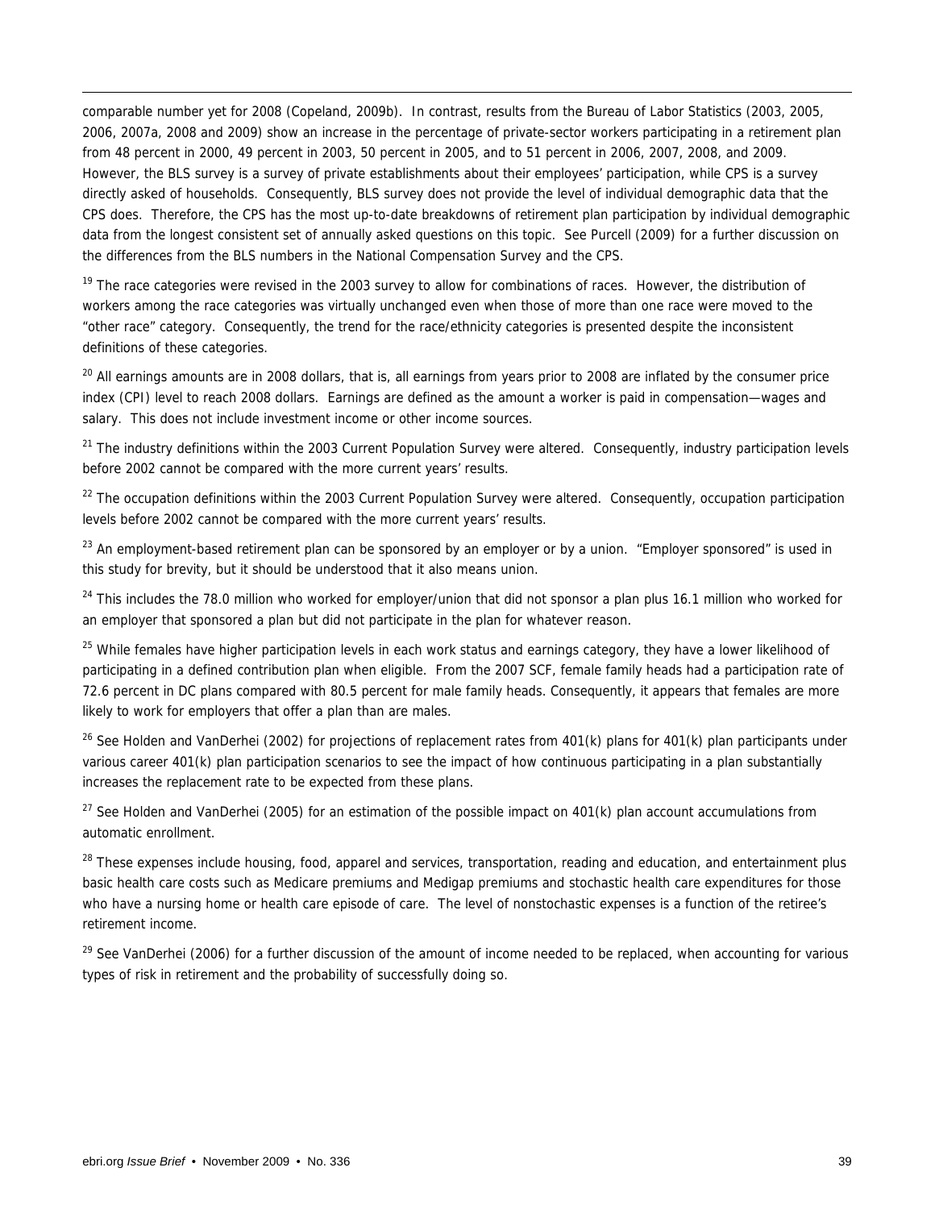comparable number yet for 2008 (Copeland, 2009b). In contrast, results from the Bureau of Labor Statistics (2003, 2005, 2006, 2007a, 2008 and 2009) show an increase in the percentage of private-sector workers participating in a retirement plan from 48 percent in 2000, 49 percent in 2003, 50 percent in 2005, and to 51 percent in 2006, 2007, 2008, and 2009. However, the BLS survey is a survey of private establishments about their employees' participation, while CPS is a survey directly asked of households. Consequently, BLS survey does not provide the level of individual demographic data that the CPS does. Therefore, the CPS has the most up-to-date breakdowns of retirement plan participation by individual demographic data from the longest consistent set of annually asked questions on this topic. See Purcell (2009) for a further discussion on the differences from the BLS numbers in the National Compensation Survey and the CPS.

[19] The race categories were revised in the 2003 survey to allow for combinations of races. However, the distribution of workers among the race categories was virtually unchanged even when those of more than one race were moved to the "other race" category. Consequently, the trend for the race/ethnicity categories is presented despite the inconsistent definitions of these categories.

[20] All earnings amounts are in 2008 dollars, that is, all earnings from years prior to 2008 are inflated by the consumer price index (CPI) level to reach 2008 dollars. Earnings are defined as the amount a worker is paid in compensation—wages and salary. This does not include investment income or other income sources.

[21] The industry definitions within the 2003 Current Population Survey were altered. Consequently, industry participation levels before 2002 cannot be compared with the more current years' results.

[22] The occupation definitions within the 2003 Current Population Survey were altered. Consequently, occupation participation levels before 2002 cannot be compared with the more current years' results.

[23] An employment-based retirement plan can be sponsored by an employer or by a union. "Employer sponsored" is used in this study for brevity, but it should be understood that it also means union.

[24] This includes the 78.0 million who worked for employer/union that did not sponsor a plan plus 16.1 million who worked for an employer that sponsored a plan but did not participate in the plan for whatever reason.

[25] While females have higher participation levels in each work status and earnings category, they have a lower likelihood of participating in a defined contribution plan when eligible. From the 2007 SCF, female family heads had a participation rate of 72.6 percent in DC plans compared with 80.5 percent for male family heads. Consequently, it appears that females are more likely to work for employers that offer a plan than are males.

[26] See Holden and VanDerhei (2002) for projections of replacement rates from 401(k) plans for 401(k) plan participants under various career 401(k) plan participation scenarios to see the impact of how continuous participating in a plan substantially increases the replacement rate to be expected from these plans.

[27] See Holden and VanDerhei (2005) for an estimation of the possible impact on 401(k) plan account accumulations from automatic enrollment.

[28] These expenses include housing, food, apparel and services, transportation, reading and education, and entertainment plus basic health care costs such as Medicare premiums and Medigap premiums and stochastic health care expenditures for those who have a nursing home or health care episode of care. The level of nonstochastic expenses is a function of the retiree's retirement income.

[29] See VanDerhei (2006) for a further discussion of the amount of income needed to be replaced, when accounting for various types of risk in retirement and the probability of successfully doing so.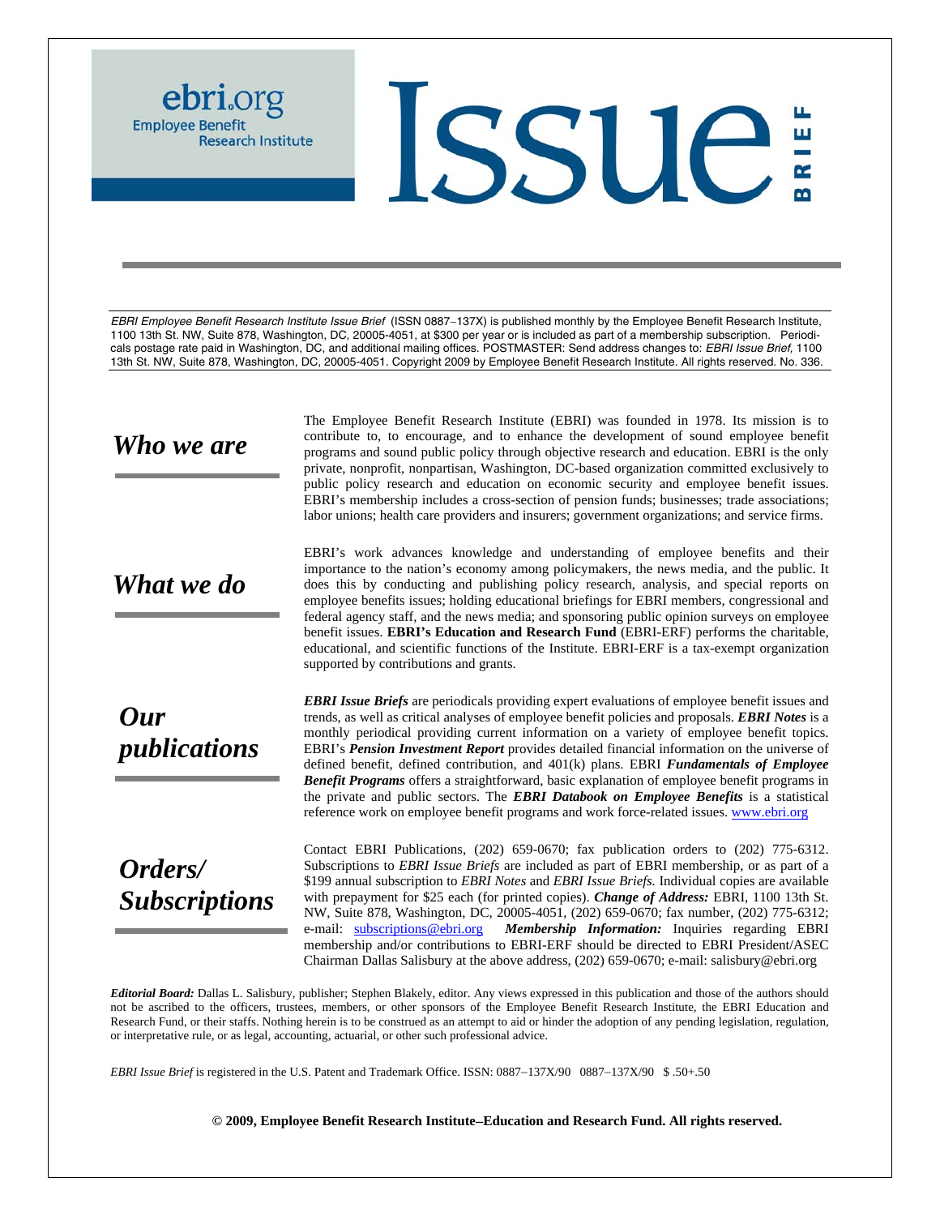ebri.org
Employee Benefit Research Institute

# Issue BRIEF

*EBRI Employee Benefit Research Institute Issue Brief* (ISSN 0887–137X) is published monthly by the Employee Benefit Research Institute, 1100 13th St. NW, Suite 878, Washington, DC, 20005-4051, at $300 per year or is included as part of a membership subscription. Periodicals postage rate paid in Washington, DC, and additional mailing offices. POSTMASTER: Send address changes to: *EBRI Issue Brief,* 1100 13th St. NW, Suite 878, Washington, DC, 20005-4051. Copyright 2009 by Employee Benefit Research Institute. All rights reserved. No. 336.

## *Who we are*

The Employee Benefit Research Institute (EBRI) was founded in 1978. Its mission is to contribute to, to encourage, and to enhance the development of sound employee benefit programs and sound public policy through objective research and education. EBRI is the only private, nonprofit, nonpartisan, Washington, DC-based organization committed exclusively to public policy research and education on economic security and employee benefit issues. EBRI's membership includes a cross-section of pension funds; businesses; trade associations; labor unions; health care providers and insurers; government organizations; and service firms.

## *What we do*

EBRI's work advances knowledge and understanding of employee benefits and their importance to the nation's economy among policymakers, the news media, and the public. It does this by conducting and publishing policy research, analysis, and special reports on employee benefits issues; holding educational briefings for EBRI members, congressional and federal agency staff, and the news media; and sponsoring public opinion surveys on employee benefit issues. **EBRI's Education and Research Fund** (EBRI-ERF) performs the charitable, educational, and scientific functions of the Institute. EBRI-ERF is a tax-exempt organization supported by contributions and grants.

## *Our publications*

***EBRI Issue Briefs*** are periodicals providing expert evaluations of employee benefit issues and trends, as well as critical analyses of employee benefit policies and proposals. ***EBRI Notes*** is a monthly periodical providing current information on a variety of employee benefit topics. EBRI's ***Pension Investment Report*** provides detailed financial information on the universe of defined benefit, defined contribution, and 401(k) plans. EBRI ***Fundamentals of Employee Benefit Programs*** offers a straightforward, basic explanation of employee benefit programs in the private and public sectors. The ***EBRI Databook on Employee Benefits*** is a statistical reference work on employee benefit programs and work force-related issues. www.ebri.org

## *Orders/ Subscriptions*

Contact EBRI Publications, (202) 659-0670; fax publication orders to (202) 775-6312. Subscriptions to *EBRI Issue Briefs* are included as part of EBRI membership, or as part of a $199 annual subscription to *EBRI Notes* and *EBRI Issue Briefs.* Individual copies are available with prepayment for $25 each (for printed copies). ***Change of Address:*** EBRI, 1100 13th St. NW, Suite 878, Washington, DC, 20005-4051, (202) 659-0670; fax number, (202) 775-6312; e-mail: subscriptions@ebri.org ***Membership Information:*** Inquiries regarding EBRI membership and/or contributions to EBRI-ERF should be directed to EBRI President/ASEC Chairman Dallas Salisbury at the above address, (202) 659-0670; e-mail: salisbury@ebri.org

***Editorial Board:*** Dallas L. Salisbury, publisher; Stephen Blakely, editor. Any views expressed in this publication and those of the authors should not be ascribed to the officers, trustees, members, or other sponsors of the Employee Benefit Research Institute, the EBRI Education and Research Fund, or their staffs. Nothing herein is to be construed as an attempt to aid or hinder the adoption of any pending legislation, regulation, or interpretative rule, or as legal, accounting, actuarial, or other such professional advice.

*EBRI Issue Brief* is registered in the U.S. Patent and Trademark Office. ISSN: 0887–137X/90 0887–137X/90 $ .50+.50

**© 2009, Employee Benefit Research Institute–Education and Research Fund. All rights reserved.**